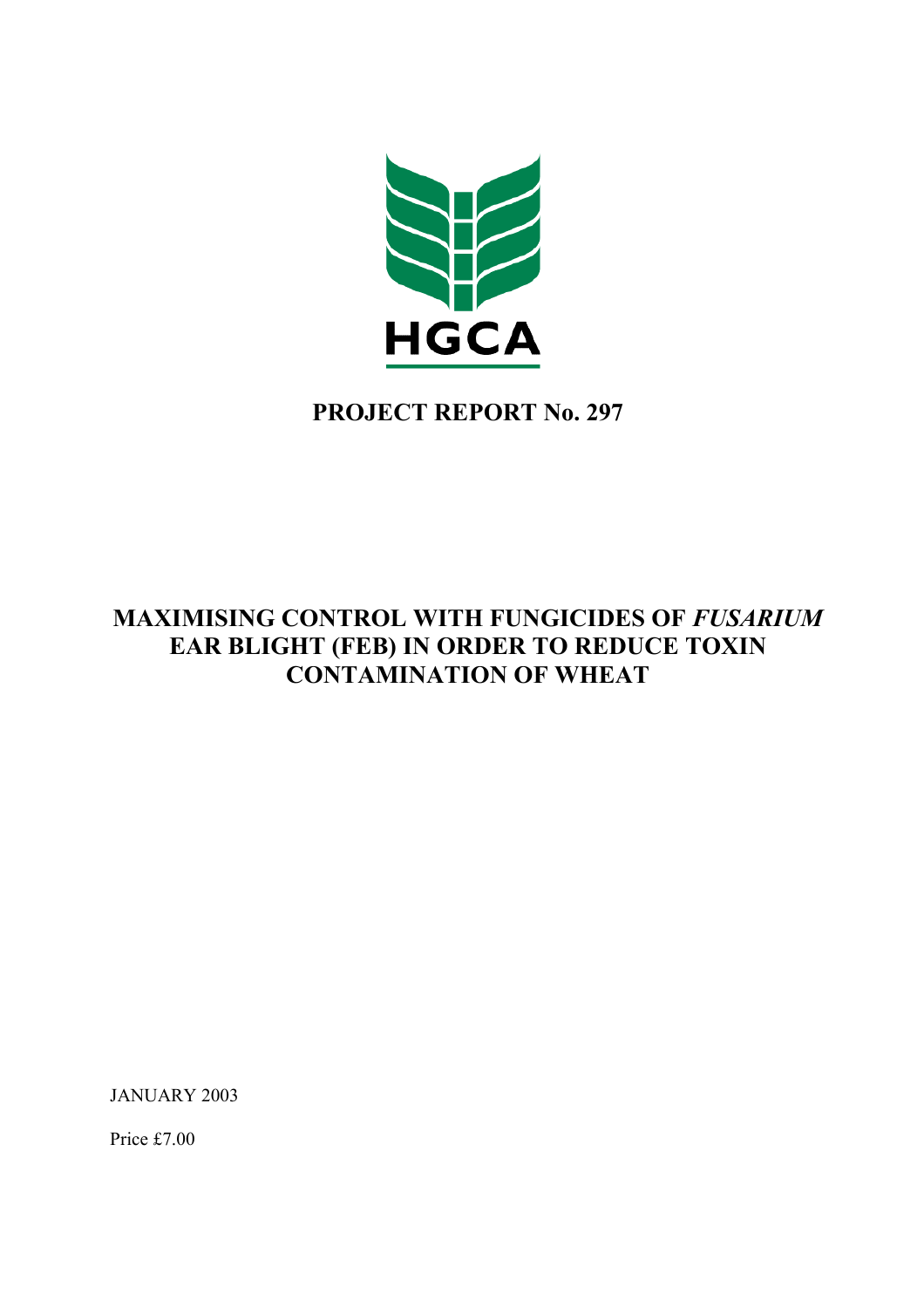HGCA

# PROJECT REPORT No. 297

# MAXIMISING CONTROL WITH FUNGICIDES OF *FUSARIUM* EAR BLIGHT (FEB) IN ORDER TO REDUCE TOXIN CONTAMINATION OF WHEAT

JANUARY 2003

Price £7.00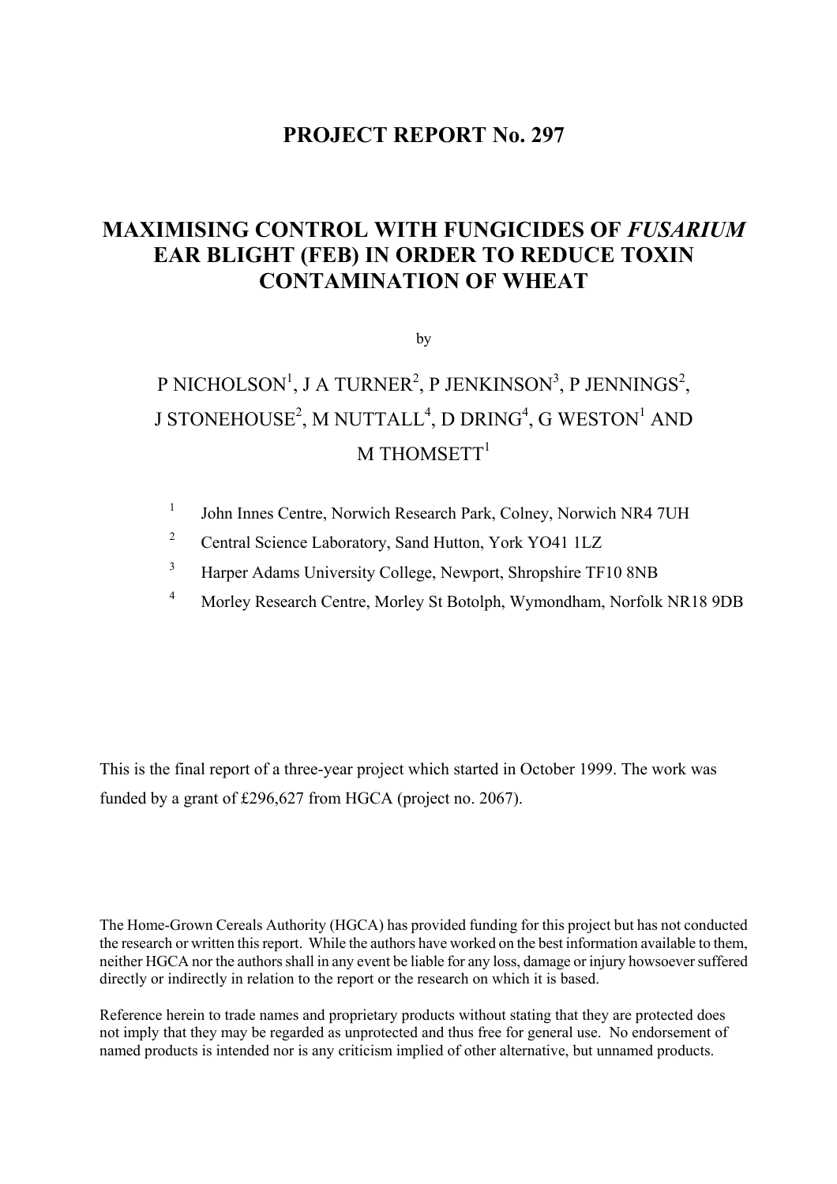# PROJECT REPORT No. 297

# MAXIMISING CONTROL WITH FUNGICIDES OF *FUSARIUM* EAR BLIGHT (FEB) IN ORDER TO REDUCE TOXIN CONTAMINATION OF WHEAT

by

P NICHOLSON[1], J A TURNER[2], P JENKINSON[3], P JENNINGS[2], J STONEHOUSE[2], M NUTTALL[4], D DRING[4], G WESTON[1] AND M THOMSETT[1]

[1] John Innes Centre, Norwich Research Park, Colney, Norwich NR4 7UH

[2] Central Science Laboratory, Sand Hutton, York YO41 1LZ

[3] Harper Adams University College, Newport, Shropshire TF10 8NB

[4] Morley Research Centre, Morley St Botolph, Wymondham, Norfolk NR18 9DB

This is the final report of a three-year project which started in October 1999. The work was funded by a grant of £296,627 from HGCA (project no. 2067).

The Home-Grown Cereals Authority (HGCA) has provided funding for this project but has not conducted the research or written this report. While the authors have worked on the best information available to them, neither HGCA nor the authors shall in any event be liable for any loss, damage or injury howsoever suffered directly or indirectly in relation to the report or the research on which it is based.

Reference herein to trade names and proprietary products without stating that they are protected does not imply that they may be regarded as unprotected and thus free for general use. No endorsement of named products is intended nor is any criticism implied of other alternative, but unnamed products.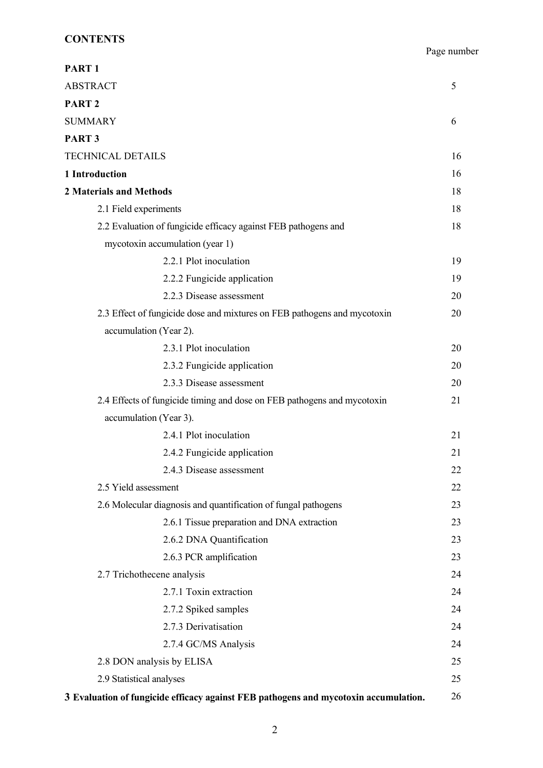**CONTENTS**

| | Page number |
|---|---|
| **PART 1** | |
| ABSTRACT | 5 |
| **PART 2** | |
| SUMMARY | 6 |
| **PART 3** | |
| TECHNICAL DETAILS | 16 |
| **1 Introduction** | 16 |
| **2 Materials and Methods** | 18 |
| 2.1 Field experiments | 18 |
| 2.2 Evaluation of fungicide efficacy against FEB pathogens and mycotoxin accumulation (year 1) | 18 |
| 2.2.1 Plot inoculation | 19 |
| 2.2.2 Fungicide application | 19 |
| 2.2.3 Disease assessment | 20 |
| 2.3 Effect of fungicide dose and mixtures on FEB pathogens and mycotoxin accumulation (Year 2). | 20 |
| 2.3.1 Plot inoculation | 20 |
| 2.3.2 Fungicide application | 20 |
| 2.3.3 Disease assessment | 20 |
| 2.4 Effects of fungicide timing and dose on FEB pathogens and mycotoxin accumulation (Year 3). | 21 |
| 2.4.1 Plot inoculation | 21 |
| 2.4.2 Fungicide application | 21 |
| 2.4.3 Disease assessment | 22 |
| 2.5 Yield assessment | 22 |
| 2.6 Molecular diagnosis and quantification of fungal pathogens | 23 |
| 2.6.1 Tissue preparation and DNA extraction | 23 |
| 2.6.2 DNA Quantification | 23 |
| 2.6.3 PCR amplification | 23 |
| 2.7 Trichothecene analysis | 24 |
| 2.7.1 Toxin extraction | 24 |
| 2.7.2 Spiked samples | 24 |
| 2.7.3 Derivatisation | 24 |
| 2.7.4 GC/MS Analysis | 24 |
| 2.8 DON analysis by ELISA | 25 |
| 2.9 Statistical analyses | 25 |
| **3 Evaluation of fungicide efficacy against FEB pathogens and mycotoxin accumulation.** | 26 |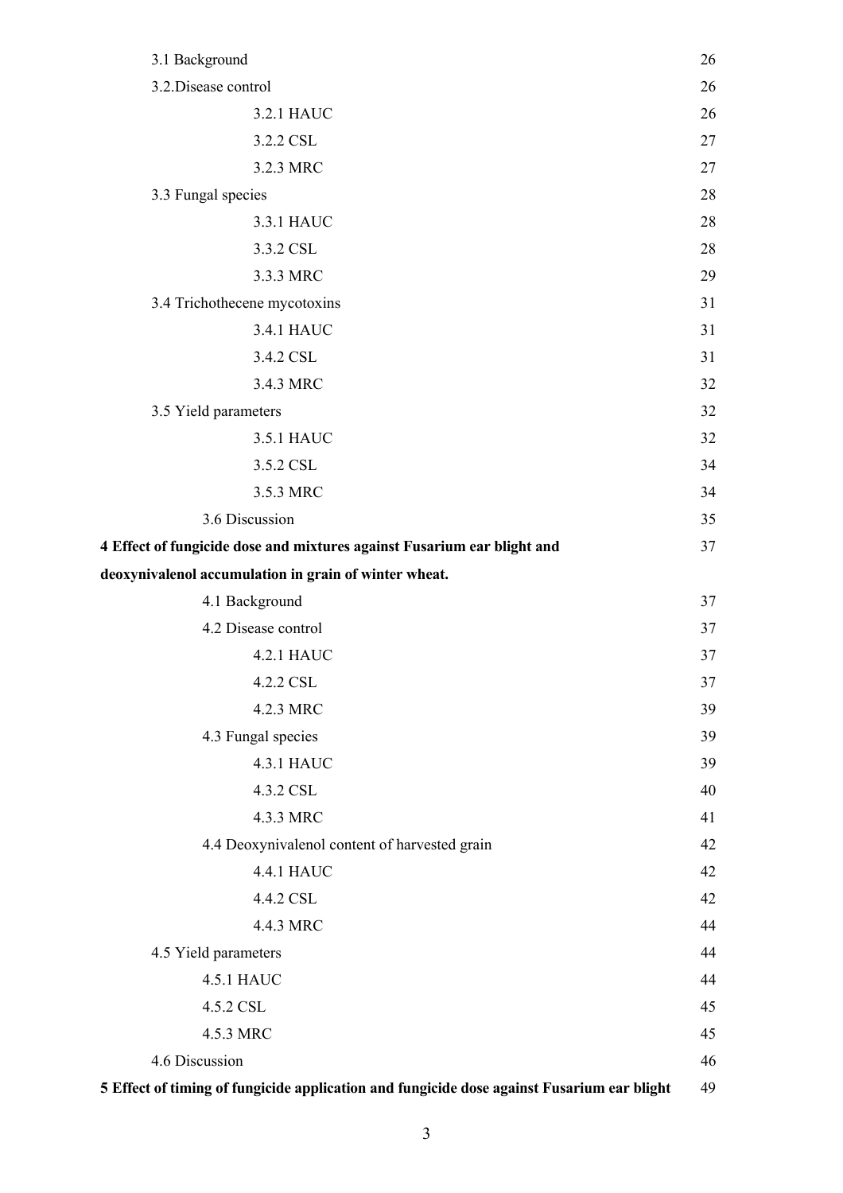3.1 Background 26

3.2.Disease control 26

3.2.1 HAUC 26

3.2.2 CSL 27

3.2.3 MRC 27

3.3 Fungal species 28

3.3.1 HAUC 28

3.3.2 CSL 28

3.3.3 MRC 29

3.4 Trichothecene mycotoxins 31

3.4.1 HAUC 31

3.4.2 CSL 31

3.4.3 MRC 32

3.5 Yield parameters 32

3.5.1 HAUC 32

3.5.2 CSL 34

3.5.3 MRC 34

3.6 Discussion 35

**4 Effect of fungicide dose and mixtures against Fusarium ear blight and deoxynivalenol accumulation in grain of winter wheat.** 37

4.1 Background 37

4.2 Disease control 37

4.2.1 HAUC 37

4.2.2 CSL 37

4.2.3 MRC 39

4.3 Fungal species 39

4.3.1 HAUC 39

4.3.2 CSL 40

4.3.3 MRC 41

4.4 Deoxynivalenol content of harvested grain 42

4.4.1 HAUC 42

4.4.2 CSL 42

4.4.3 MRC 44

4.5 Yield parameters 44

4.5.1 HAUC 44

4.5.2 CSL 45

4.5.3 MRC 45

4.6 Discussion 46

**5 Effect of timing of fungicide application and fungicide dose against Fusarium ear blight** 49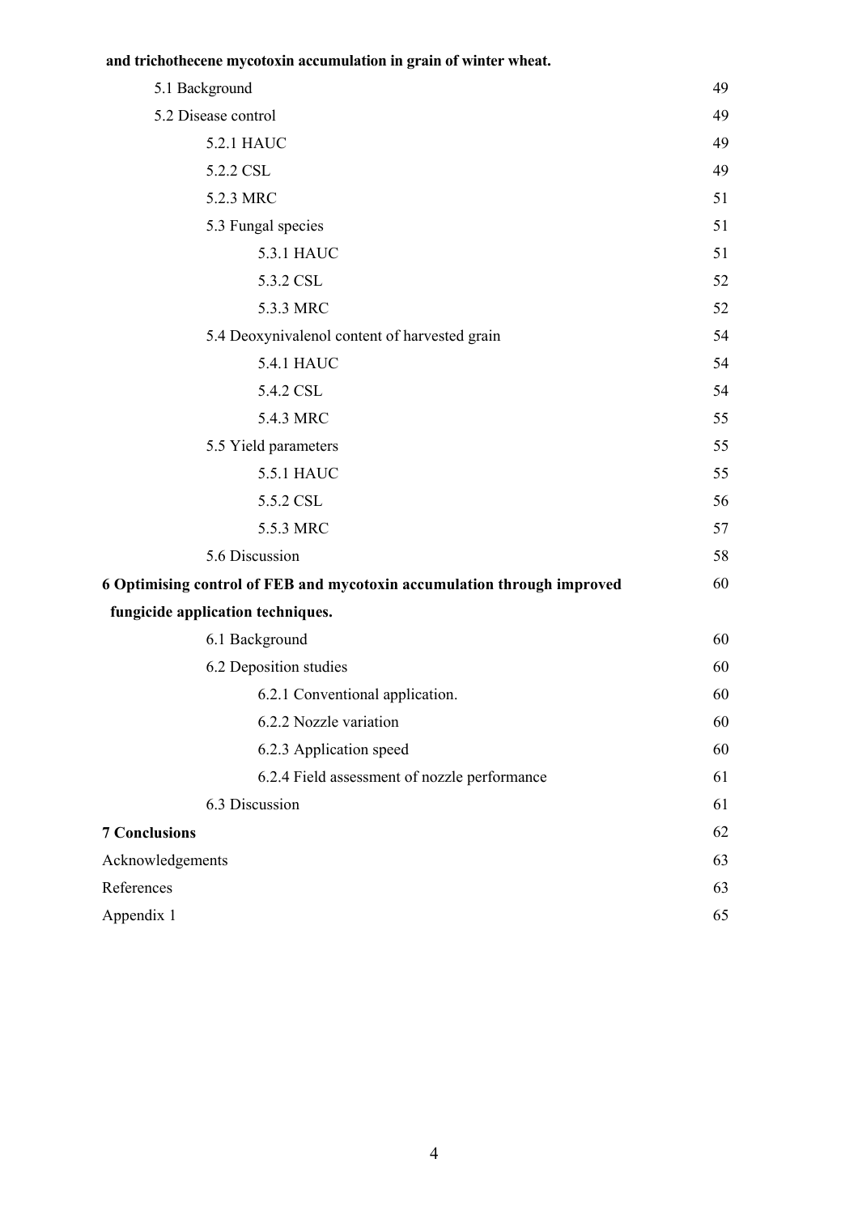**and trichothecene mycotoxin accumulation in grain of winter wheat.**

| | |
|---|---|
| 5.1 Background | 49 |
| 5.2 Disease control | 49 |
| 5.2.1 HAUC | 49 |
| 5.2.2 CSL | 49 |
| 5.2.3 MRC | 51 |
| 5.3 Fungal species | 51 |
| 5.3.1 HAUC | 51 |
| 5.3.2 CSL | 52 |
| 5.3.3 MRC | 52 |
| 5.4 Deoxynivalenol content of harvested grain | 54 |
| 5.4.1 HAUC | 54 |
| 5.4.2 CSL | 54 |
| 5.4.3 MRC | 55 |
| 5.5 Yield parameters | 55 |
| 5.5.1 HAUC | 55 |
| 5.5.2 CSL | 56 |
| 5.5.3 MRC | 57 |
| 5.6 Discussion | 58 |
| **6 Optimising control of FEB and mycotoxin accumulation through improved fungicide application techniques.** | 60 |
| 6.1 Background | 60 |
| 6.2 Deposition studies | 60 |
| 6.2.1 Conventional application. | 60 |
| 6.2.2 Nozzle variation | 60 |
| 6.2.3 Application speed | 60 |
| 6.2.4 Field assessment of nozzle performance | 61 |
| 6.3 Discussion | 61 |
| **7 Conclusions** | 62 |
| Acknowledgements | 63 |
| References | 63 |
| Appendix 1 | 65 |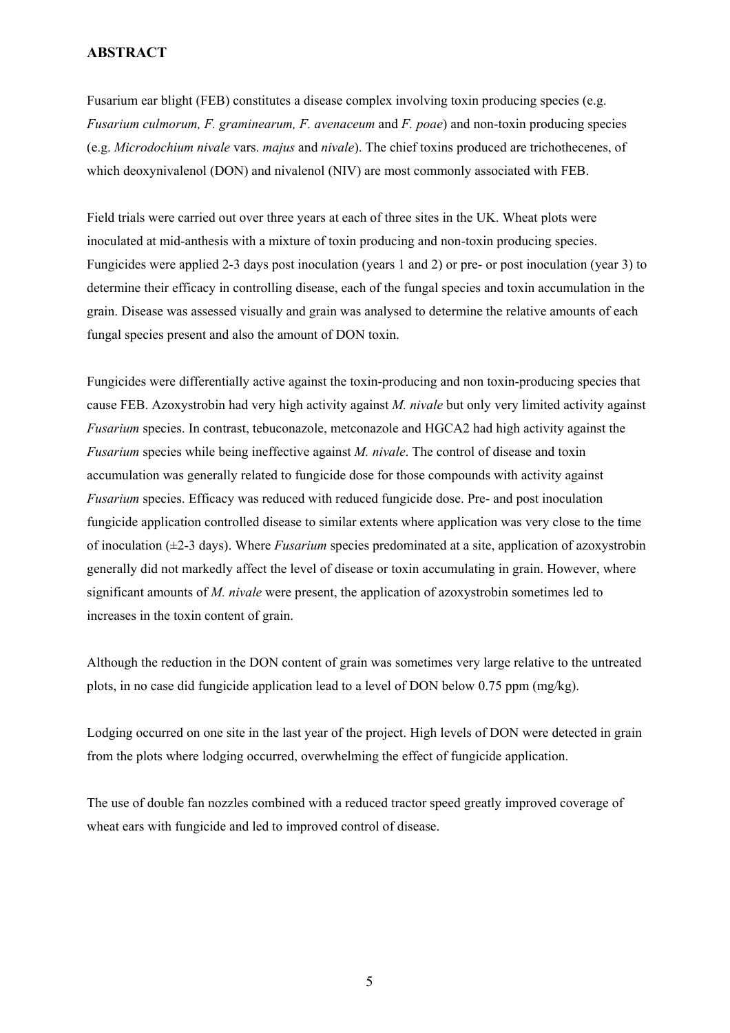## ABSTRACT

Fusarium ear blight (FEB) constitutes a disease complex involving toxin producing species (e.g. *Fusarium culmorum, F. graminearum, F. avenaceum* and *F. poae*) and non-toxin producing species (e.g. *Microdochium nivale* vars. *majus* and *nivale*). The chief toxins produced are trichothecenes, of which deoxynivalenol (DON) and nivalenol (NIV) are most commonly associated with FEB.

Field trials were carried out over three years at each of three sites in the UK. Wheat plots were inoculated at mid-anthesis with a mixture of toxin producing and non-toxin producing species. Fungicides were applied 2-3 days post inoculation (years 1 and 2) or pre- or post inoculation (year 3) to determine their efficacy in controlling disease, each of the fungal species and toxin accumulation in the grain. Disease was assessed visually and grain was analysed to determine the relative amounts of each fungal species present and also the amount of DON toxin.

Fungicides were differentially active against the toxin-producing and non toxin-producing species that cause FEB. Azoxystrobin had very high activity against *M. nivale* but only very limited activity against *Fusarium* species. In contrast, tebuconazole, metconazole and HGCA2 had high activity against the *Fusarium* species while being ineffective against *M. nivale*. The control of disease and toxin accumulation was generally related to fungicide dose for those compounds with activity against *Fusarium* species. Efficacy was reduced with reduced fungicide dose. Pre- and post inoculation fungicide application controlled disease to similar extents where application was very close to the time of inoculation (±2-3 days). Where *Fusarium* species predominated at a site, application of azoxystrobin generally did not markedly affect the level of disease or toxin accumulating in grain. However, where significant amounts of *M. nivale* were present, the application of azoxystrobin sometimes led to increases in the toxin content of grain.

Although the reduction in the DON content of grain was sometimes very large relative to the untreated plots, in no case did fungicide application lead to a level of DON below 0.75 ppm (mg/kg).

Lodging occurred on one site in the last year of the project. High levels of DON were detected in grain from the plots where lodging occurred, overwhelming the effect of fungicide application.

The use of double fan nozzles combined with a reduced tractor speed greatly improved coverage of wheat ears with fungicide and led to improved control of disease.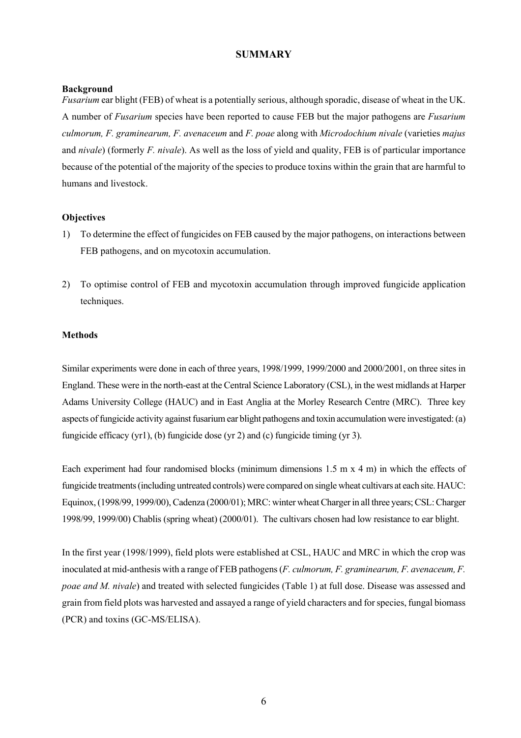## SUMMARY

### Background

*Fusarium* ear blight (FEB) of wheat is a potentially serious, although sporadic, disease of wheat in the UK. A number of *Fusarium* species have been reported to cause FEB but the major pathogens are *Fusarium culmorum, F. graminearum, F. avenaceum* and *F. poae* along with *Microdochium nivale* (varieties *majus* and *nivale*) (formerly *F. nivale*). As well as the loss of yield and quality, FEB is of particular importance because of the potential of the majority of the species to produce toxins within the grain that are harmful to humans and livestock.

### Objectives

1) To determine the effect of fungicides on FEB caused by the major pathogens, on interactions between FEB pathogens, and on mycotoxin accumulation.

2) To optimise control of FEB and mycotoxin accumulation through improved fungicide application techniques.

### Methods

Similar experiments were done in each of three years, 1998/1999, 1999/2000 and 2000/2001, on three sites in England. These were in the north-east at the Central Science Laboratory (CSL), in the west midlands at Harper Adams University College (HAUC) and in East Anglia at the Morley Research Centre (MRC). Three key aspects of fungicide activity against fusarium ear blight pathogens and toxin accumulation were investigated: (a) fungicide efficacy (yr1), (b) fungicide dose (yr 2) and (c) fungicide timing (yr 3).

Each experiment had four randomised blocks (minimum dimensions 1.5 m x 4 m) in which the effects of fungicide treatments (including untreated controls) were compared on single wheat cultivars at each site. HAUC: Equinox, (1998/99, 1999/00), Cadenza (2000/01); MRC: winter wheat Charger in all three years; CSL: Charger 1998/99, 1999/00) Chablis (spring wheat) (2000/01). The cultivars chosen had low resistance to ear blight.

In the first year (1998/1999), field plots were established at CSL, HAUC and MRC in which the crop was inoculated at mid-anthesis with a range of FEB pathogens (*F. culmorum, F. graminearum, F. avenaceum, F. poae and M. nivale*) and treated with selected fungicides (Table 1) at full dose. Disease was assessed and grain from field plots was harvested and assayed a range of yield characters and for species, fungal biomass (PCR) and toxins (GC-MS/ELISA).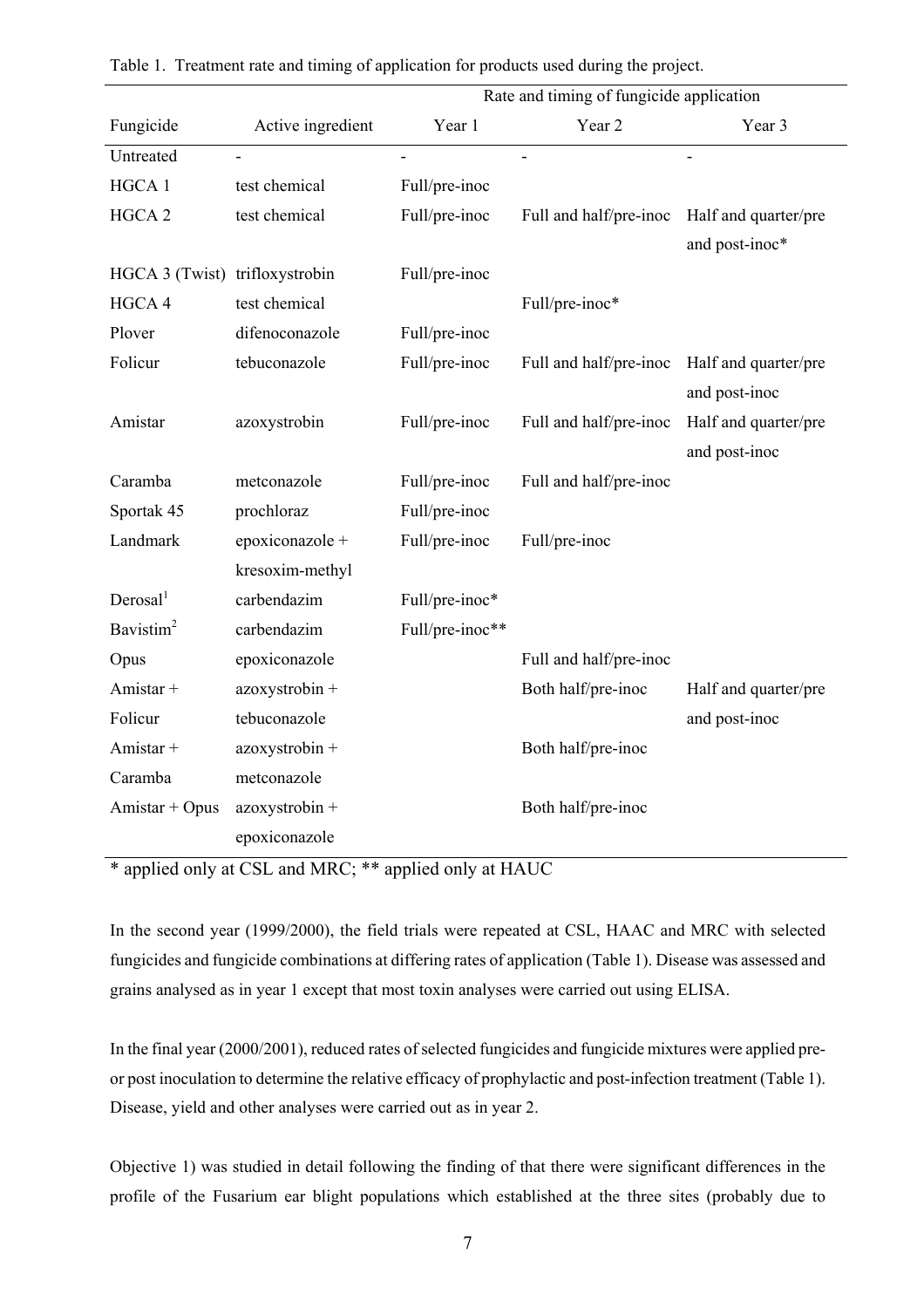Table 1. Treatment rate and timing of application for products used during the project.

| Fungicide | Active ingredient | Rate and timing of fungicide application | | |
|---|---|---|---|---|
| | | Year 1 | Year 2 | Year 3 |
| Untreated | - | - | - | - |
| HGCA 1 | test chemical | Full/pre-inoc | | |
| HGCA 2 | test chemical | Full/pre-inoc | Full and half/pre-inoc | Half and quarter/pre and post-inoc* |
| HGCA 3 (Twist) | trifloxystrobin | Full/pre-inoc | | |
| HGCA 4 | test chemical | | Full/pre-inoc* | |
| Plover | difenoconazole | Full/pre-inoc | | |
| Folicur | tebuconazole | Full/pre-inoc | Full and half/pre-inoc | Half and quarter/pre and post-inoc |
| Amistar | azoxystrobin | Full/pre-inoc | Full and half/pre-inoc | Half and quarter/pre and post-inoc |
| Caramba | metconazole | Full/pre-inoc | Full and half/pre-inoc | |
| Sportak 45 | prochloraz | Full/pre-inoc | | |
| Landmark | epoxiconazole + kresoxim-methyl | Full/pre-inoc | Full/pre-inoc | |
| Derosal[1] | carbendazim | Full/pre-inoc* | | |
| Bavistim[2] | carbendazim | Full/pre-inoc** | | |
| Opus | epoxiconazole | | Full and half/pre-inoc | |
| Amistar + Folicur | azoxystrobin + tebuconazole | | Both half/pre-inoc | Half and quarter/pre and post-inoc |
| Amistar + Caramba | azoxystrobin + metconazole | | Both half/pre-inoc | |
| Amistar + Opus | azoxystrobin + epoxiconazole | | Both half/pre-inoc | |

\* applied only at CSL and MRC; ** applied only at HAUC

In the second year (1999/2000), the field trials were repeated at CSL, HAAC and MRC with selected fungicides and fungicide combinations at differing rates of application (Table 1). Disease was assessed and grains analysed as in year 1 except that most toxin analyses were carried out using ELISA.

In the final year (2000/2001), reduced rates of selected fungicides and fungicide mixtures were applied pre- or post inoculation to determine the relative efficacy of prophylactic and post-infection treatment (Table 1). Disease, yield and other analyses were carried out as in year 2.

Objective 1) was studied in detail following the finding of that there were significant differences in the profile of the Fusarium ear blight populations which established at the three sites (probably due to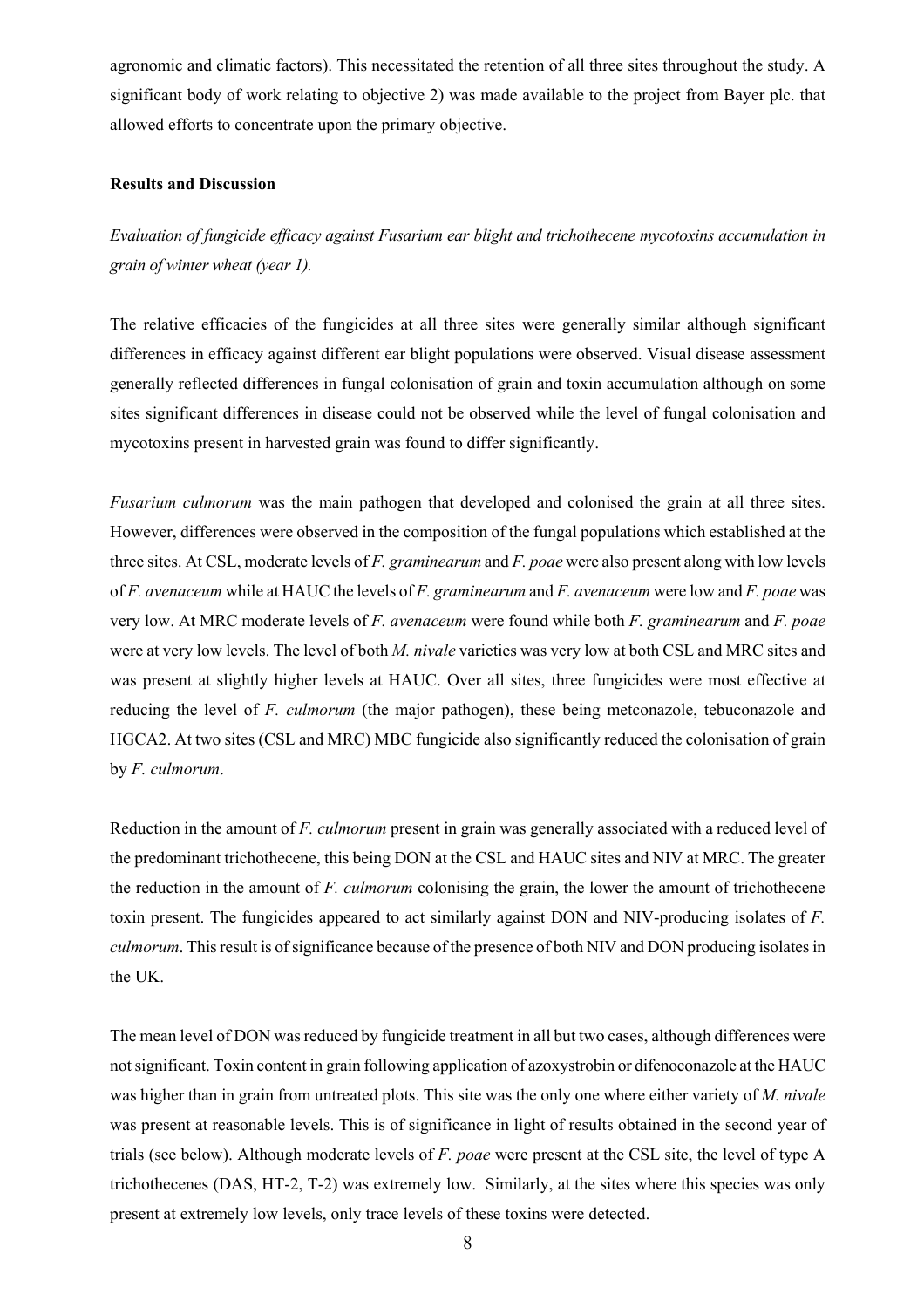agronomic and climatic factors). This necessitated the retention of all three sites throughout the study. A significant body of work relating to objective 2) was made available to the project from Bayer plc. that allowed efforts to concentrate upon the primary objective.

**Results and Discussion**

*Evaluation of fungicide efficacy against Fusarium ear blight and trichothecene mycotoxins accumulation in grain of winter wheat (year 1).*

The relative efficacies of the fungicides at all three sites were generally similar although significant differences in efficacy against different ear blight populations were observed. Visual disease assessment generally reflected differences in fungal colonisation of grain and toxin accumulation although on some sites significant differences in disease could not be observed while the level of fungal colonisation and mycotoxins present in harvested grain was found to differ significantly.

*Fusarium culmorum* was the main pathogen that developed and colonised the grain at all three sites. However, differences were observed in the composition of the fungal populations which established at the three sites. At CSL, moderate levels of *F. graminearum* and *F. poae* were also present along with low levels of *F. avenaceum* while at HAUC the levels of *F. graminearum* and *F. avenaceum* were low and *F. poae* was very low. At MRC moderate levels of *F. avenaceum* were found while both *F. graminearum* and *F. poae* were at very low levels. The level of both *M. nivale* varieties was very low at both CSL and MRC sites and was present at slightly higher levels at HAUC. Over all sites, three fungicides were most effective at reducing the level of *F. culmorum* (the major pathogen), these being metconazole, tebuconazole and HGCA2. At two sites (CSL and MRC) MBC fungicide also significantly reduced the colonisation of grain by *F. culmorum*.

Reduction in the amount of *F. culmorum* present in grain was generally associated with a reduced level of the predominant trichothecene, this being DON at the CSL and HAUC sites and NIV at MRC. The greater the reduction in the amount of *F. culmorum* colonising the grain, the lower the amount of trichothecene toxin present. The fungicides appeared to act similarly against DON and NIV-producing isolates of *F. culmorum*. This result is of significance because of the presence of both NIV and DON producing isolates in the UK.

The mean level of DON was reduced by fungicide treatment in all but two cases, although differences were not significant. Toxin content in grain following application of azoxystrobin or difenoconazole at the HAUC was higher than in grain from untreated plots. This site was the only one where either variety of *M. nivale* was present at reasonable levels. This is of significance in light of results obtained in the second year of trials (see below). Although moderate levels of *F. poae* were present at the CSL site, the level of type A trichothecenes (DAS, HT-2, T-2) was extremely low. Similarly, at the sites where this species was only present at extremely low levels, only trace levels of these toxins were detected.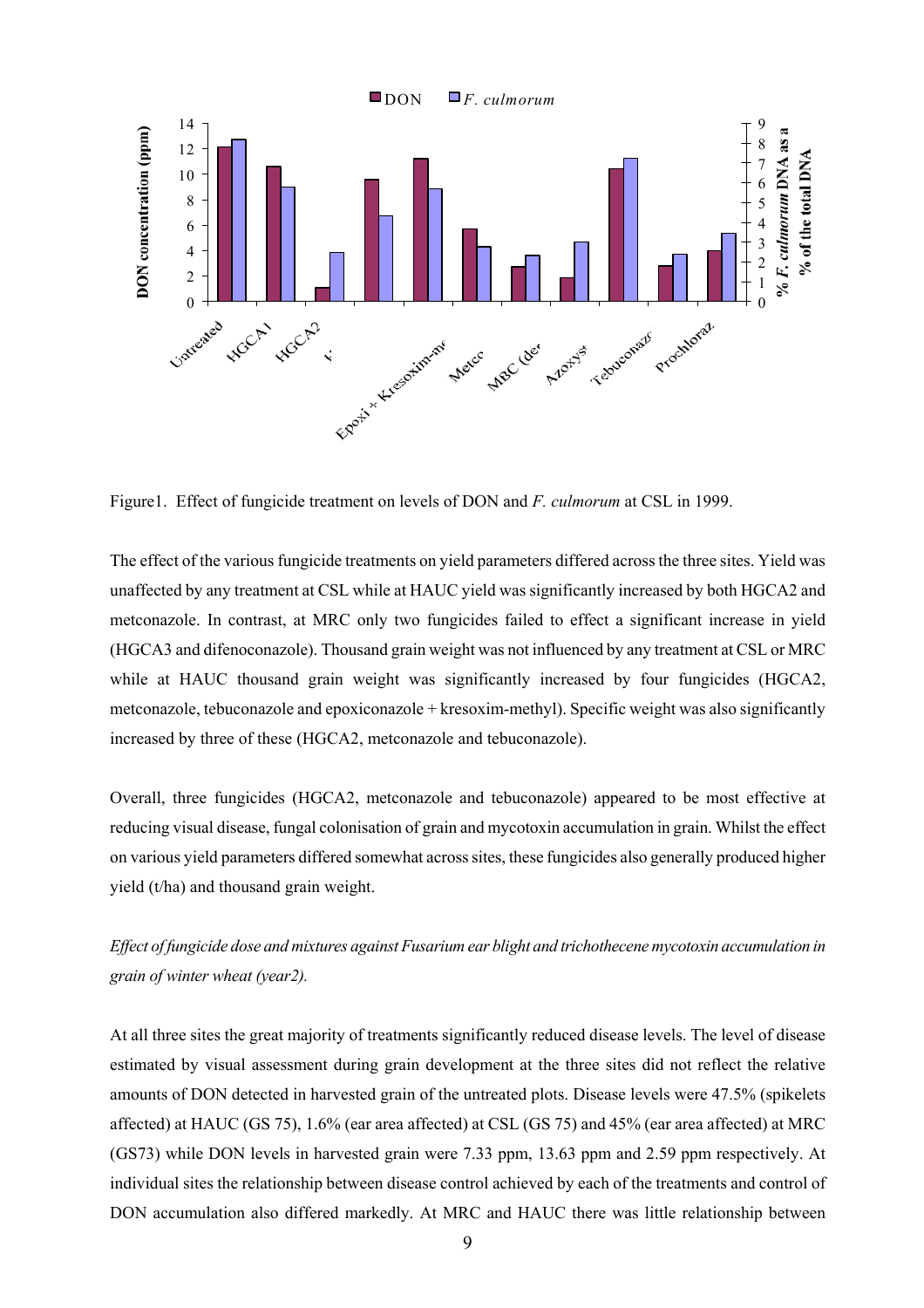DON *F. culmorum*

DON concentration (ppm)

14
12
10
8
6
4
2
0

9
8
7
6
5
4
3
2
1
0

% *F. culmorum* DNA as a % of the total DNA

Untreated
HGCA1
HGCA2
F
Epoxi + Kresoxim-me
Metco
MBC (de
Azoxys
Tebuconazo
Prochloraz

Figure1. Effect of fungicide treatment on levels of DON and *F. culmorum* at CSL in 1999.

The effect of the various fungicide treatments on yield parameters differed across the three sites. Yield was unaffected by any treatment at CSL while at HAUC yield was significantly increased by both HGCA2 and metconazole. In contrast, at MRC only two fungicides failed to effect a significant increase in yield (HGCA3 and difenoconazole). Thousand grain weight was not influenced by any treatment at CSL or MRC while at HAUC thousand grain weight was significantly increased by four fungicides (HGCA2, metconazole, tebuconazole and epoxiconazole + kresoxim-methyl). Specific weight was also significantly increased by three of these (HGCA2, metconazole and tebuconazole).

Overall, three fungicides (HGCA2, metconazole and tebuconazole) appeared to be most effective at reducing visual disease, fungal colonisation of grain and mycotoxin accumulation in grain. Whilst the effect on various yield parameters differed somewhat across sites, these fungicides also generally produced higher yield (t/ha) and thousand grain weight.

*Effect of fungicide dose and mixtures against Fusarium ear blight and trichothecene mycotoxin accumulation in grain of winter wheat (year2).*

At all three sites the great majority of treatments significantly reduced disease levels. The level of disease estimated by visual assessment during grain development at the three sites did not reflect the relative amounts of DON detected in harvested grain of the untreated plots. Disease levels were 47.5% (spikelets affected) at HAUC (GS 75), 1.6% (ear area affected) at CSL (GS 75) and 45% (ear area affected) at MRC (GS73) while DON levels in harvested grain were 7.33 ppm, 13.63 ppm and 2.59 ppm respectively. At individual sites the relationship between disease control achieved by each of the treatments and control of DON accumulation also differed markedly. At MRC and HAUC there was little relationship between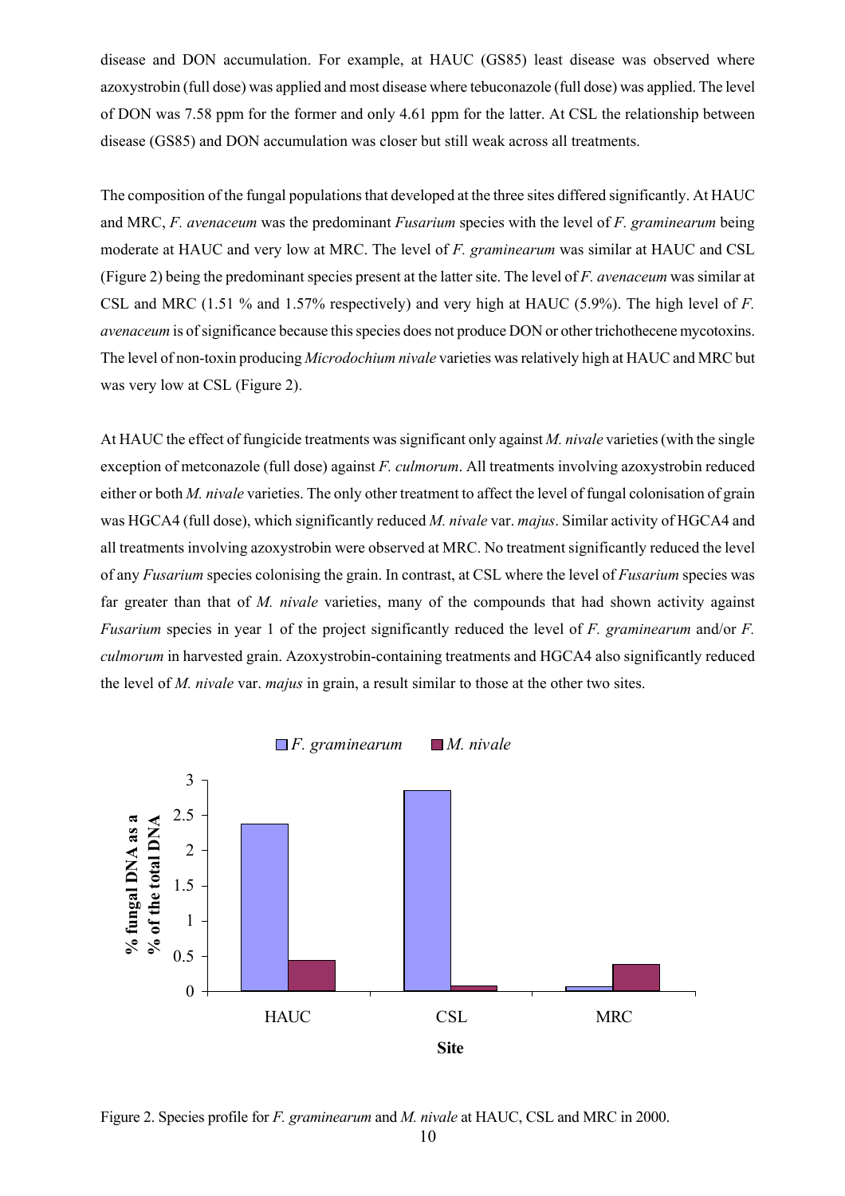disease and DON accumulation. For example, at HAUC (GS85) least disease was observed where azoxystrobin (full dose) was applied and most disease where tebuconazole (full dose) was applied. The level of DON was 7.58 ppm for the former and only 4.61 ppm for the latter. At CSL the relationship between disease (GS85) and DON accumulation was closer but still weak across all treatments.

The composition of the fungal populations that developed at the three sites differed significantly. At HAUC and MRC, *F. avenaceum* was the predominant *Fusarium* species with the level of *F. graminearum* being moderate at HAUC and very low at MRC. The level of *F. graminearum* was similar at HAUC and CSL (Figure 2) being the predominant species present at the latter site. The level of *F. avenaceum* was similar at CSL and MRC (1.51 % and 1.57% respectively) and very high at HAUC (5.9%). The high level of *F. avenaceum* is of significance because this species does not produce DON or other trichothecene mycotoxins. The level of non-toxin producing *Microdochium nivale* varieties was relatively high at HAUC and MRC but was very low at CSL (Figure 2).

At HAUC the effect of fungicide treatments was significant only against *M. nivale* varieties (with the single exception of metconazole (full dose) against *F. culmorum*. All treatments involving azoxystrobin reduced either or both *M. nivale* varieties. The only other treatment to affect the level of fungal colonisation of grain was HGCA4 (full dose), which significantly reduced *M. nivale* var. *majus*. Similar activity of HGCA4 and all treatments involving azoxystrobin were observed at MRC. No treatment significantly reduced the level of any *Fusarium* species colonising the grain. In contrast, at CSL where the level of *Fusarium* species was far greater than that of *M. nivale* varieties, many of the compounds that had shown activity against *Fusarium* species in year 1 of the project significantly reduced the level of *F. graminearum* and/or *F. culmorum* in harvested grain. Azoxystrobin-containing treatments and HGCA4 also significantly reduced the level of *M. nivale* var. *majus* in grain, a result similar to those at the other two sites.

*F. graminearum* *M. nivale*

% fungal DNA as a % of the total DNA

3
2.5
2
1.5
1
0.5
0

HAUC CSL MRC

Site

Figure 2. Species profile for *F. graminearum* and *M. nivale* at HAUC, CSL and MRC in 2000.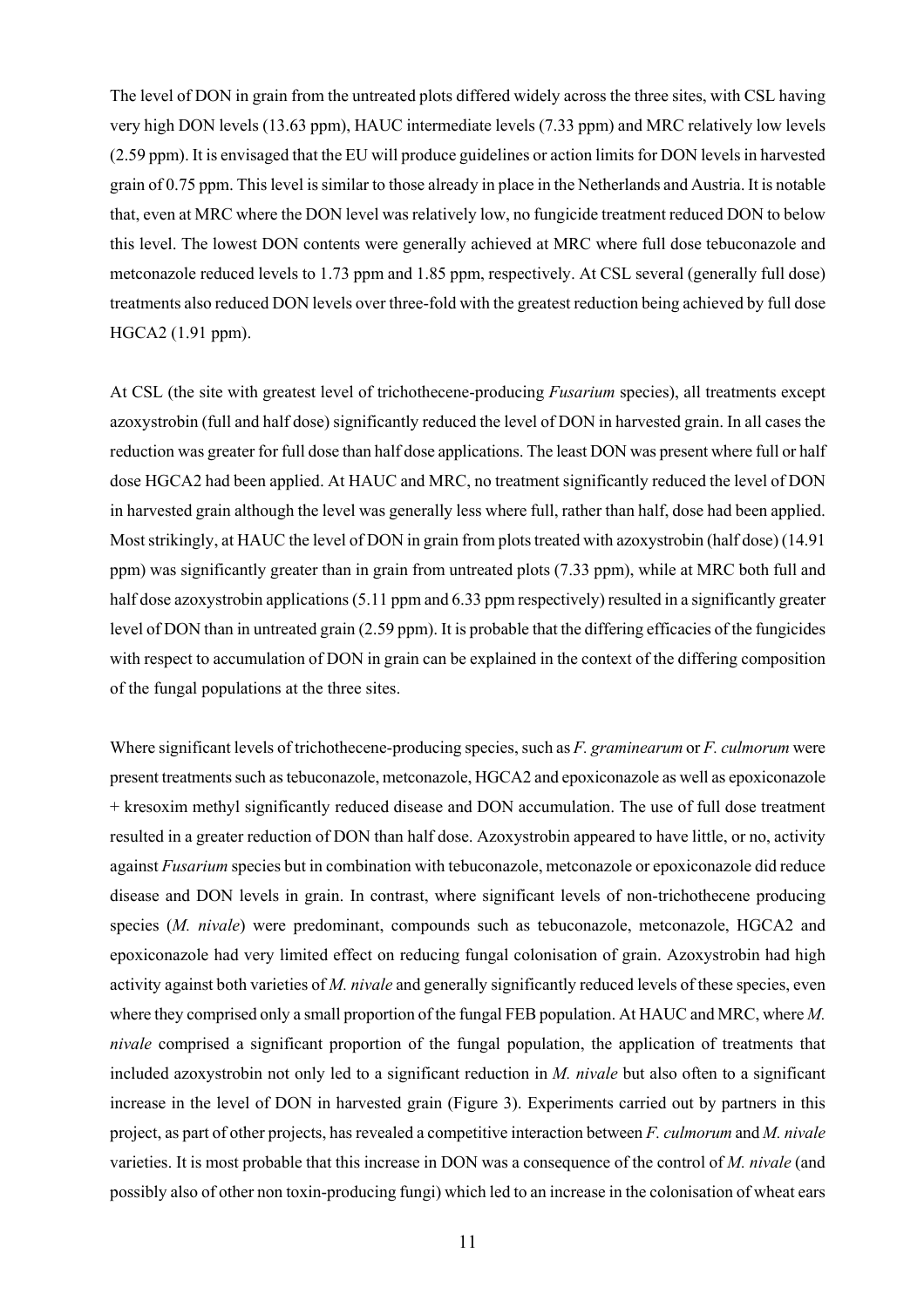The level of DON in grain from the untreated plots differed widely across the three sites, with CSL having very high DON levels (13.63 ppm), HAUC intermediate levels (7.33 ppm) and MRC relatively low levels (2.59 ppm). It is envisaged that the EU will produce guidelines or action limits for DON levels in harvested grain of 0.75 ppm. This level is similar to those already in place in the Netherlands and Austria. It is notable that, even at MRC where the DON level was relatively low, no fungicide treatment reduced DON to below this level. The lowest DON contents were generally achieved at MRC where full dose tebuconazole and metconazole reduced levels to 1.73 ppm and 1.85 ppm, respectively. At CSL several (generally full dose) treatments also reduced DON levels over three-fold with the greatest reduction being achieved by full dose HGCA2 (1.91 ppm).

At CSL (the site with greatest level of trichothecene-producing *Fusarium* species), all treatments except azoxystrobin (full and half dose) significantly reduced the level of DON in harvested grain. In all cases the reduction was greater for full dose than half dose applications. The least DON was present where full or half dose HGCA2 had been applied. At HAUC and MRC, no treatment significantly reduced the level of DON in harvested grain although the level was generally less where full, rather than half, dose had been applied. Most strikingly, at HAUC the level of DON in grain from plots treated with azoxystrobin (half dose) (14.91 ppm) was significantly greater than in grain from untreated plots (7.33 ppm), while at MRC both full and half dose azoxystrobin applications (5.11 ppm and 6.33 ppm respectively) resulted in a significantly greater level of DON than in untreated grain (2.59 ppm). It is probable that the differing efficacies of the fungicides with respect to accumulation of DON in grain can be explained in the context of the differing composition of the fungal populations at the three sites.

Where significant levels of trichothecene-producing species, such as *F. graminearum* or *F. culmorum* were present treatments such as tebuconazole, metconazole, HGCA2 and epoxiconazole as well as epoxiconazole + kresoxim methyl significantly reduced disease and DON accumulation. The use of full dose treatment resulted in a greater reduction of DON than half dose. Azoxystrobin appeared to have little, or no, activity against *Fusarium* species but in combination with tebuconazole, metconazole or epoxiconazole did reduce disease and DON levels in grain. In contrast, where significant levels of non-trichothecene producing species (*M. nivale*) were predominant, compounds such as tebuconazole, metconazole, HGCA2 and epoxiconazole had very limited effect on reducing fungal colonisation of grain. Azoxystrobin had high activity against both varieties of *M. nivale* and generally significantly reduced levels of these species, even where they comprised only a small proportion of the fungal FEB population. At HAUC and MRC, where *M. nivale* comprised a significant proportion of the fungal population, the application of treatments that included azoxystrobin not only led to a significant reduction in *M. nivale* but also often to a significant increase in the level of DON in harvested grain (Figure 3). Experiments carried out by partners in this project, as part of other projects, has revealed a competitive interaction between *F. culmorum* and *M. nivale* varieties. It is most probable that this increase in DON was a consequence of the control of *M. nivale* (and possibly also of other non toxin-producing fungi) which led to an increase in the colonisation of wheat ears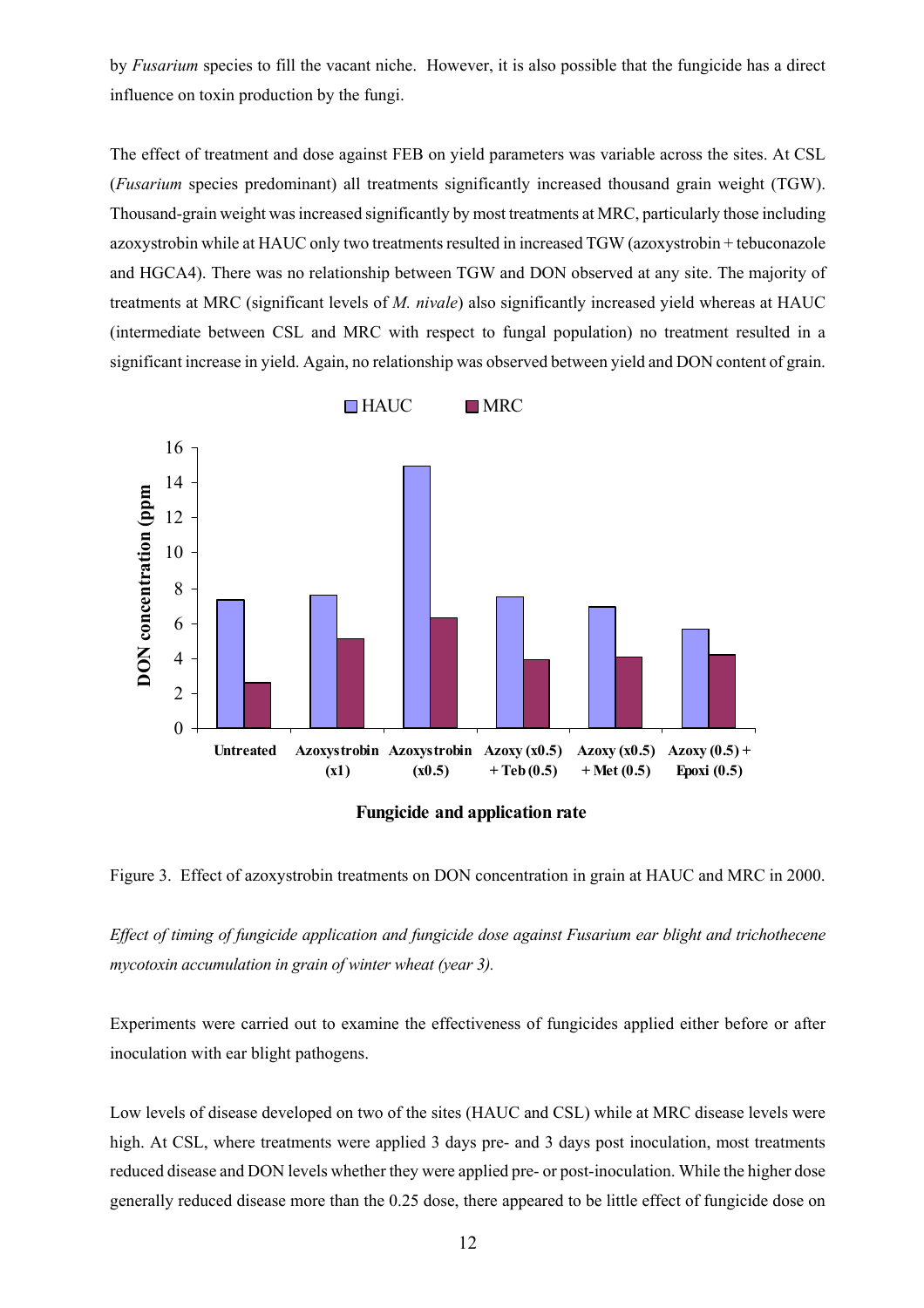by *Fusarium* species to fill the vacant niche. However, it is also possible that the fungicide has a direct influence on toxin production by the fungi.

The effect of treatment and dose against FEB on yield parameters was variable across the sites. At CSL (*Fusarium* species predominant) all treatments significantly increased thousand grain weight (TGW). Thousand-grain weight was increased significantly by most treatments at MRC, particularly those including azoxystrobin while at HAUC only two treatments resulted in increased TGW (azoxystrobin + tebuconazole and HGCA4). There was no relationship between TGW and DON observed at any site. The majority of treatments at MRC (significant levels of *M. nivale*) also significantly increased yield whereas at HAUC (intermediate between CSL and MRC with respect to fungal population) no treatment resulted in a significant increase in yield. Again, no relationship was observed between yield and DON content of grain.

HAUC
MRC

DON concentration (ppm

0
2
4
6
8
10
12
14
16

Untreated
Azoxystrobin (x1)
Azoxystrobin (x0.5)
Azoxy (x0.5) + Teb (0.5)
Azoxy (x0.5) + Met (0.5)
Azoxy (0.5) + Epoxi (0.5)

Fungicide and application rate

Figure 3. Effect of azoxystrobin treatments on DON concentration in grain at HAUC and MRC in 2000.

*Effect of timing of fungicide application and fungicide dose against Fusarium ear blight and trichothecene mycotoxin accumulation in grain of winter wheat (year 3).*

Experiments were carried out to examine the effectiveness of fungicides applied either before or after inoculation with ear blight pathogens.

Low levels of disease developed on two of the sites (HAUC and CSL) while at MRC disease levels were high. At CSL, where treatments were applied 3 days pre- and 3 days post inoculation, most treatments reduced disease and DON levels whether they were applied pre- or post-inoculation. While the higher dose generally reduced disease more than the 0.25 dose, there appeared to be little effect of fungicide dose on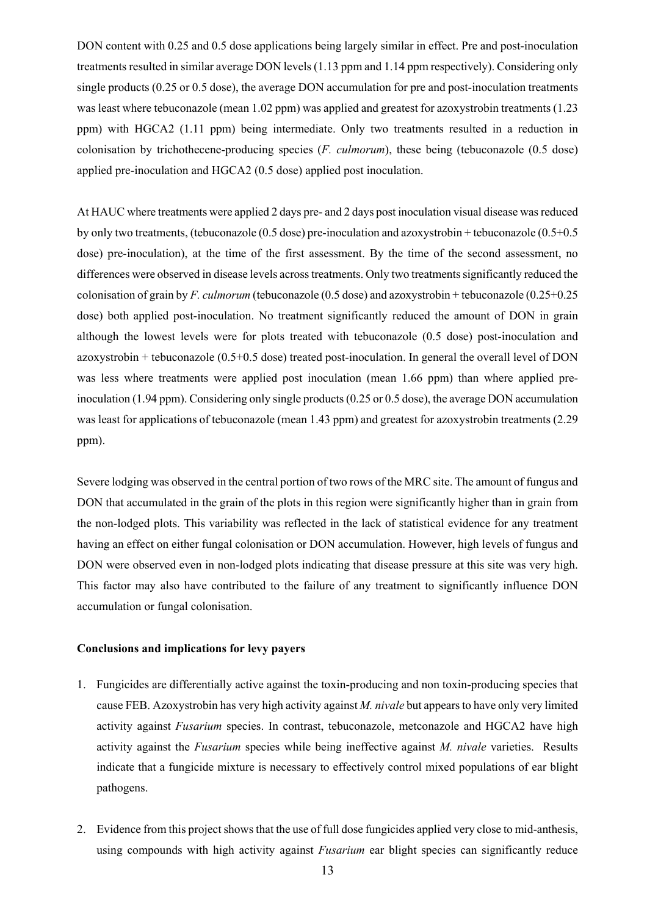DON content with 0.25 and 0.5 dose applications being largely similar in effect. Pre and post-inoculation treatments resulted in similar average DON levels (1.13 ppm and 1.14 ppm respectively). Considering only single products (0.25 or 0.5 dose), the average DON accumulation for pre and post-inoculation treatments was least where tebuconazole (mean 1.02 ppm) was applied and greatest for azoxystrobin treatments (1.23 ppm) with HGCA2 (1.11 ppm) being intermediate. Only two treatments resulted in a reduction in colonisation by trichothecene-producing species (*F. culmorum*), these being (tebuconazole (0.5 dose) applied pre-inoculation and HGCA2 (0.5 dose) applied post inoculation.

At HAUC where treatments were applied 2 days pre- and 2 days post inoculation visual disease was reduced by only two treatments, (tebuconazole (0.5 dose) pre-inoculation and azoxystrobin + tebuconazole (0.5+0.5 dose) pre-inoculation), at the time of the first assessment. By the time of the second assessment, no differences were observed in disease levels across treatments. Only two treatments significantly reduced the colonisation of grain by *F. culmorum* (tebuconazole (0.5 dose) and azoxystrobin + tebuconazole (0.25+0.25 dose) both applied post-inoculation. No treatment significantly reduced the amount of DON in grain although the lowest levels were for plots treated with tebuconazole (0.5 dose) post-inoculation and azoxystrobin + tebuconazole (0.5+0.5 dose) treated post-inoculation. In general the overall level of DON was less where treatments were applied post inoculation (mean 1.66 ppm) than where applied pre-inoculation (1.94 ppm). Considering only single products (0.25 or 0.5 dose), the average DON accumulation was least for applications of tebuconazole (mean 1.43 ppm) and greatest for azoxystrobin treatments (2.29 ppm).

Severe lodging was observed in the central portion of two rows of the MRC site. The amount of fungus and DON that accumulated in the grain of the plots in this region were significantly higher than in grain from the non-lodged plots. This variability was reflected in the lack of statistical evidence for any treatment having an effect on either fungal colonisation or DON accumulation. However, high levels of fungus and DON were observed even in non-lodged plots indicating that disease pressure at this site was very high. This factor may also have contributed to the failure of any treatment to significantly influence DON accumulation or fungal colonisation.

**Conclusions and implications for levy payers**

1. Fungicides are differentially active against the toxin-producing and non toxin-producing species that cause FEB. Azoxystrobin has very high activity against *M. nivale* but appears to have only very limited activity against *Fusarium* species. In contrast, tebuconazole, metconazole and HGCA2 have high activity against the *Fusarium* species while being ineffective against *M. nivale* varieties. Results indicate that a fungicide mixture is necessary to effectively control mixed populations of ear blight pathogens.

2. Evidence from this project shows that the use of full dose fungicides applied very close to mid-anthesis, using compounds with high activity against *Fusarium* ear blight species can significantly reduce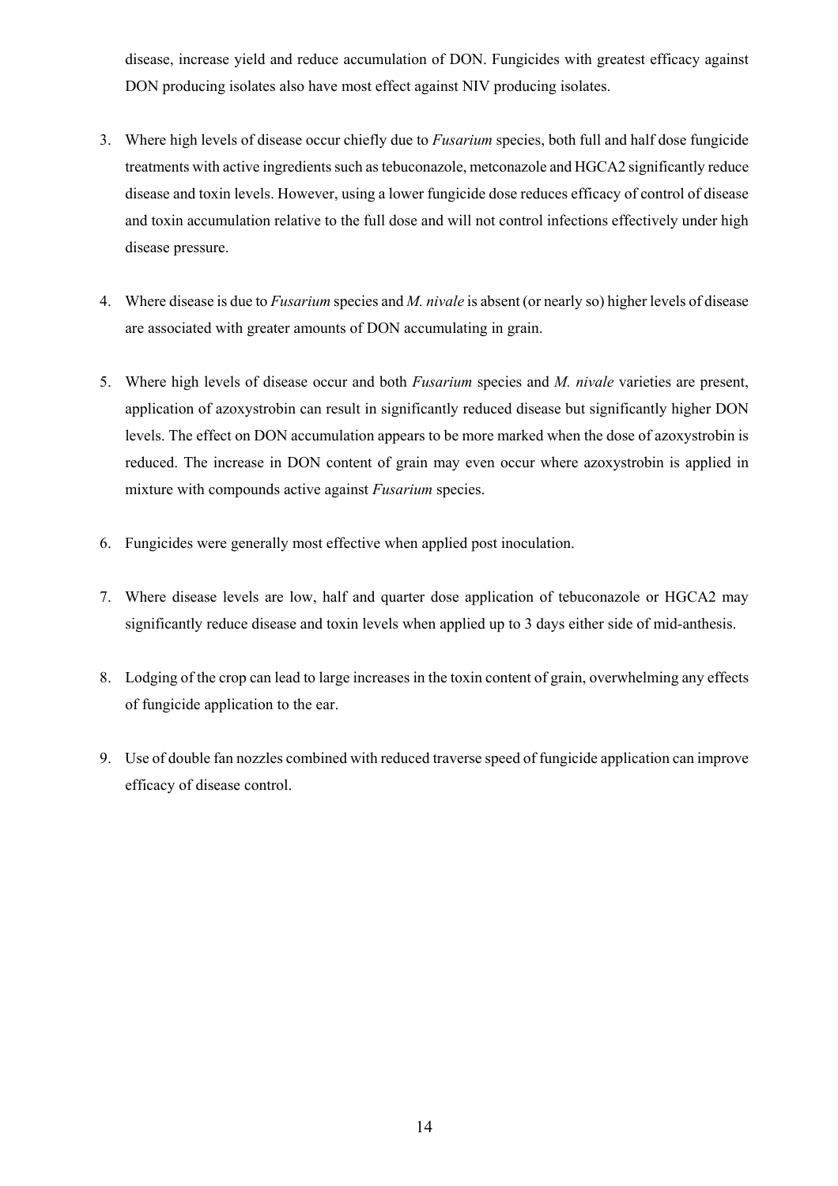disease, increase yield and reduce accumulation of DON. Fungicides with greatest efficacy against DON producing isolates also have most effect against NIV producing isolates.

3. Where high levels of disease occur chiefly due to *Fusarium* species, both full and half dose fungicide treatments with active ingredients such as tebuconazole, metconazole and HGCA2 significantly reduce disease and toxin levels. However, using a lower fungicide dose reduces efficacy of control of disease and toxin accumulation relative to the full dose and will not control infections effectively under high disease pressure.

4. Where disease is due to *Fusarium* species and *M. nivale* is absent (or nearly so) higher levels of disease are associated with greater amounts of DON accumulating in grain.

5. Where high levels of disease occur and both *Fusarium* species and *M. nivale* varieties are present, application of azoxystrobin can result in significantly reduced disease but significantly higher DON levels. The effect on DON accumulation appears to be more marked when the dose of azoxystrobin is reduced. The increase in DON content of grain may even occur where azoxystrobin is applied in mixture with compounds active against *Fusarium* species.

6. Fungicides were generally most effective when applied post inoculation.

7. Where disease levels are low, half and quarter dose application of tebuconazole or HGCA2 may significantly reduce disease and toxin levels when applied up to 3 days either side of mid-anthesis.

8. Lodging of the crop can lead to large increases in the toxin content of grain, overwhelming any effects of fungicide application to the ear.

9. Use of double fan nozzles combined with reduced traverse speed of fungicide application can improve efficacy of disease control.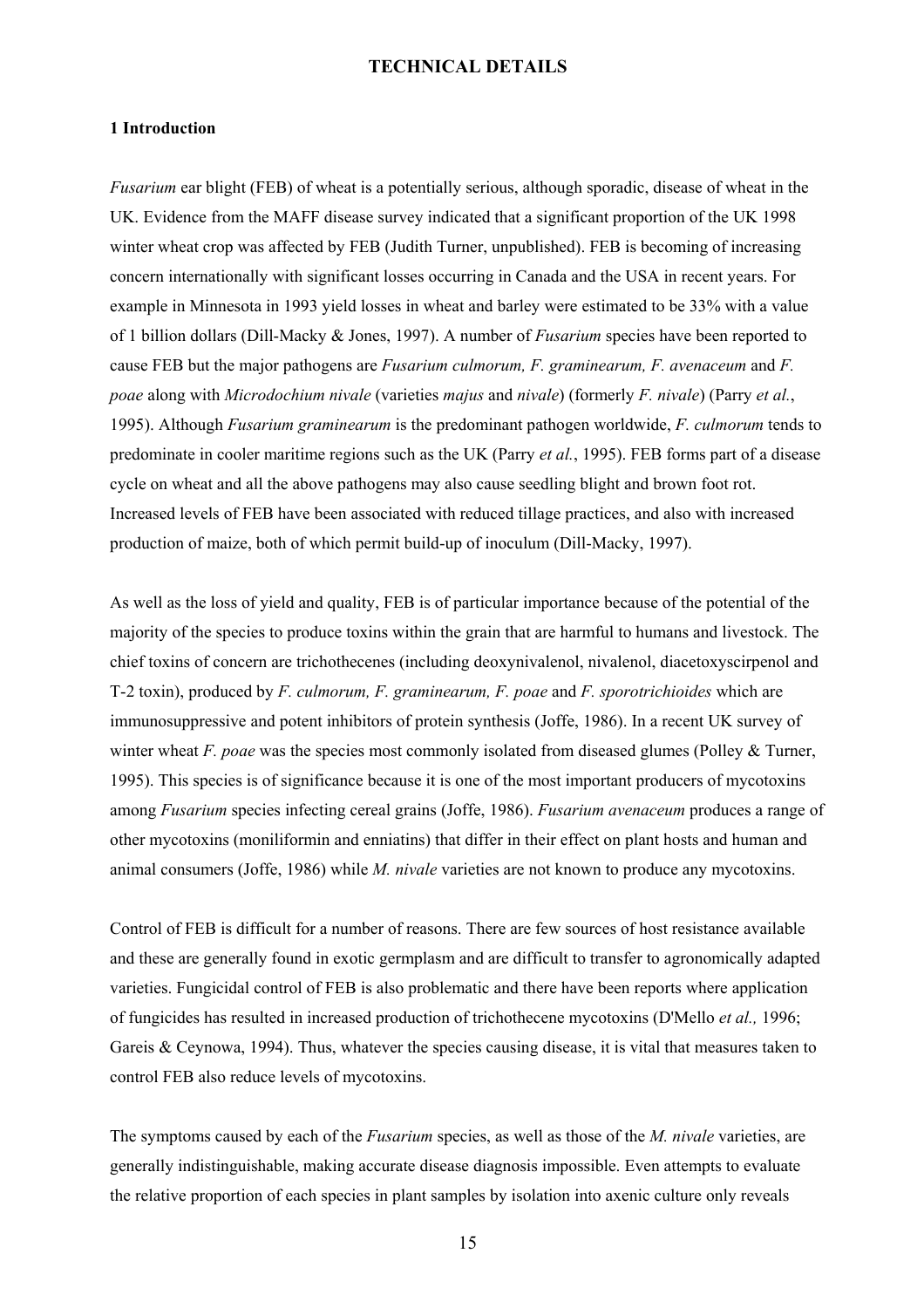# TECHNICAL DETAILS

## 1 Introduction

*Fusarium* ear blight (FEB) of wheat is a potentially serious, although sporadic, disease of wheat in the UK. Evidence from the MAFF disease survey indicated that a significant proportion of the UK 1998 winter wheat crop was affected by FEB (Judith Turner, unpublished). FEB is becoming of increasing concern internationally with significant losses occurring in Canada and the USA in recent years. For example in Minnesota in 1993 yield losses in wheat and barley were estimated to be 33% with a value of 1 billion dollars (Dill-Macky & Jones, 1997). A number of *Fusarium* species have been reported to cause FEB but the major pathogens are *Fusarium culmorum, F. graminearum, F. avenaceum* and *F. poae* along with *Microdochium nivale* (varieties *majus* and *nivale*) (formerly *F. nivale*) (Parry *et al.*, 1995). Although *Fusarium graminearum* is the predominant pathogen worldwide, *F. culmorum* tends to predominate in cooler maritime regions such as the UK (Parry *et al.*, 1995). FEB forms part of a disease cycle on wheat and all the above pathogens may also cause seedling blight and brown foot rot. Increased levels of FEB have been associated with reduced tillage practices, and also with increased production of maize, both of which permit build-up of inoculum (Dill-Macky, 1997).

As well as the loss of yield and quality, FEB is of particular importance because of the potential of the majority of the species to produce toxins within the grain that are harmful to humans and livestock. The chief toxins of concern are trichothecenes (including deoxynivalenol, nivalenol, diacetoxyscirpenol and T-2 toxin), produced by *F. culmorum, F. graminearum, F. poae* and *F. sporotrichioides* which are immunosuppressive and potent inhibitors of protein synthesis (Joffe, 1986). In a recent UK survey of winter wheat *F. poae* was the species most commonly isolated from diseased glumes (Polley & Turner, 1995). This species is of significance because it is one of the most important producers of mycotoxins among *Fusarium* species infecting cereal grains (Joffe, 1986). *Fusarium avenaceum* produces a range of other mycotoxins (moniliformin and enniatins) that differ in their effect on plant hosts and human and animal consumers (Joffe, 1986) while *M. nivale* varieties are not known to produce any mycotoxins.

Control of FEB is difficult for a number of reasons. There are few sources of host resistance available and these are generally found in exotic germplasm and are difficult to transfer to agronomically adapted varieties. Fungicidal control of FEB is also problematic and there have been reports where application of fungicides has resulted in increased production of trichothecene mycotoxins (D'Mello *et al.,* 1996; Gareis & Ceynowa, 1994). Thus, whatever the species causing disease, it is vital that measures taken to control FEB also reduce levels of mycotoxins.

The symptoms caused by each of the *Fusarium* species, as well as those of the *M. nivale* varieties, are generally indistinguishable, making accurate disease diagnosis impossible. Even attempts to evaluate the relative proportion of each species in plant samples by isolation into axenic culture only reveals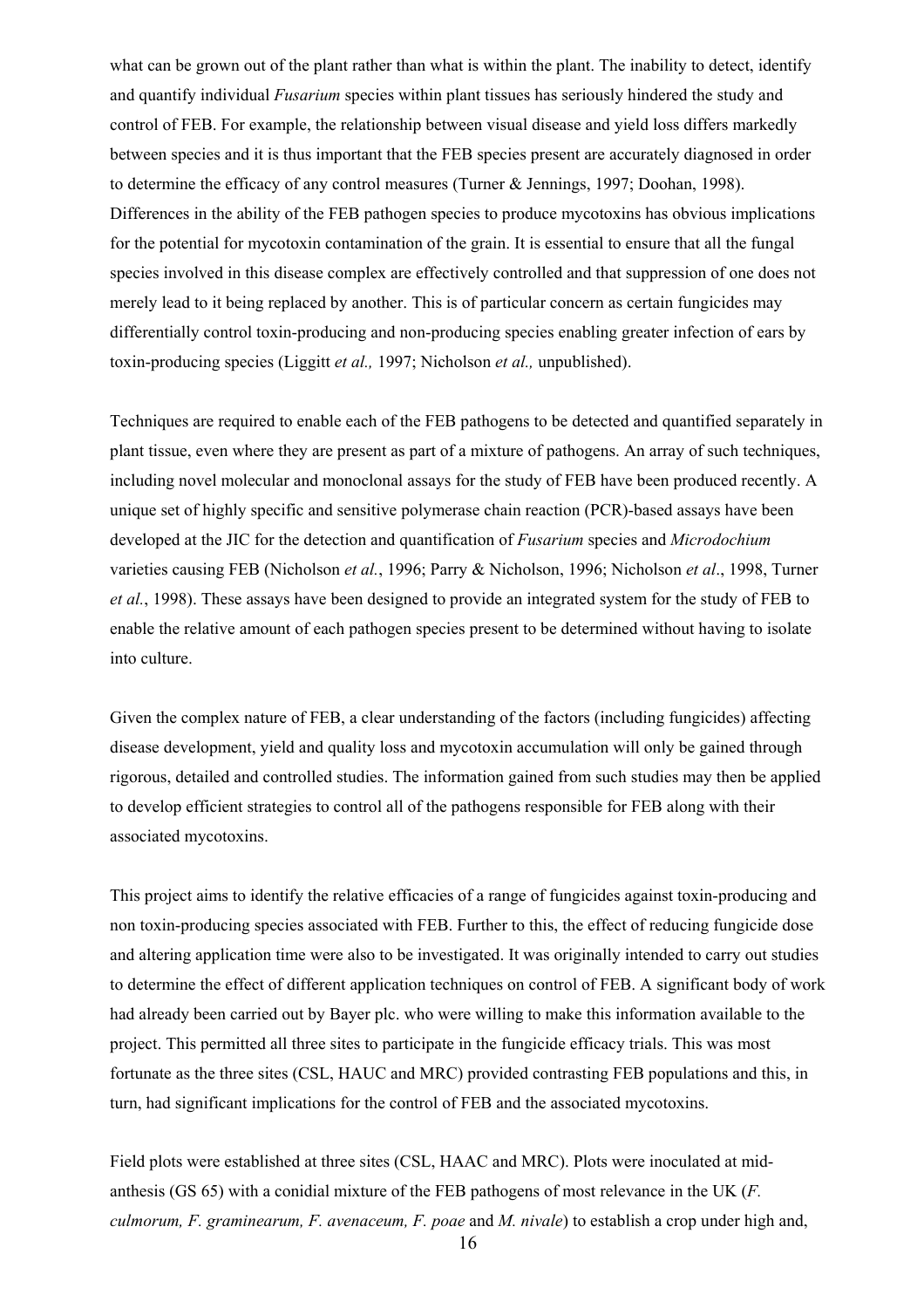what can be grown out of the plant rather than what is within the plant. The inability to detect, identify and quantify individual *Fusarium* species within plant tissues has seriously hindered the study and control of FEB. For example, the relationship between visual disease and yield loss differs markedly between species and it is thus important that the FEB species present are accurately diagnosed in order to determine the efficacy of any control measures (Turner & Jennings, 1997; Doohan, 1998). Differences in the ability of the FEB pathogen species to produce mycotoxins has obvious implications for the potential for mycotoxin contamination of the grain. It is essential to ensure that all the fungal species involved in this disease complex are effectively controlled and that suppression of one does not merely lead to it being replaced by another. This is of particular concern as certain fungicides may differentially control toxin-producing and non-producing species enabling greater infection of ears by toxin-producing species (Liggitt *et al.,* 1997; Nicholson *et al.,* unpublished).

Techniques are required to enable each of the FEB pathogens to be detected and quantified separately in plant tissue, even where they are present as part of a mixture of pathogens. An array of such techniques, including novel molecular and monoclonal assays for the study of FEB have been produced recently. A unique set of highly specific and sensitive polymerase chain reaction (PCR)-based assays have been developed at the JIC for the detection and quantification of *Fusarium* species and *Microdochium* varieties causing FEB (Nicholson *et al.*, 1996; Parry & Nicholson, 1996; Nicholson *et al*., 1998, Turner *et al*., 1998). These assays have been designed to provide an integrated system for the study of FEB to enable the relative amount of each pathogen species present to be determined without having to isolate into culture.

Given the complex nature of FEB, a clear understanding of the factors (including fungicides) affecting disease development, yield and quality loss and mycotoxin accumulation will only be gained through rigorous, detailed and controlled studies. The information gained from such studies may then be applied to develop efficient strategies to control all of the pathogens responsible for FEB along with their associated mycotoxins.

This project aims to identify the relative efficacies of a range of fungicides against toxin-producing and non toxin-producing species associated with FEB. Further to this, the effect of reducing fungicide dose and altering application time were also to be investigated. It was originally intended to carry out studies to determine the effect of different application techniques on control of FEB. A significant body of work had already been carried out by Bayer plc. who were willing to make this information available to the project. This permitted all three sites to participate in the fungicide efficacy trials. This was most fortunate as the three sites (CSL, HAUC and MRC) provided contrasting FEB populations and this, in turn, had significant implications for the control of FEB and the associated mycotoxins.

Field plots were established at three sites (CSL, HAAC and MRC). Plots were inoculated at mid-anthesis (GS 65) with a conidial mixture of the FEB pathogens of most relevance in the UK (*F. culmorum, F. graminearum, F. avenaceum, F. poae* and *M. nivale*) to establish a crop under high and,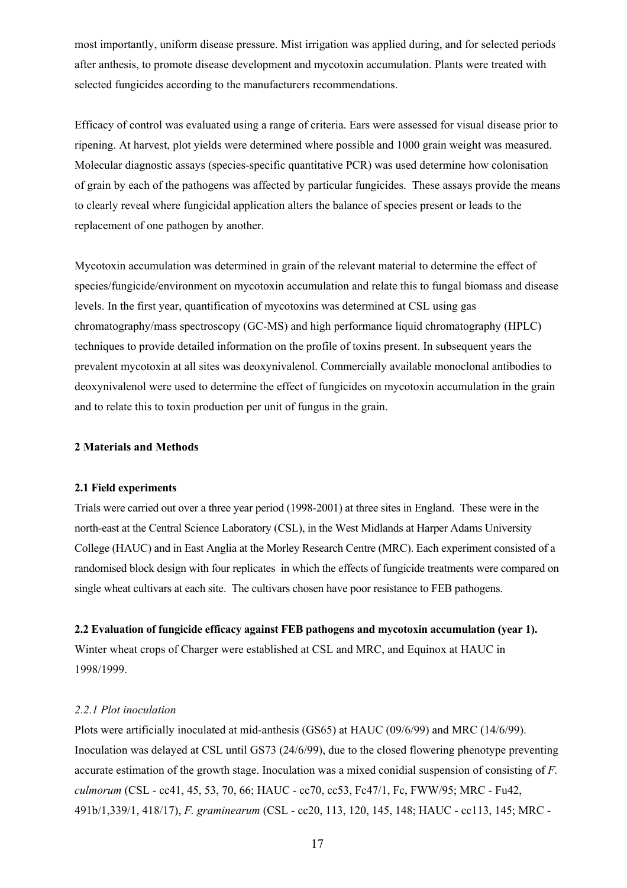most importantly, uniform disease pressure. Mist irrigation was applied during, and for selected periods after anthesis, to promote disease development and mycotoxin accumulation. Plants were treated with selected fungicides according to the manufacturers recommendations.

Efficacy of control was evaluated using a range of criteria. Ears were assessed for visual disease prior to ripening. At harvest, plot yields were determined where possible and 1000 grain weight was measured. Molecular diagnostic assays (species-specific quantitative PCR) was used determine how colonisation of grain by each of the pathogens was affected by particular fungicides. These assays provide the means to clearly reveal where fungicidal application alters the balance of species present or leads to the replacement of one pathogen by another.

Mycotoxin accumulation was determined in grain of the relevant material to determine the effect of species/fungicide/environment on mycotoxin accumulation and relate this to fungal biomass and disease levels. In the first year, quantification of mycotoxins was determined at CSL using gas chromatography/mass spectroscopy (GC-MS) and high performance liquid chromatography (HPLC) techniques to provide detailed information on the profile of toxins present. In subsequent years the prevalent mycotoxin at all sites was deoxynivalenol. Commercially available monoclonal antibodies to deoxynivalenol were used to determine the effect of fungicides on mycotoxin accumulation in the grain and to relate this to toxin production per unit of fungus in the grain.

## 2 Materials and Methods

### 2.1 Field experiments

Trials were carried out over a three year period (1998-2001) at three sites in England. These were in the north-east at the Central Science Laboratory (CSL), in the West Midlands at Harper Adams University College (HAUC) and in East Anglia at the Morley Research Centre (MRC). Each experiment consisted of a randomised block design with four replicates in which the effects of fungicide treatments were compared on single wheat cultivars at each site. The cultivars chosen have poor resistance to FEB pathogens.

### 2.2 Evaluation of fungicide efficacy against FEB pathogens and mycotoxin accumulation (year 1).

Winter wheat crops of Charger were established at CSL and MRC, and Equinox at HAUC in 1998/1999.

#### *2.2.1 Plot inoculation*

Plots were artificially inoculated at mid-anthesis (GS65) at HAUC (09/6/99) and MRC (14/6/99). Inoculation was delayed at CSL until GS73 (24/6/99), due to the closed flowering phenotype preventing accurate estimation of the growth stage. Inoculation was a mixed conidial suspension of consisting of *F. culmorum* (CSL - cc41, 45, 53, 70, 66; HAUC - cc70, cc53, Fc47/1, Fc, FWW/95; MRC - Fu42, 491b/1,339/1, 418/17), *F. graminearum* (CSL - cc20, 113, 120, 145, 148; HAUC - cc113, 145; MRC -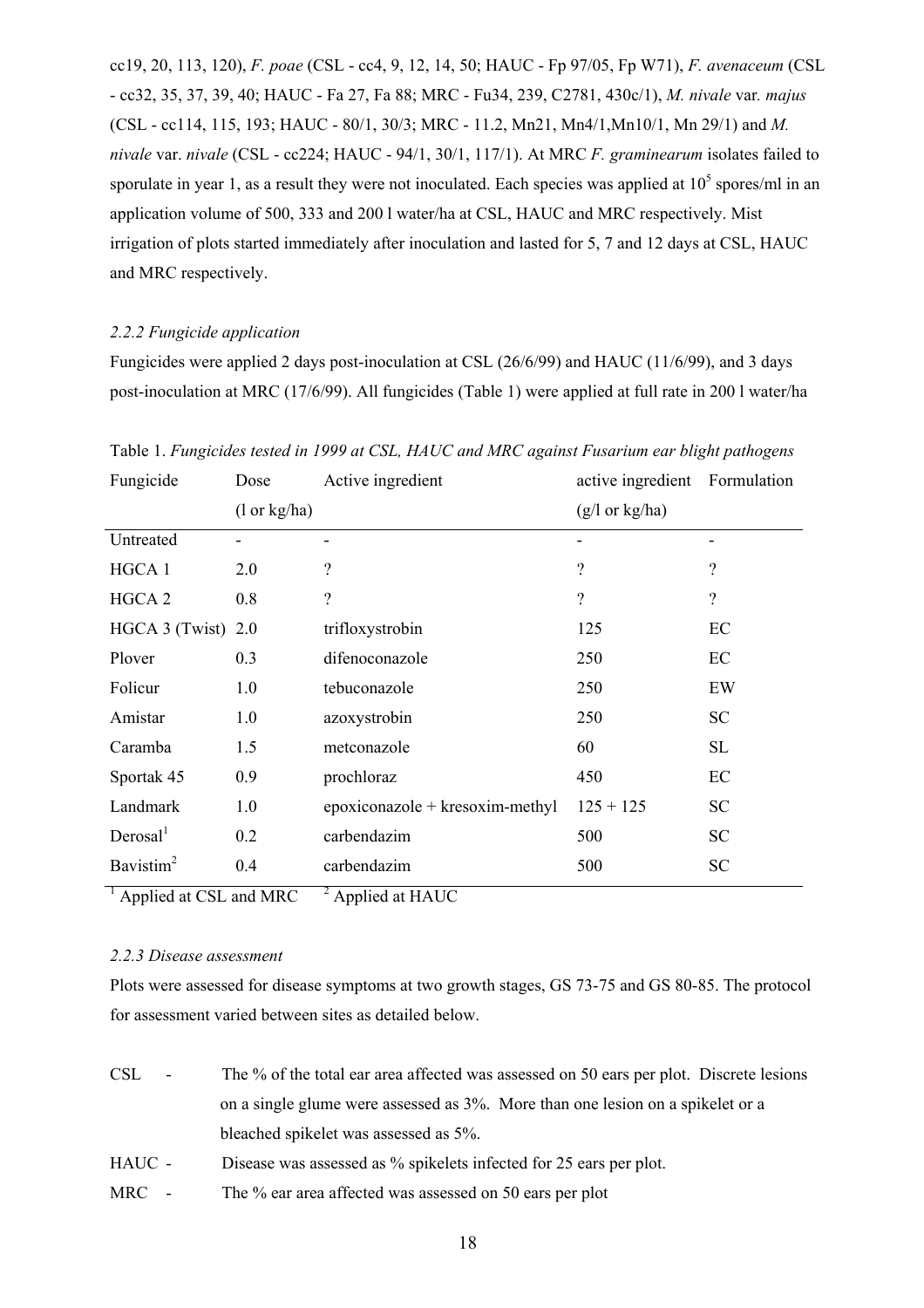cc19, 20, 113, 120), *F. poae* (CSL - cc4, 9, 12, 14, 50; HAUC - Fp 97/05, Fp W71), *F. avenaceum* (CSL - cc32, 35, 37, 39, 40; HAUC - Fa 27, Fa 88; MRC - Fu34, 239, C2781, 430c/1), *M. nivale* var. *majus* (CSL - cc114, 115, 193; HAUC - 80/1, 30/3; MRC - 11.2, Mn21, Mn4/1,Mn10/1, Mn 29/1) and *M. nivale* var. *nivale* (CSL - cc224; HAUC - 94/1, 30/1, 117/1). At MRC *F. graminearum* isolates failed to sporulate in year 1, as a result they were not inoculated. Each species was applied at $10^5$ spores/ml in an application volume of 500, 333 and 200 l water/ha at CSL, HAUC and MRC respectively. Mist irrigation of plots started immediately after inoculation and lasted for 5, 7 and 12 days at CSL, HAUC and MRC respectively.

### *2.2.2 Fungicide application*

Fungicides were applied 2 days post-inoculation at CSL (26/6/99) and HAUC (11/6/99), and 3 days post-inoculation at MRC (17/6/99). All fungicides (Table 1) were applied at full rate in 200 l water/ha

Table 1. *Fungicides tested in 1999 at CSL, HAUC and MRC against Fusarium ear blight pathogens*

| Fungicide | Dose (l or kg/ha) | Active ingredient | active ingredient (g/l or kg/ha) | Formulation |
|---|---|---|---|---|
| Untreated | - | - | - | - |
| HGCA 1 | 2.0 | ? | ? | ? |
| HGCA 2 | 0.8 | ? | ? | ? |
| HGCA 3 (Twist) | 2.0 | trifloxystrobin | 125 | EC |
| Plover | 0.3 | difenoconazole | 250 | EC |
| Folicur | 1.0 | tebuconazole | 250 | EW |
| Amistar | 1.0 | azoxystrobin | 250 | SC |
| Caramba | 1.5 | metconazole | 60 | SL |
| Sportak 45 | 0.9 | prochloraz | 450 | EC |
| Landmark | 1.0 | epoxiconazole + kresoxim-methyl | 125 + 125 | SC |
| Derosal[1] | 0.2 | carbendazim | 500 | SC |
| Bavistim[2] | 0.4 | carbendazim | 500 | SC |

[1] Applied at CSL and MRC [2] Applied at HAUC

### *2.2.3 Disease assessment*

Plots were assessed for disease symptoms at two growth stages, GS 73-75 and GS 80-85. The protocol for assessment varied between sites as detailed below.

CSL - The % of the total ear area affected was assessed on 50 ears per plot. Discrete lesions on a single glume were assessed as 3%. More than one lesion on a spikelet or a bleached spikelet was assessed as 5%.

HAUC - Disease was assessed as % spikelets infected for 25 ears per plot.

MRC - The % ear area affected was assessed on 50 ears per plot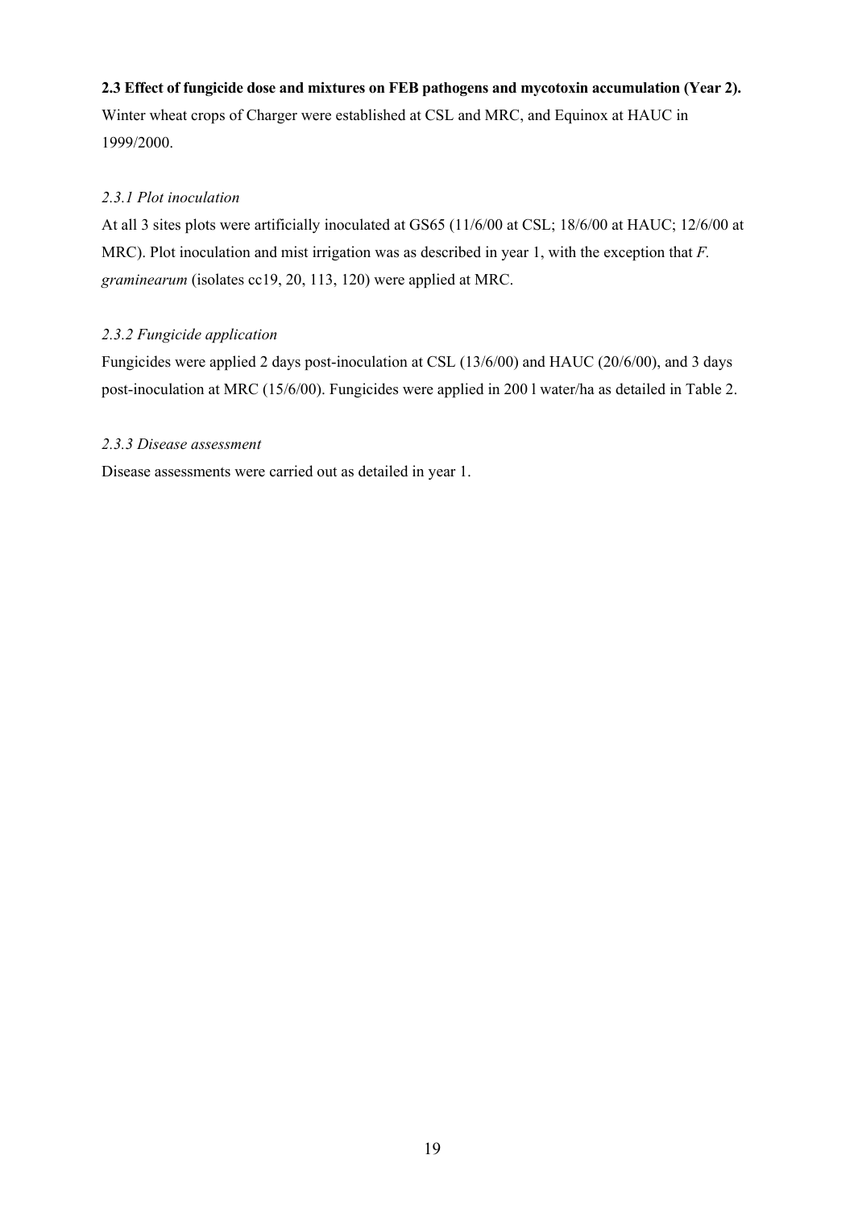**2.3 Effect of fungicide dose and mixtures on FEB pathogens and mycotoxin accumulation (Year 2).**

Winter wheat crops of Charger were established at CSL and MRC, and Equinox at HAUC in 1999/2000.

*2.3.1 Plot inoculation*

At all 3 sites plots were artificially inoculated at GS65 (11/6/00 at CSL; 18/6/00 at HAUC; 12/6/00 at MRC). Plot inoculation and mist irrigation was as described in year 1, with the exception that *F. graminearum* (isolates cc19, 20, 113, 120) were applied at MRC.

*2.3.2 Fungicide application*

Fungicides were applied 2 days post-inoculation at CSL (13/6/00) and HAUC (20/6/00), and 3 days post-inoculation at MRC (15/6/00). Fungicides were applied in 200 l water/ha as detailed in Table 2.

*2.3.3 Disease assessment*

Disease assessments were carried out as detailed in year 1.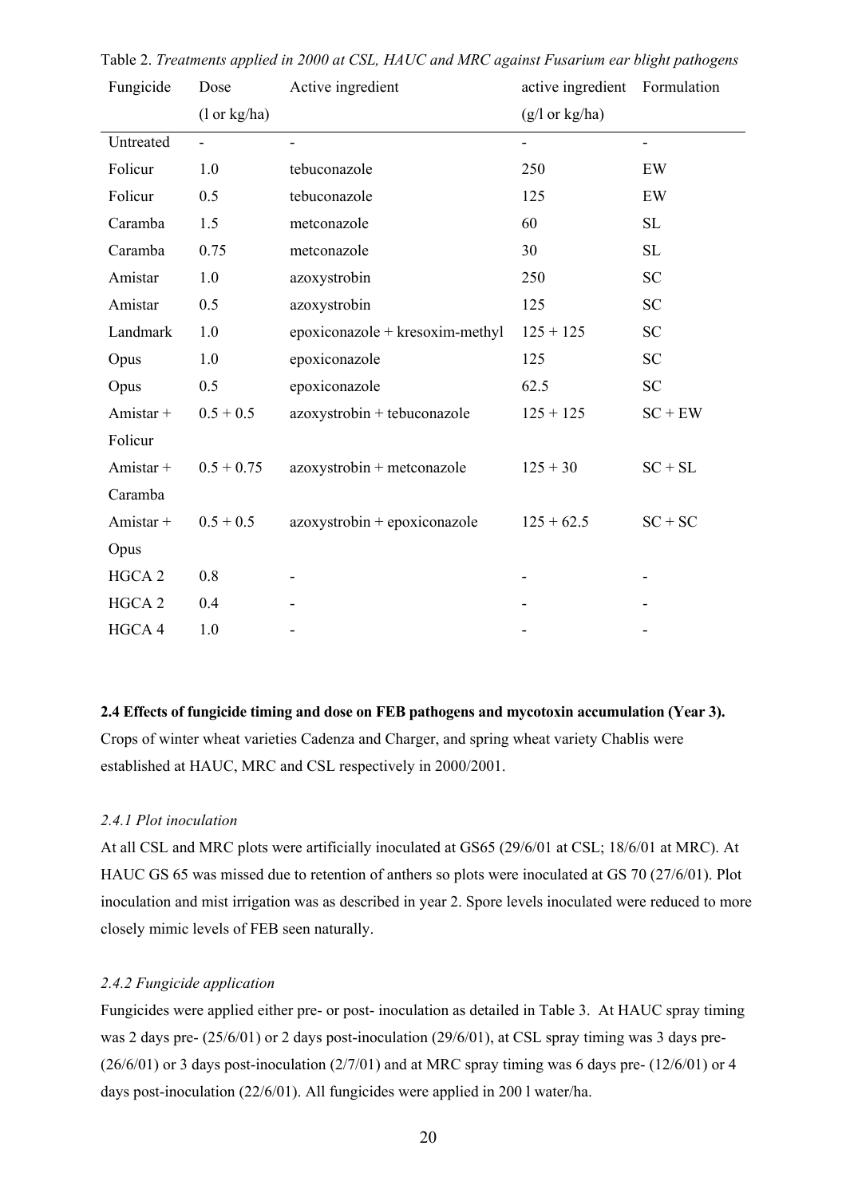Table 2. *Treatments applied in 2000 at CSL, HAUC and MRC against Fusarium ear blight pathogens*

| Fungicide | Dose (l or kg/ha) | Active ingredient | active ingredient (g/l or kg/ha) | Formulation |
|---|---|---|---|---|
| Untreated | - | - | - | - |
| Folicur | 1.0 | tebuconazole | 250 | EW |
| Folicur | 0.5 | tebuconazole | 125 | EW |
| Caramba | 1.5 | metconazole | 60 | SL |
| Caramba | 0.75 | metconazole | 30 | SL |
| Amistar | 1.0 | azoxystrobin | 250 | SC |
| Amistar | 0.5 | azoxystrobin | 125 | SC |
| Landmark | 1.0 | epoxiconazole + kresoxim-methyl | 125 + 125 | SC |
| Opus | 1.0 | epoxiconazole | 125 | SC |
| Opus | 0.5 | epoxiconazole | 62.5 | SC |
| Amistar + Folicur | 0.5 + 0.5 | azoxystrobin + tebuconazole | 125 + 125 | SC + EW |
| Amistar + Caramba | 0.5 + 0.75 | azoxystrobin + metconazole | 125 + 30 | SC + SL |
| Amistar + Opus | 0.5 + 0.5 | azoxystrobin + epoxiconazole | 125 + 62.5 | SC + SC |
| HGCA 2 | 0.8 | - | - | - |
| HGCA 2 | 0.4 | - | - | - |
| HGCA 4 | 1.0 | - | - | - |

**2.4 Effects of fungicide timing and dose on FEB pathogens and mycotoxin accumulation (Year 3).**

Crops of winter wheat varieties Cadenza and Charger, and spring wheat variety Chablis were established at HAUC, MRC and CSL respectively in 2000/2001.

*2.4.1 Plot inoculation*

At all CSL and MRC plots were artificially inoculated at GS65 (29/6/01 at CSL; 18/6/01 at MRC). At HAUC GS 65 was missed due to retention of anthers so plots were inoculated at GS 70 (27/6/01). Plot inoculation and mist irrigation was as described in year 2. Spore levels inoculated were reduced to more closely mimic levels of FEB seen naturally.

*2.4.2 Fungicide application*

Fungicides were applied either pre- or post- inoculation as detailed in Table 3. At HAUC spray timing was 2 days pre- (25/6/01) or 2 days post-inoculation (29/6/01), at CSL spray timing was 3 days pre- (26/6/01) or 3 days post-inoculation (2/7/01) and at MRC spray timing was 6 days pre- (12/6/01) or 4 days post-inoculation (22/6/01). All fungicides were applied in 200 l water/ha.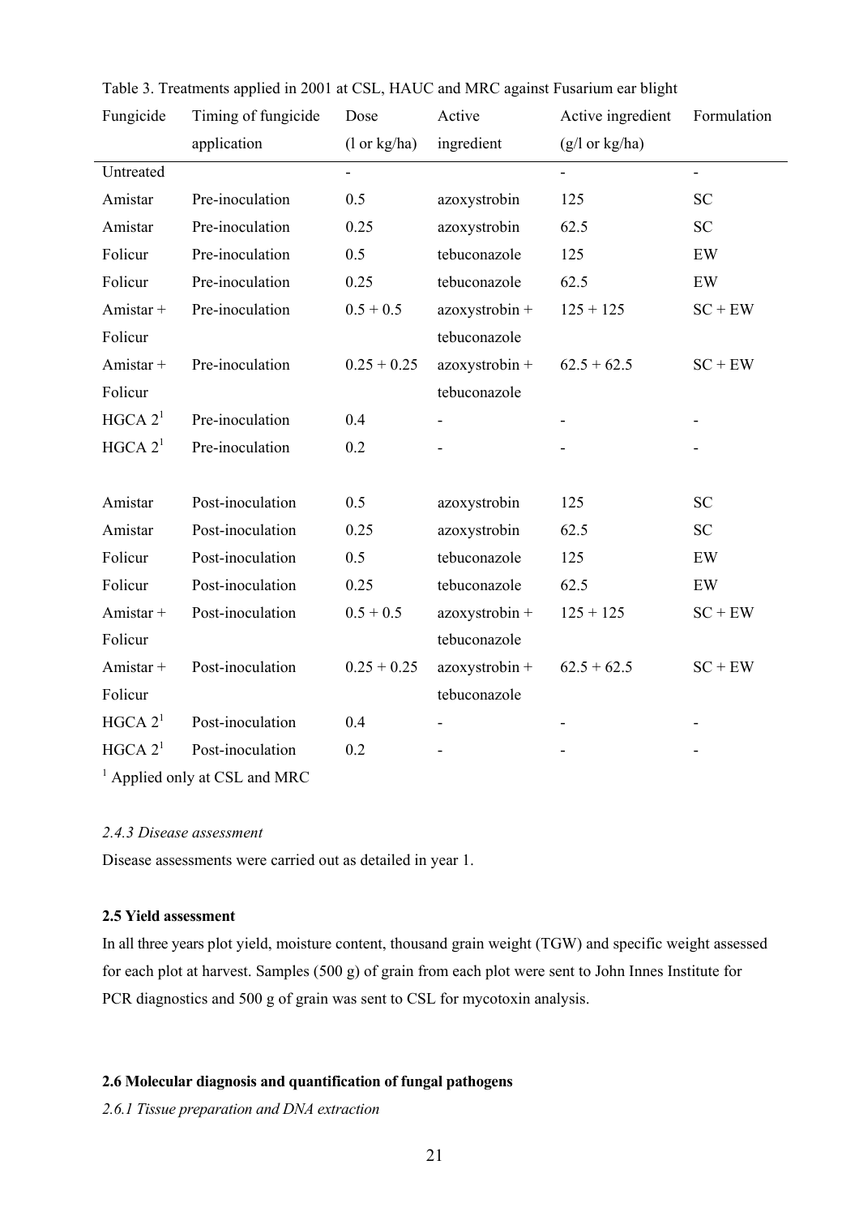Table 3. Treatments applied in 2001 at CSL, HAUC and MRC against Fusarium ear blight

| Fungicide | Timing of fungicide application | Dose (l or kg/ha) | Active ingredient | Active ingredient (g/l or kg/ha) | Formulation |
|---|---|---|---|---|---|
| Untreated | | - | | - | - |
| Amistar | Pre-inoculation | 0.5 | azoxystrobin | 125 | SC |
| Amistar | Pre-inoculation | 0.25 | azoxystrobin | 62.5 | SC |
| Folicur | Pre-inoculation | 0.5 | tebuconazole | 125 | EW |
| Folicur | Pre-inoculation | 0.25 | tebuconazole | 62.5 | EW |
| Amistar + Folicur | Pre-inoculation | 0.5 + 0.5 | azoxystrobin + tebuconazole | 125 + 125 | SC + EW |
| Amistar + Folicur | Pre-inoculation | 0.25 + 0.25 | azoxystrobin + tebuconazole | 62.5 + 62.5 | SC + EW |
| HGCA 2[1] | Pre-inoculation | 0.4 | - | - | - |
| HGCA 2[1] | Pre-inoculation | 0.2 | - | - | - |
| | | | | | |
| Amistar | Post-inoculation | 0.5 | azoxystrobin | 125 | SC |
| Amistar | Post-inoculation | 0.25 | azoxystrobin | 62.5 | SC |
| Folicur | Post-inoculation | 0.5 | tebuconazole | 125 | EW |
| Folicur | Post-inoculation | 0.25 | tebuconazole | 62.5 | EW |
| Amistar + Folicur | Post-inoculation | 0.5 + 0.5 | azoxystrobin + tebuconazole | 125 + 125 | SC + EW |
| Amistar + Folicur | Post-inoculation | 0.25 + 0.25 | azoxystrobin + tebuconazole | 62.5 + 62.5 | SC + EW |
| HGCA 2[1] | Post-inoculation | 0.4 | - | - | - |
| HGCA 2[1] | Post-inoculation | 0.2 | - | - | - |

[1] Applied only at CSL and MRC

*2.4.3 Disease assessment*

Disease assessments were carried out as detailed in year 1.

**2.5 Yield assessment**

In all three years plot yield, moisture content, thousand grain weight (TGW) and specific weight assessed for each plot at harvest. Samples (500 g) of grain from each plot were sent to John Innes Institute for PCR diagnostics and 500 g of grain was sent to CSL for mycotoxin analysis.

**2.6 Molecular diagnosis and quantification of fungal pathogens**

*2.6.1 Tissue preparation and DNA extraction*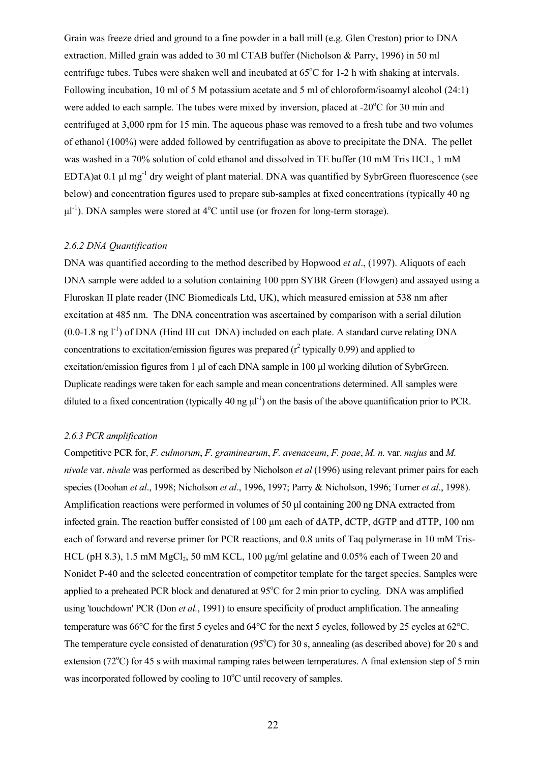Grain was freeze dried and ground to a fine powder in a ball mill (e.g. Glen Creston) prior to DNA extraction. Milled grain was added to 30 ml CTAB buffer (Nicholson & Parry, 1996) in 50 ml centrifuge tubes. Tubes were shaken well and incubated at 65°C for 1-2 h with shaking at intervals. Following incubation, 10 ml of 5 M potassium acetate and 5 ml of chloroform/isoamyl alcohol (24:1) were added to each sample. The tubes were mixed by inversion, placed at -20°C for 30 min and centrifuged at 3,000 rpm for 15 min. The aqueous phase was removed to a fresh tube and two volumes of ethanol (100%) were added followed by centrifugation as above to precipitate the DNA. The pellet was washed in a 70% solution of cold ethanol and dissolved in TE buffer (10 mM Tris HCL, 1 mM EDTA)at 0.1 µl mg$^{-1}$ dry weight of plant material. DNA was quantified by SybrGreen fluorescence (see below) and concentration figures used to prepare sub-samples at fixed concentrations (typically 40 ng µl$^{-1}$). DNA samples were stored at 4°C until use (or frozen for long-term storage).

### *2.6.2 DNA Quantification*

DNA was quantified according to the method described by Hopwood *et al*., (1997). Aliquots of each DNA sample were added to a solution containing 100 ppm SYBR Green (Flowgen) and assayed using a Fluroskan II plate reader (INC Biomedicals Ltd, UK), which measured emission at 538 nm after excitation at 485 nm. The DNA concentration was ascertained by comparison with a serial dilution (0.0-1.8 ng l$^{-1}$) of DNA (Hind III cut DNA) included on each plate. A standard curve relating DNA concentrations to excitation/emission figures was prepared ($r^2$ typically 0.99) and applied to excitation/emission figures from 1 µl of each DNA sample in 100 µl working dilution of SybrGreen. Duplicate readings were taken for each sample and mean concentrations determined. All samples were diluted to a fixed concentration (typically 40 ng µl$^{-1}$) on the basis of the above quantification prior to PCR.

### *2.6.3 PCR amplification*

Competitive PCR for, *F. culmorum*, *F. graminearum*, *F. avenaceum*, *F. poae*, *M. n.* var. *majus* and *M. nivale* var. *nivale* was performed as described by Nicholson *et al* (1996) using relevant primer pairs for each species (Doohan *et al*., 1998; Nicholson *et al*., 1996, 1997; Parry & Nicholson, 1996; Turner *et al*., 1998). Amplification reactions were performed in volumes of 50 µl containing 200 ng DNA extracted from infected grain. The reaction buffer consisted of 100 µm each of dATP, dCTP, dGTP and dTTP, 100 nm each of forward and reverse primer for PCR reactions, and 0.8 units of Taq polymerase in 10 mM Tris-HCL (pH 8.3), 1.5 mM $MgCl_2$, 50 mM KCL, 100 µg/ml gelatine and 0.05% each of Tween 20 and Nonidet P-40 and the selected concentration of competitor template for the target species. Samples were applied to a preheated PCR block and denatured at 95°C for 2 min prior to cycling. DNA was amplified using 'touchdown' PCR (Don *et al.*, 1991) to ensure specificity of product amplification. The annealing temperature was 66°C for the first 5 cycles and 64°C for the next 5 cycles, followed by 25 cycles at 62°C. The temperature cycle consisted of denaturation (95°C) for 30 s, annealing (as described above) for 20 s and extension (72°C) for 45 s with maximal ramping rates between temperatures. A final extension step of 5 min was incorporated followed by cooling to 10°C until recovery of samples.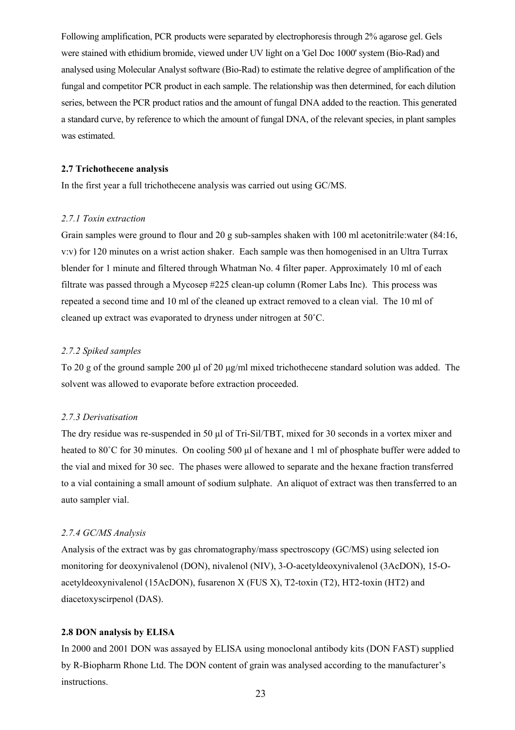Following amplification, PCR products were separated by electrophoresis through 2% agarose gel. Gels were stained with ethidium bromide, viewed under UV light on a 'Gel Doc 1000' system (Bio-Rad) and analysed using Molecular Analyst software (Bio-Rad) to estimate the relative degree of amplification of the fungal and competitor PCR product in each sample. The relationship was then determined, for each dilution series, between the PCR product ratios and the amount of fungal DNA added to the reaction. This generated a standard curve, by reference to which the amount of fungal DNA, of the relevant species, in plant samples was estimated.

### 2.7 Trichothecene analysis

In the first year a full trichothecene analysis was carried out using GC/MS.

#### *2.7.1 Toxin extraction*

Grain samples were ground to flour and 20 g sub-samples shaken with 100 ml acetonitrile:water (84:16, v:v) for 120 minutes on a wrist action shaker. Each sample was then homogenised in an Ultra Turrax blender for 1 minute and filtered through Whatman No. 4 filter paper. Approximately 10 ml of each filtrate was passed through a Mycosep #225 clean-up column (Romer Labs Inc). This process was repeated a second time and 10 ml of the cleaned up extract removed to a clean vial. The 10 ml of cleaned up extract was evaporated to dryness under nitrogen at 50˚C.

#### *2.7.2 Spiked samples*

To 20 g of the ground sample 200 µl of 20 µg/ml mixed trichothecene standard solution was added. The solvent was allowed to evaporate before extraction proceeded.

#### *2.7.3 Derivatisation*

The dry residue was re-suspended in 50 µl of Tri-Sil/TBT, mixed for 30 seconds in a vortex mixer and heated to 80˚C for 30 minutes. On cooling 500 µl of hexane and 1 ml of phosphate buffer were added to the vial and mixed for 30 sec. The phases were allowed to separate and the hexane fraction transferred to a vial containing a small amount of sodium sulphate. An aliquot of extract was then transferred to an auto sampler vial.

#### *2.7.4 GC/MS Analysis*

Analysis of the extract was by gas chromatography/mass spectroscopy (GC/MS) using selected ion monitoring for deoxynivalenol (DON), nivalenol (NIV), 3-O-acetyldeoxynivalenol (3AcDON), 15-O-acetyldeoxynivalenol (15AcDON), fusarenon X (FUS X), T2-toxin (T2), HT2-toxin (HT2) and diacetoxyscirpenol (DAS).

### 2.8 DON analysis by ELISA

In 2000 and 2001 DON was assayed by ELISA using monoclonal antibody kits (DON FAST) supplied by R-Biopharm Rhone Ltd. The DON content of grain was analysed according to the manufacturer's instructions.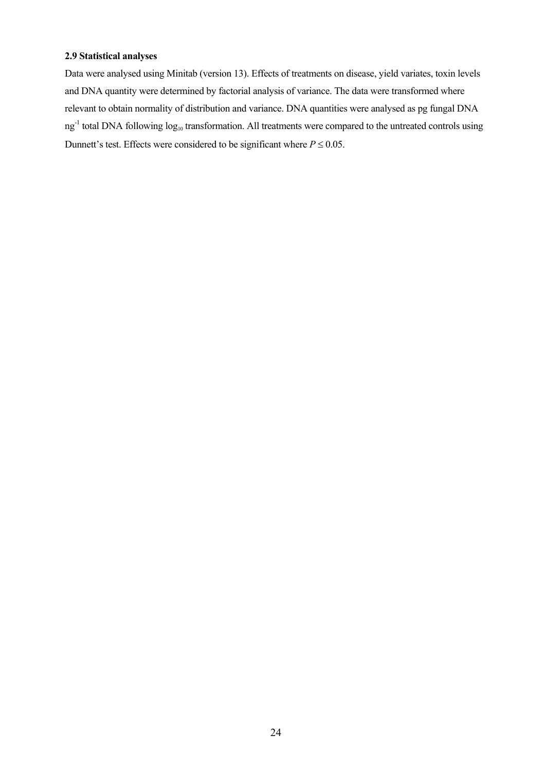### 2.9 Statistical analyses

Data were analysed using Minitab (version 13). Effects of treatments on disease, yield variates, toxin levels and DNA quantity were determined by factorial analysis of variance. The data were transformed where relevant to obtain normality of distribution and variance. DNA quantities were analysed as pg fungal DNA $ng^{-1}$ total DNA following $log_{10}$ transformation. All treatments were compared to the untreated controls using Dunnett's test. Effects were considered to be significant where $P \leq 0.05$.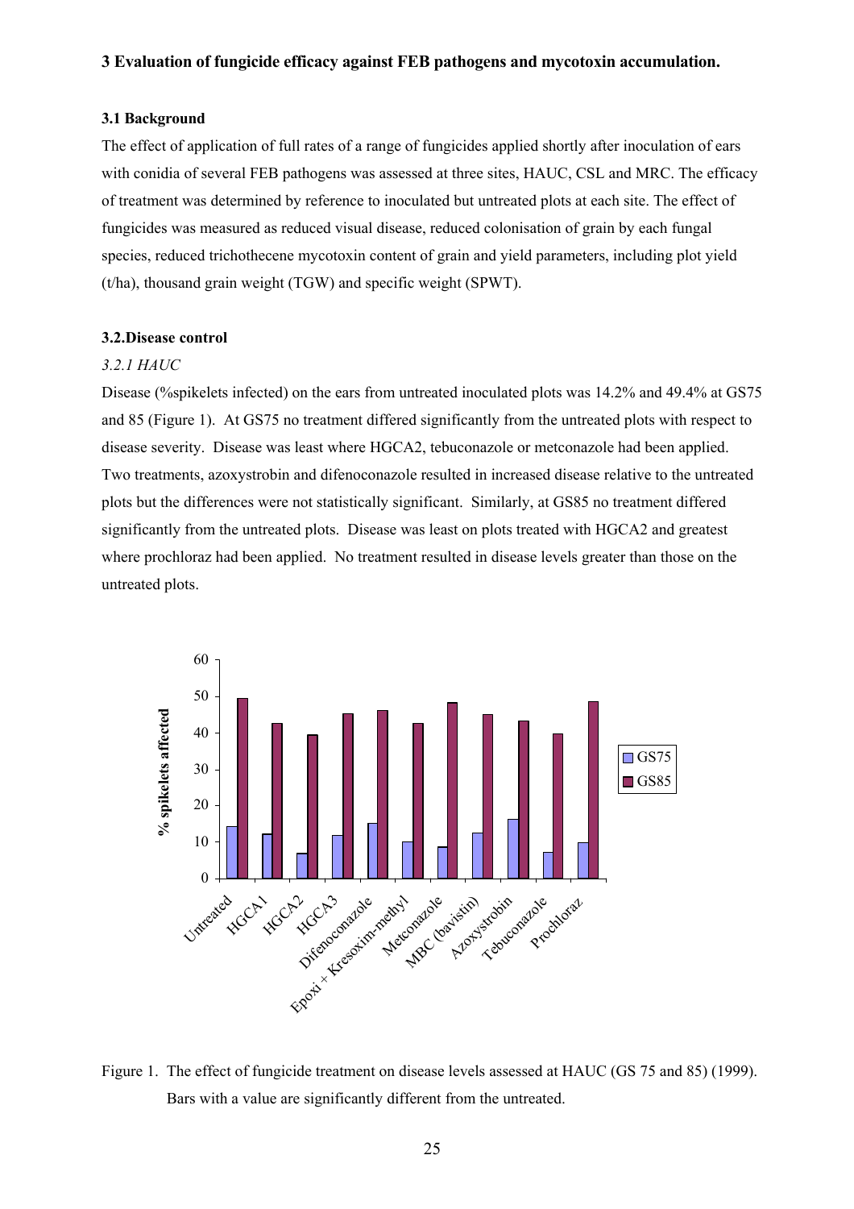### 3 Evaluation of fungicide efficacy against FEB pathogens and mycotoxin accumulation.

#### 3.1 Background

The effect of application of full rates of a range of fungicides applied shortly after inoculation of ears with conidia of several FEB pathogens was assessed at three sites, HAUC, CSL and MRC. The efficacy of treatment was determined by reference to inoculated but untreated plots at each site. The effect of fungicides was measured as reduced visual disease, reduced colonisation of grain by each fungal species, reduced trichothecene mycotoxin content of grain and yield parameters, including plot yield (t/ha), thousand grain weight (TGW) and specific weight (SPWT).

#### 3.2.Disease control

*3.2.1 HAUC*

Disease (%spikelets infected) on the ears from untreated inoculated plots was 14.2% and 49.4% at GS75 and 85 (Figure 1). At GS75 no treatment differed significantly from the untreated plots with respect to disease severity. Disease was least where HGCA2, tebuconazole or metconazole had been applied. Two treatments, azoxystrobin and difenoconazole resulted in increased disease relative to the untreated plots but the differences were not statistically significant. Similarly, at GS85 no treatment differed significantly from the untreated plots. Disease was least on plots treated with HGCA2 and greatest where prochloraz had been applied. No treatment resulted in disease levels greater than those on the untreated plots.

% spikelets affected
60
50
40
30
20
10
0
Untreated
HGCA1
HGCA2
HGCA3
Difenoconazole
Epoxi + Kresoxim-methyl
Metconazole
MBC (bavistin)
Azoxystrobin
Tebuconazole
Prochloraz
GS75
GS85

Figure 1. The effect of fungicide treatment on disease levels assessed at HAUC (GS 75 and 85) (1999). Bars with a value are significantly different from the untreated.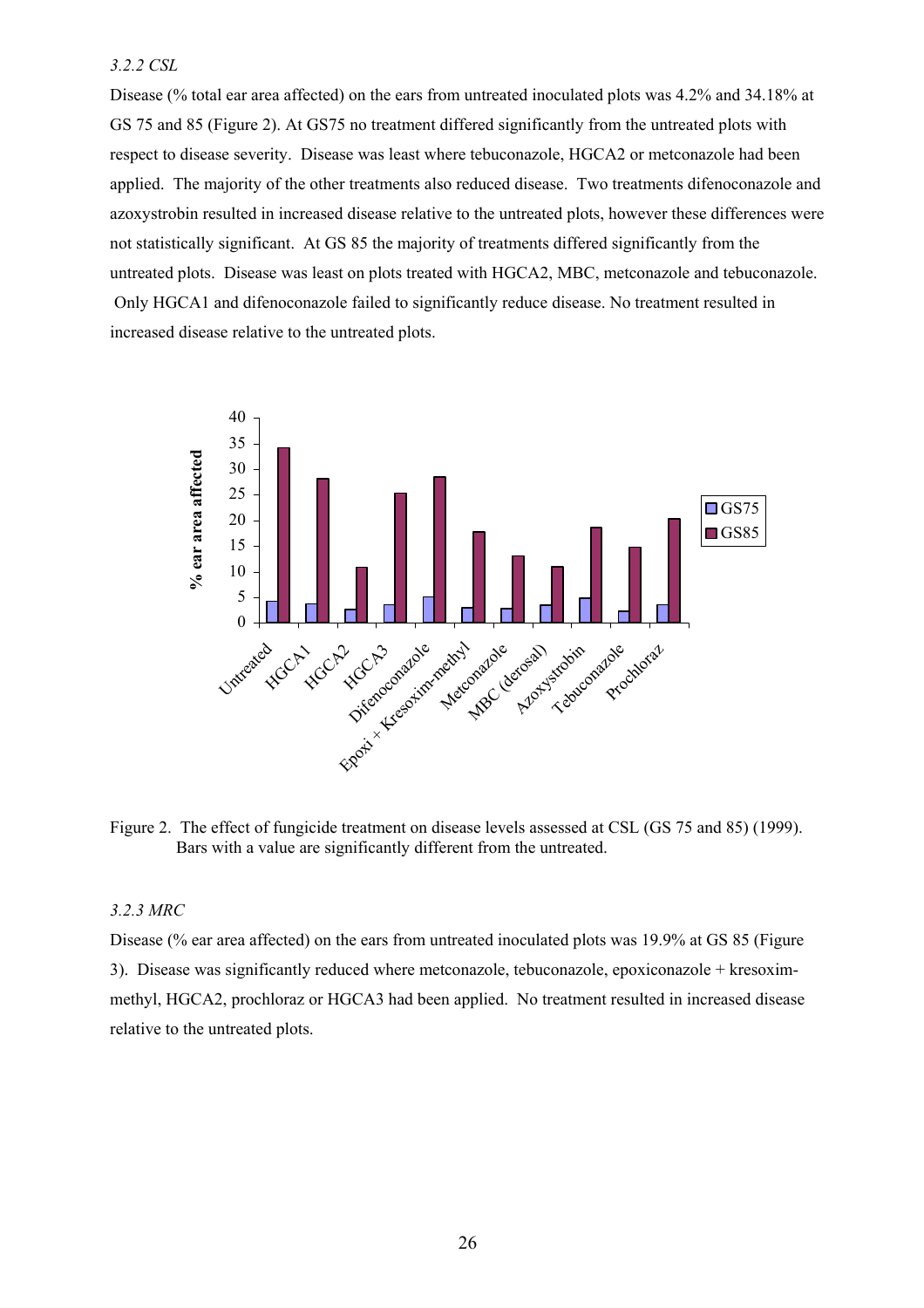*3.2.2 CSL*

Disease (% total ear area affected) on the ears from untreated inoculated plots was 4.2% and 34.18% at GS 75 and 85 (Figure 2). At GS75 no treatment differed significantly from the untreated plots with respect to disease severity. Disease was least where tebuconazole, HGCA2 or metconazole had been applied. The majority of the other treatments also reduced disease. Two treatments difenoconazole and azoxystrobin resulted in increased disease relative to the untreated plots, however these differences were not statistically significant. At GS 85 the majority of treatments differed significantly from the untreated plots. Disease was least on plots treated with HGCA2, MBC, metconazole and tebuconazole. Only HGCA1 and difenoconazole failed to significantly reduce disease. No treatment resulted in increased disease relative to the untreated plots.

% ear area affected
0
5
10
15
20
25
30
35
40
Untreated
HGCA1
HGCA2
HGCA3
Difenoconazole
Epoxi + Kresoxim-methyl
Metconazole
MBC (derosal)
Azoxystrobin
Tebuconazole
Prochloraz
GS75
GS85

Figure 2. The effect of fungicide treatment on disease levels assessed at CSL (GS 75 and 85) (1999). Bars with a value are significantly different from the untreated.

*3.2.3 MRC*

Disease (% ear area affected) on the ears from untreated inoculated plots was 19.9% at GS 85 (Figure 3). Disease was significantly reduced where metconazole, tebuconazole, epoxiconazole + kresoxim-methyl, HGCA2, prochloraz or HGCA3 had been applied. No treatment resulted in increased disease relative to the untreated plots.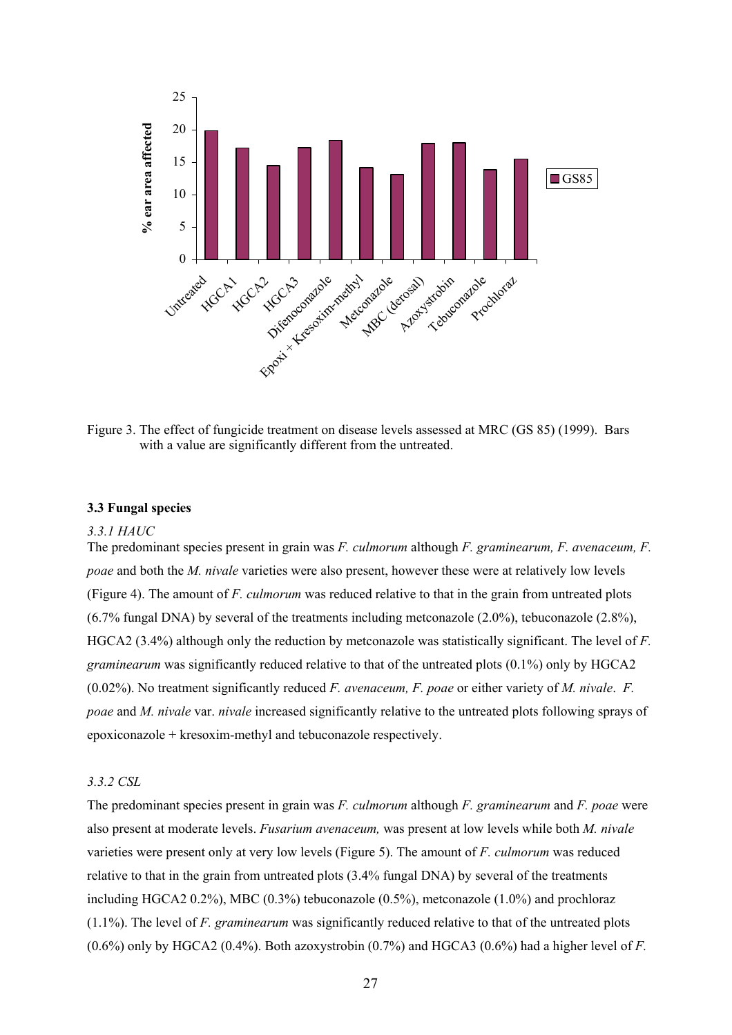25

20

15

10

5

0

% ear area affected

GS85

Untreated
HGCA1
HGCA2
HGCA3
Difenoconazole
Epoxi + Kresoxim-methyl
Metconazole
MBC (derosal)
Azoxystrobin
Tebuconazole
Prochloraz

Figure 3. The effect of fungicide treatment on disease levels assessed at MRC (GS 85) (1999). Bars with a value are significantly different from the untreated.

### 3.3 Fungal species

#### *3.3.1 HAUC*

The predominant species present in grain was *F. culmorum* although *F. graminearum, F. avenaceum, F. poae* and both the *M. nivale* varieties were also present, however these were at relatively low levels (Figure 4). The amount of *F. culmorum* was reduced relative to that in the grain from untreated plots (6.7% fungal DNA) by several of the treatments including metconazole (2.0%), tebuconazole (2.8%), HGCA2 (3.4%) although only the reduction by metconazole was statistically significant. The level of *F. graminearum* was significantly reduced relative to that of the untreated plots (0.1%) only by HGCA2 (0.02%). No treatment significantly reduced *F. avenaceum, F. poae* or either variety of *M. nivale*. *F. poae* and *M. nivale* var. *nivale* increased significantly relative to the untreated plots following sprays of epoxiconazole + kresoxim-methyl and tebuconazole respectively.

#### *3.3.2 CSL*

The predominant species present in grain was *F. culmorum* although *F. graminearum* and *F. poae* were also present at moderate levels. *Fusarium avenaceum,* was present at low levels while both *M. nivale* varieties were present only at very low levels (Figure 5). The amount of *F. culmorum* was reduced relative to that in the grain from untreated plots (3.4% fungal DNA) by several of the treatments including HGCA2 0.2%), MBC (0.3%) tebuconazole (0.5%), metconazole (1.0%) and prochloraz (1.1%). The level of *F. graminearum* was significantly reduced relative to that of the untreated plots (0.6%) only by HGCA2 (0.4%). Both azoxystrobin (0.7%) and HGCA3 (0.6%) had a higher level of *F.*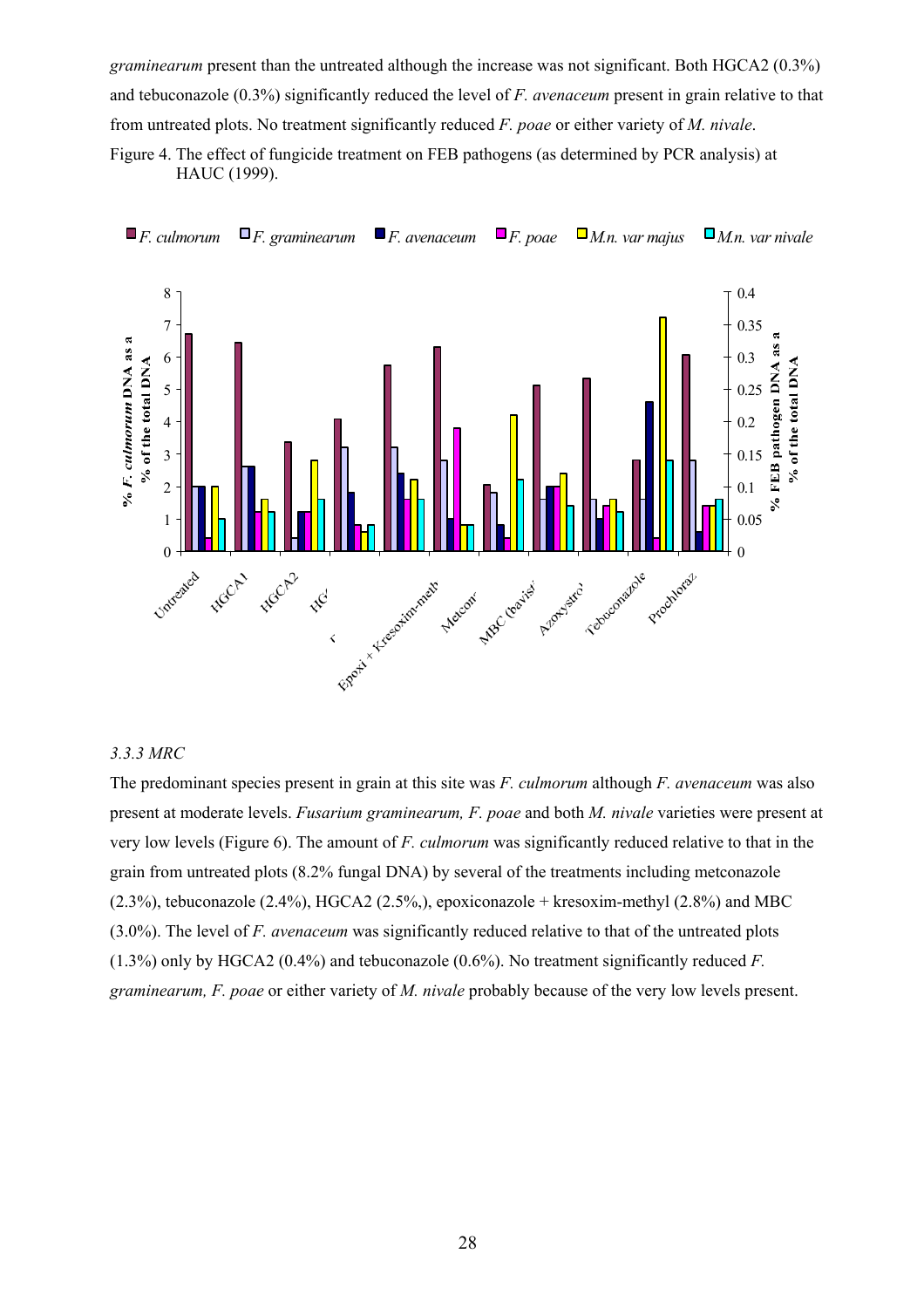*graminearum* present than the untreated although the increase was not significant. Both HGCA2 (0.3%) and tebuconazole (0.3%) significantly reduced the level of *F. avenaceum* present in grain relative to that from untreated plots. No treatment significantly reduced *F. poae* or either variety of *M. nivale*.

Figure 4. The effect of fungicide treatment on FEB pathogens (as determined by PCR analysis) at HAUC (1999).

*F. culmorum* *F. graminearum* *F. avenaceum* *F. poae* *M.n. var majus* *M.n. var nivale*

% *F. culmorum* DNA as a % of the total DNA

% FEB pathogen DNA as a % of the total DNA

0 1 2 3 4 5 6 7 8

0 0.05 0.1 0.15 0.2 0.25 0.3 0.35 0.4

Untreated HGCA1 HGCA2 HG( r Epoxi + Kresoxim-meth Metcon MBC (bavist Azoxystro Tebuconazole Prochloraz

### 3.3.3 MRC

The predominant species present in grain at this site was *F. culmorum* although *F. avenaceum* was also present at moderate levels. *Fusarium graminearum, F. poae* and both *M. nivale* varieties were present at very low levels (Figure 6). The amount of *F. culmorum* was significantly reduced relative to that in the grain from untreated plots (8.2% fungal DNA) by several of the treatments including metconazole (2.3%), tebuconazole (2.4%), HGCA2 (2.5%,), epoxiconazole + kresoxim-methyl (2.8%) and MBC (3.0%). The level of *F. avenaceum* was significantly reduced relative to that of the untreated plots (1.3%) only by HGCA2 (0.4%) and tebuconazole (0.6%). No treatment significantly reduced *F. graminearum, F. poae* or either variety of *M. nivale* probably because of the very low levels present.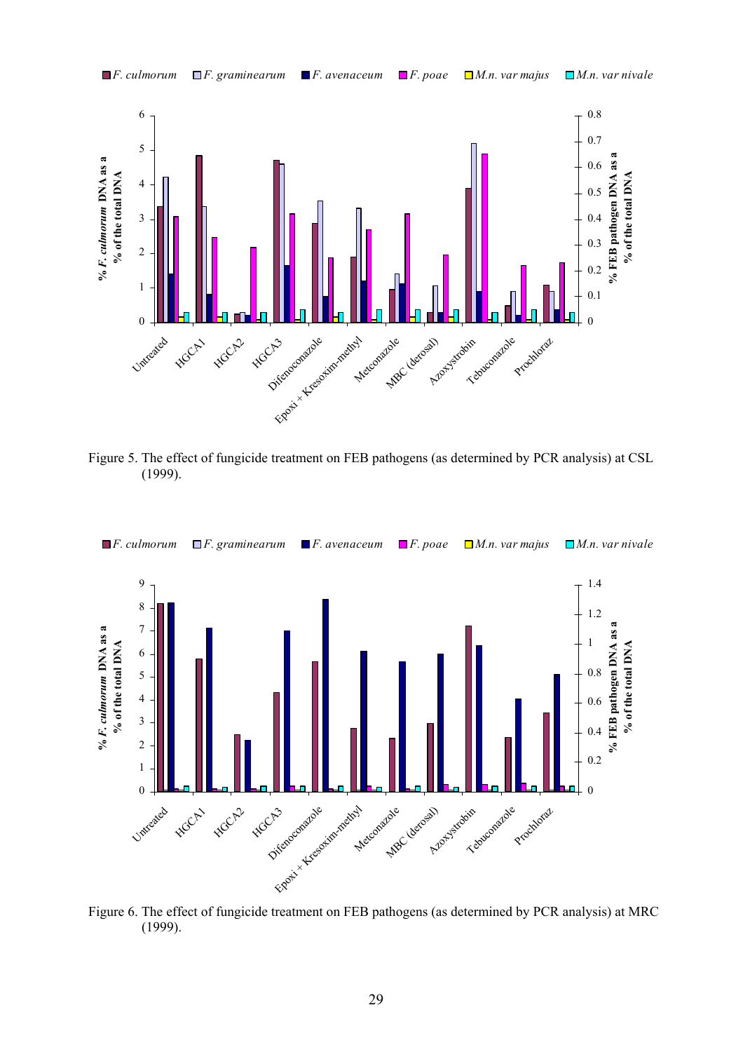■ *F. culmorum* □ *F. graminearum* ■ *F. avenaceum* ■ *F. poae* □ *M.n. var majus* □ *M.n. var nivale*

% *F. culmorum* DNA as a % of the total DNA

% FEB pathogen DNA as a % of the total DNA

0 1 2 3 4 5 6

0 0.1 0.2 0.3 0.4 0.5 0.6 0.7 0.8

Untreated, HGCA1, HGCA2, HGCA3, Difenoconazole, Epoxi + Kresoxim-methyl, Metconazole, MBC (derosal), Azoxystrobin, Tebuconazole, Prochloraz

Figure 5. The effect of fungicide treatment on FEB pathogens (as determined by PCR analysis) at CSL (1999).

■ *F. culmorum* □ *F. graminearum* ■ *F. avenaceum* ■ *F. poae* □ *M.n. var majus* □ *M.n. var nivale*

% *F. culmorum* DNA as a % of the total DNA

% FEB pathogen DNA as a % of the total DNA

0 1 2 3 4 5 6 7 8 9

0 0.2 0.4 0.6 0.8 1 1.2 1.4

Untreated, HGCA1, HGCA2, HGCA3, Difenoconazole, Epoxi + Kresoxim-methyl, Metconazole, MBC (derosal), Azoxystrobin, Tebuconazole, Prochloraz

Figure 6. The effect of fungicide treatment on FEB pathogens (as determined by PCR analysis) at MRC (1999).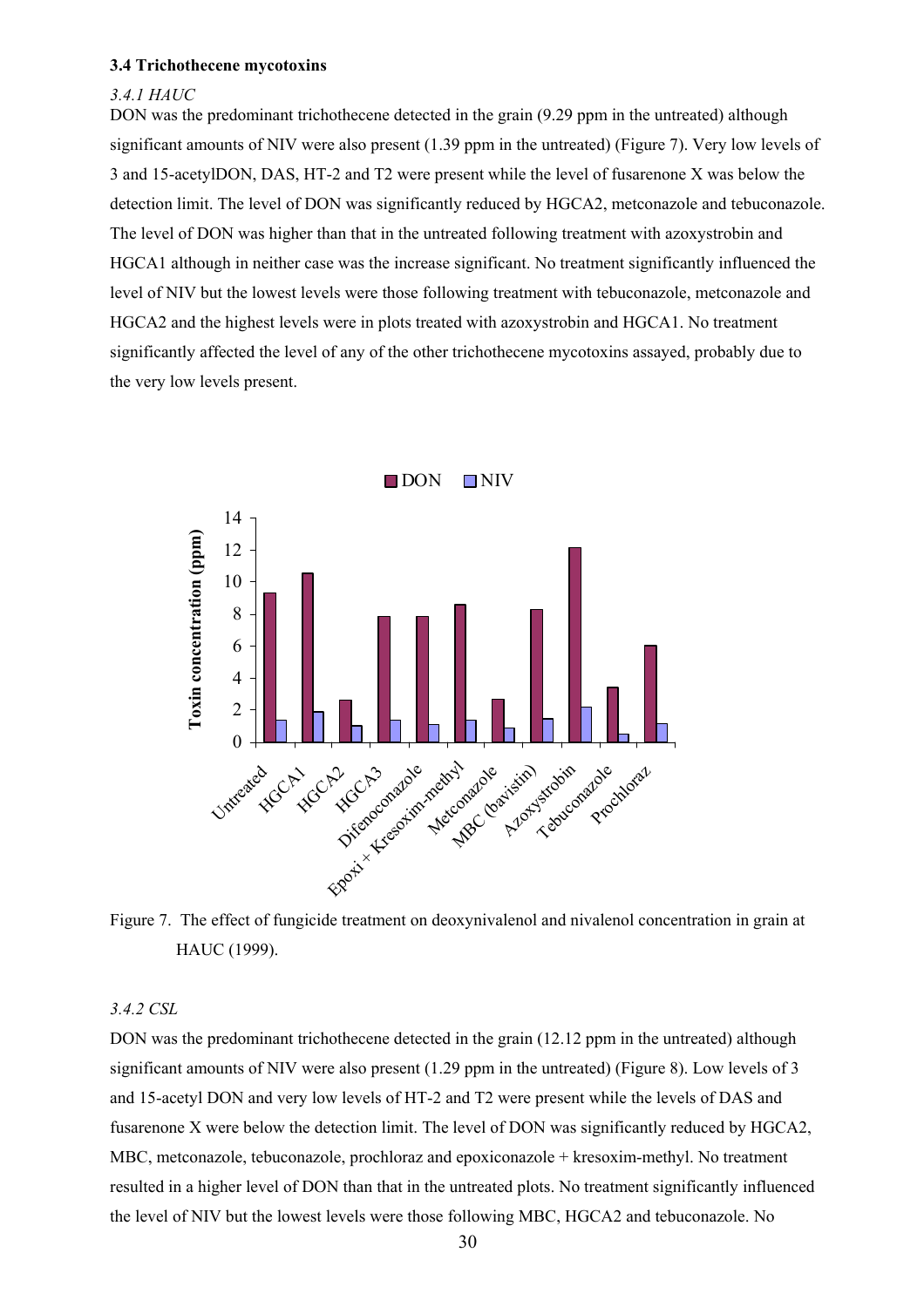### 3.4 Trichothecene mycotoxins

#### *3.4.1 HAUC*

DON was the predominant trichothecene detected in the grain (9.29 ppm in the untreated) although significant amounts of NIV were also present (1.39 ppm in the untreated) (Figure 7). Very low levels of 3 and 15-acetylDON, DAS, HT-2 and T2 were present while the level of fusarenone X was below the detection limit. The level of DON was significantly reduced by HGCA2, metconazole and tebuconazole. The level of DON was higher than that in the untreated following treatment with azoxystrobin and HGCA1 although in neither case was the increase significant. No treatment significantly influenced the level of NIV but the lowest levels were those following treatment with tebuconazole, metconazole and HGCA2 and the highest levels were in plots treated with azoxystrobin and HGCA1. No treatment significantly affected the level of any of the other trichothecene mycotoxins assayed, probably due to the very low levels present.

DON NIV

Toxin concentration (ppm)

0 2 4 6 8 10 12 14

Untreated, HGCA1, HGCA2, HGCA3, Difenoconazole, Epoxi + Kresoxim-methyl, Metconazole, MBC (bavistin), Azoxystrobin, Tebuconazole, Prochloraz

Figure 7. The effect of fungicide treatment on deoxynivalenol and nivalenol concentration in grain at HAUC (1999).

#### *3.4.2 CSL*

DON was the predominant trichothecene detected in the grain (12.12 ppm in the untreated) although significant amounts of NIV were also present (1.29 ppm in the untreated) (Figure 8). Low levels of 3 and 15-acetyl DON and very low levels of HT-2 and T2 were present while the levels of DAS and fusarenone X were below the detection limit. The level of DON was significantly reduced by HGCA2, MBC, metconazole, tebuconazole, prochloraz and epoxiconazole + kresoxim-methyl. No treatment resulted in a higher level of DON than that in the untreated plots. No treatment significantly influenced the level of NIV but the lowest levels were those following MBC, HGCA2 and tebuconazole. No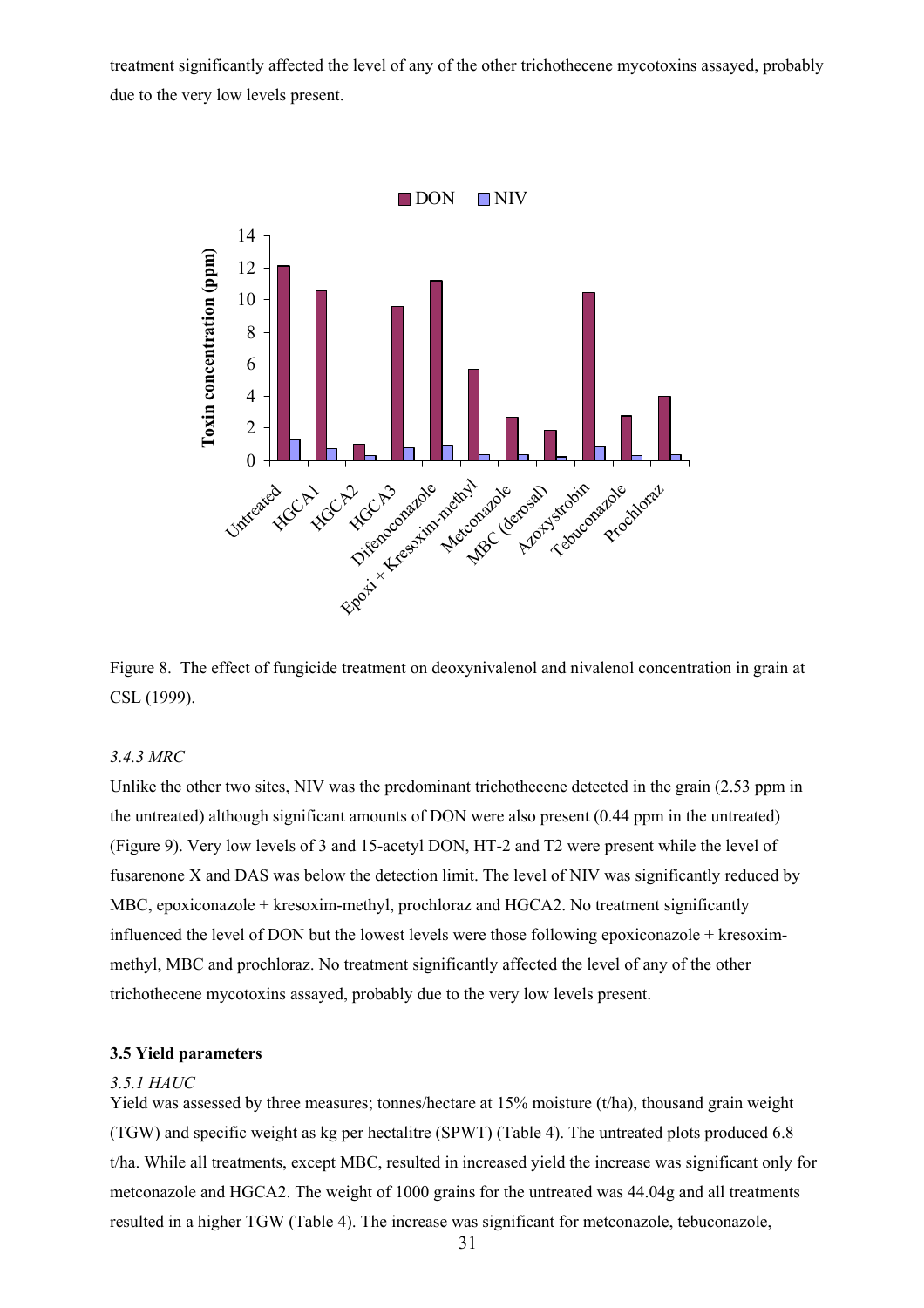treatment significantly affected the level of any of the other trichothecene mycotoxins assayed, probably due to the very low levels present.

DON NIV

Toxin concentration (ppm)

14
12
10
8
6
4
2
0

Untreated
HGCA1
HGCA2
HGCA3
Difenoconazole
Epoxi + Kresoxim-methyl
Metconazole
MBC (derosal)
Azoxystrobin
Tebuconazole
Prochloraz

Figure 8. The effect of fungicide treatment on deoxynivalenol and nivalenol concentration in grain at CSL (1999).

### *3.4.3 MRC*

Unlike the other two sites, NIV was the predominant trichothecene detected in the grain (2.53 ppm in the untreated) although significant amounts of DON were also present (0.44 ppm in the untreated) (Figure 9). Very low levels of 3 and 15-acetyl DON, HT-2 and T2 were present while the level of fusarenone X and DAS was below the detection limit. The level of NIV was significantly reduced by MBC, epoxiconazole + kresoxim-methyl, prochloraz and HGCA2. No treatment significantly influenced the level of DON but the lowest levels were those following epoxiconazole + kresoxim-methyl, MBC and prochloraz. No treatment significantly affected the level of any of the other trichothecene mycotoxins assayed, probably due to the very low levels present.

## **3.5 Yield parameters**

### *3.5.1 HAUC*

Yield was assessed by three measures; tonnes/hectare at 15% moisture (t/ha), thousand grain weight (TGW) and specific weight as kg per hectalitre (SPWT) (Table 4). The untreated plots produced 6.8 t/ha. While all treatments, except MBC, resulted in increased yield the increase was significant only for metconazole and HGCA2. The weight of 1000 grains for the untreated was 44.04g and all treatments resulted in a higher TGW (Table 4). The increase was significant for metconazole, tebuconazole,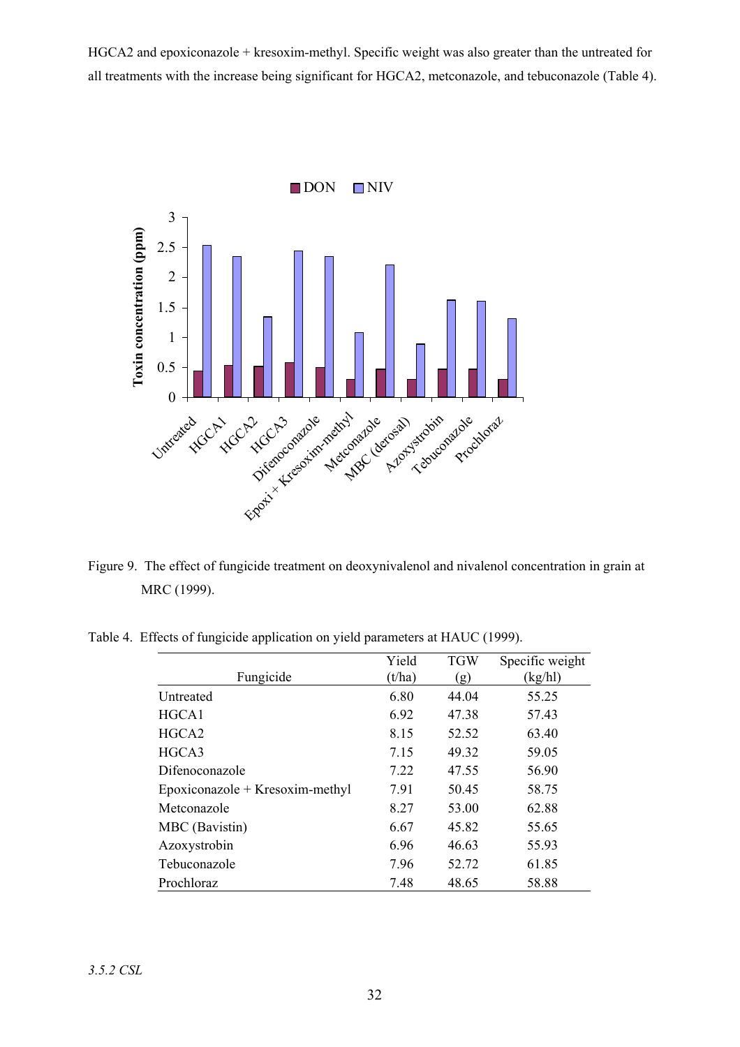HGCA2 and epoxiconazole + kresoxim-methyl. Specific weight was also greater than the untreated for all treatments with the increase being significant for HGCA2, metconazole, and tebuconazole (Table 4).

DON NIV

Toxin concentration (ppm)

3
2.5
2
1.5
1
0.5
0

Untreated
HGCA1
HGCA2
HGCA3
Difenoconazole
Epoxi + Kresoxim-methyl
Metconazole
MBC (derosal)
Azoxystrobin
Tebuconazole
Prochloraz

Figure 9. The effect of fungicide treatment on deoxynivalenol and nivalenol concentration in grain at MRC (1999).

Table 4. Effects of fungicide application on yield parameters at HAUC (1999).

| Fungicide | Yield (t/ha) | TGW (g) | Specific weight (kg/hl) |
|---|---|---|---|
| Untreated | 6.80 | 44.04 | 55.25 |
| HGCA1 | 6.92 | 47.38 | 57.43 |
| HGCA2 | 8.15 | 52.52 | 63.40 |
| HGCA3 | 7.15 | 49.32 | 59.05 |
| Difenoconazole | 7.22 | 47.55 | 56.90 |
| Epoxiconazole + Kresoxim-methyl | 7.91 | 50.45 | 58.75 |
| Metconazole | 8.27 | 53.00 | 62.88 |
| MBC (Bavistin) | 6.67 | 45.82 | 55.65 |
| Azoxystrobin | 6.96 | 46.63 | 55.93 |
| Tebuconazole | 7.96 | 52.72 | 61.85 |
| Prochloraz | 7.48 | 48.65 | 58.88 |

*3.5.2 CSL*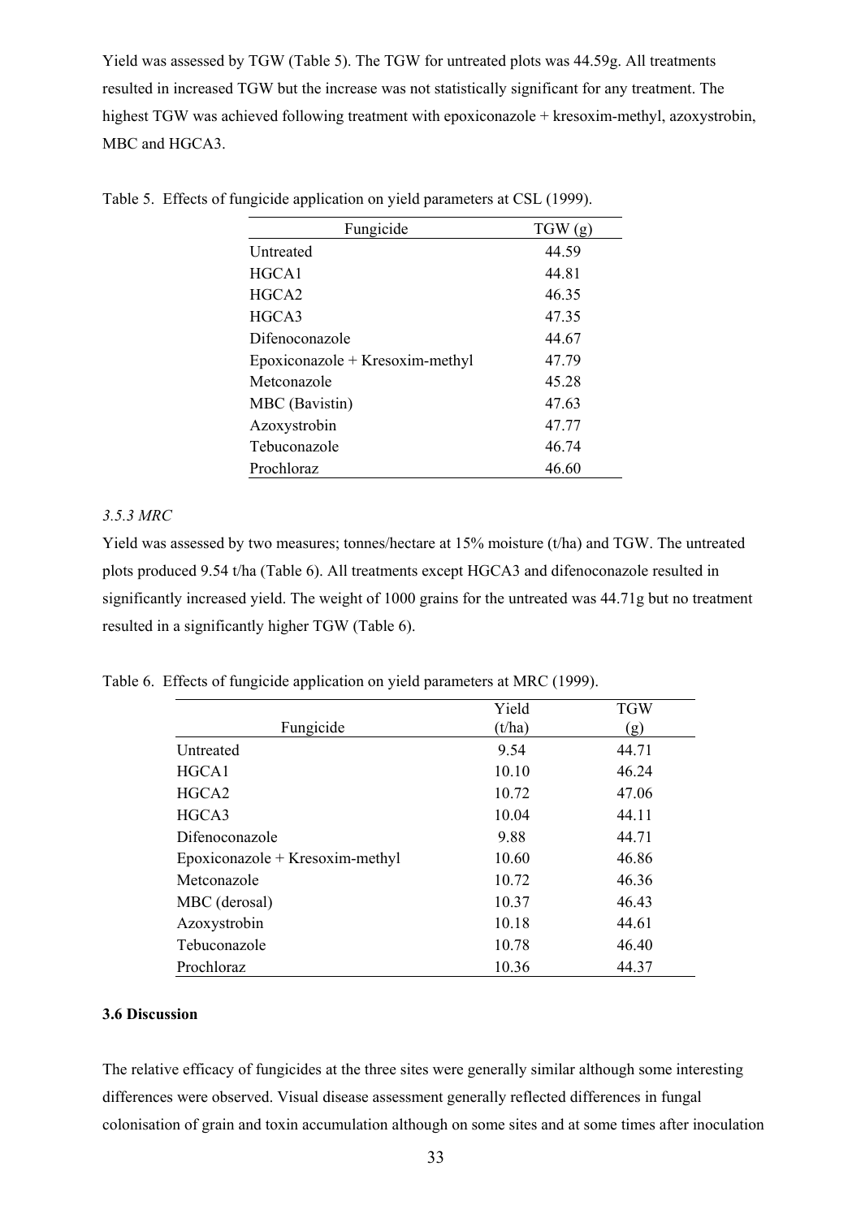Yield was assessed by TGW (Table 5). The TGW for untreated plots was 44.59g. All treatments resulted in increased TGW but the increase was not statistically significant for any treatment. The highest TGW was achieved following treatment with epoxiconazole + kresoxim-methyl, azoxystrobin, MBC and HGCA3.

Table 5. Effects of fungicide application on yield parameters at CSL (1999).

| Fungicide | TGW (g) |
|---|---|
| Untreated | 44.59 |
| HGCA1 | 44.81 |
| HGCA2 | 46.35 |
| HGCA3 | 47.35 |
| Difenoconazole | 44.67 |
| Epoxiconazole + Kresoxim-methyl | 47.79 |
| Metconazole | 45.28 |
| MBC (Bavistin) | 47.63 |
| Azoxystrobin | 47.77 |
| Tebuconazole | 46.74 |
| Prochloraz | 46.60 |

### *3.5.3 MRC*

Yield was assessed by two measures; tonnes/hectare at 15% moisture (t/ha) and TGW. The untreated plots produced 9.54 t/ha (Table 6). All treatments except HGCA3 and difenoconazole resulted in significantly increased yield. The weight of 1000 grains for the untreated was 44.71g but no treatment resulted in a significantly higher TGW (Table 6).

Table 6. Effects of fungicide application on yield parameters at MRC (1999).

| Fungicide | Yield (t/ha) | TGW (g) |
|---|---|---|
| Untreated | 9.54 | 44.71 |
| HGCA1 | 10.10 | 46.24 |
| HGCA2 | 10.72 | 47.06 |
| HGCA3 | 10.04 | 44.11 |
| Difenoconazole | 9.88 | 44.71 |
| Epoxiconazole + Kresoxim-methyl | 10.60 | 46.86 |
| Metconazole | 10.72 | 46.36 |
| MBC (derosal) | 10.37 | 46.43 |
| Azoxystrobin | 10.18 | 44.61 |
| Tebuconazole | 10.78 | 46.40 |
| Prochloraz | 10.36 | 44.37 |

## 3.6 Discussion

The relative efficacy of fungicides at the three sites were generally similar although some interesting differences were observed. Visual disease assessment generally reflected differences in fungal colonisation of grain and toxin accumulation although on some sites and at some times after inoculation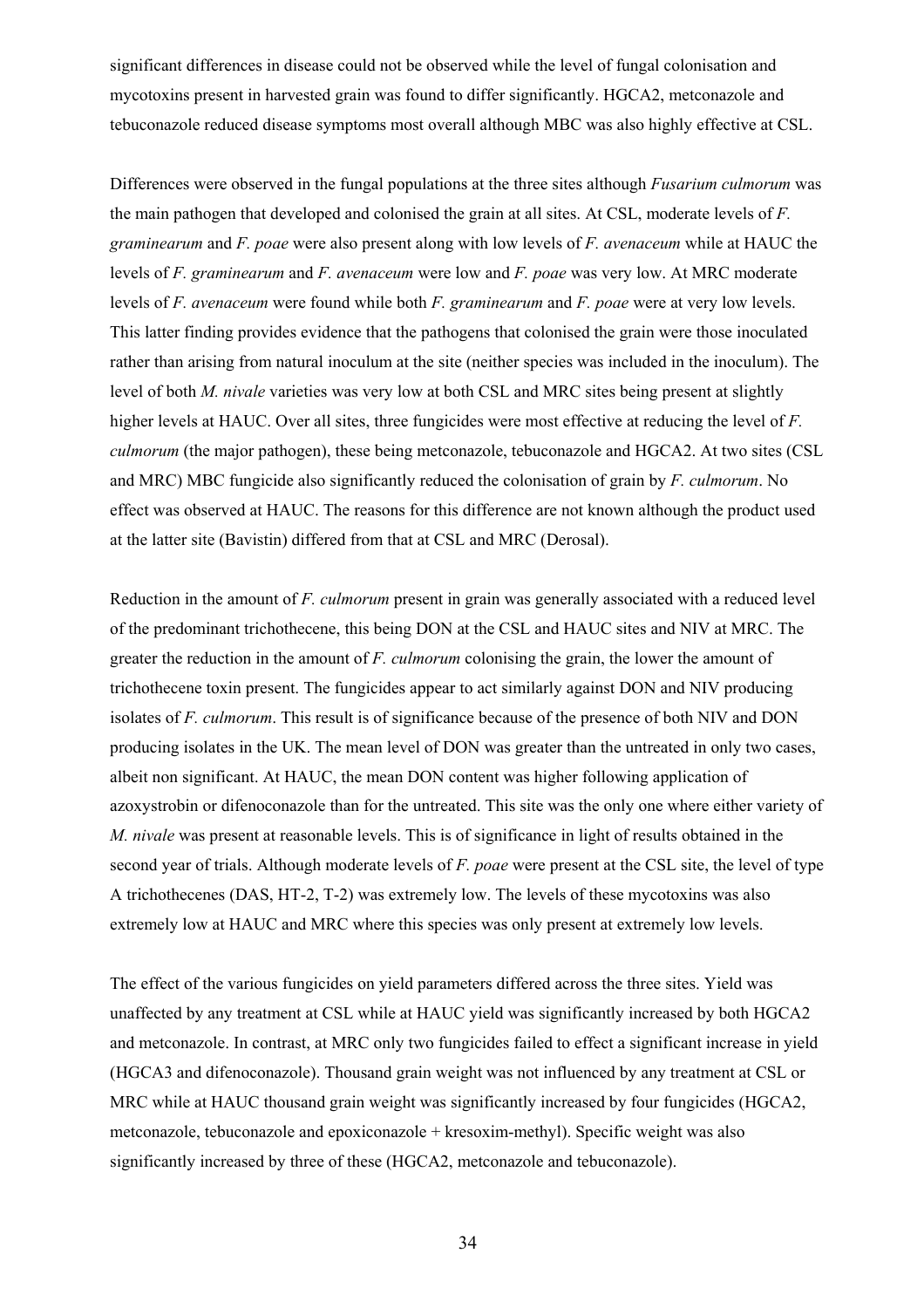significant differences in disease could not be observed while the level of fungal colonisation and mycotoxins present in harvested grain was found to differ significantly. HGCA2, metconazole and tebuconazole reduced disease symptoms most overall although MBC was also highly effective at CSL.

Differences were observed in the fungal populations at the three sites although *Fusarium culmorum* was the main pathogen that developed and colonised the grain at all sites. At CSL, moderate levels of *F. graminearum* and *F. poae* were also present along with low levels of *F. avenaceum* while at HAUC the levels of *F. graminearum* and *F. avenaceum* were low and *F. poae* was very low. At MRC moderate levels of *F. avenaceum* were found while both *F. graminearum* and *F. poae* were at very low levels. This latter finding provides evidence that the pathogens that colonised the grain were those inoculated rather than arising from natural inoculum at the site (neither species was included in the inoculum). The level of both *M. nivale* varieties was very low at both CSL and MRC sites being present at slightly higher levels at HAUC. Over all sites, three fungicides were most effective at reducing the level of *F. culmorum* (the major pathogen), these being metconazole, tebuconazole and HGCA2. At two sites (CSL and MRC) MBC fungicide also significantly reduced the colonisation of grain by *F. culmorum*. No effect was observed at HAUC. The reasons for this difference are not known although the product used at the latter site (Bavistin) differed from that at CSL and MRC (Derosal).

Reduction in the amount of *F. culmorum* present in grain was generally associated with a reduced level of the predominant trichothecene, this being DON at the CSL and HAUC sites and NIV at MRC. The greater the reduction in the amount of *F. culmorum* colonising the grain, the lower the amount of trichothecene toxin present. The fungicides appear to act similarly against DON and NIV producing isolates of *F. culmorum*. This result is of significance because of the presence of both NIV and DON producing isolates in the UK. The mean level of DON was greater than the untreated in only two cases, albeit non significant. At HAUC, the mean DON content was higher following application of azoxystrobin or difenoconazole than for the untreated. This site was the only one where either variety of *M. nivale* was present at reasonable levels. This is of significance in light of results obtained in the second year of trials. Although moderate levels of *F. poae* were present at the CSL site, the level of type A trichothecenes (DAS, HT-2, T-2) was extremely low. The levels of these mycotoxins was also extremely low at HAUC and MRC where this species was only present at extremely low levels.

The effect of the various fungicides on yield parameters differed across the three sites. Yield was unaffected by any treatment at CSL while at HAUC yield was significantly increased by both HGCA2 and metconazole. In contrast, at MRC only two fungicides failed to effect a significant increase in yield (HGCA3 and difenoconazole). Thousand grain weight was not influenced by any treatment at CSL or MRC while at HAUC thousand grain weight was significantly increased by four fungicides (HGCA2, metconazole, tebuconazole and epoxiconazole + kresoxim-methyl). Specific weight was also significantly increased by three of these (HGCA2, metconazole and tebuconazole).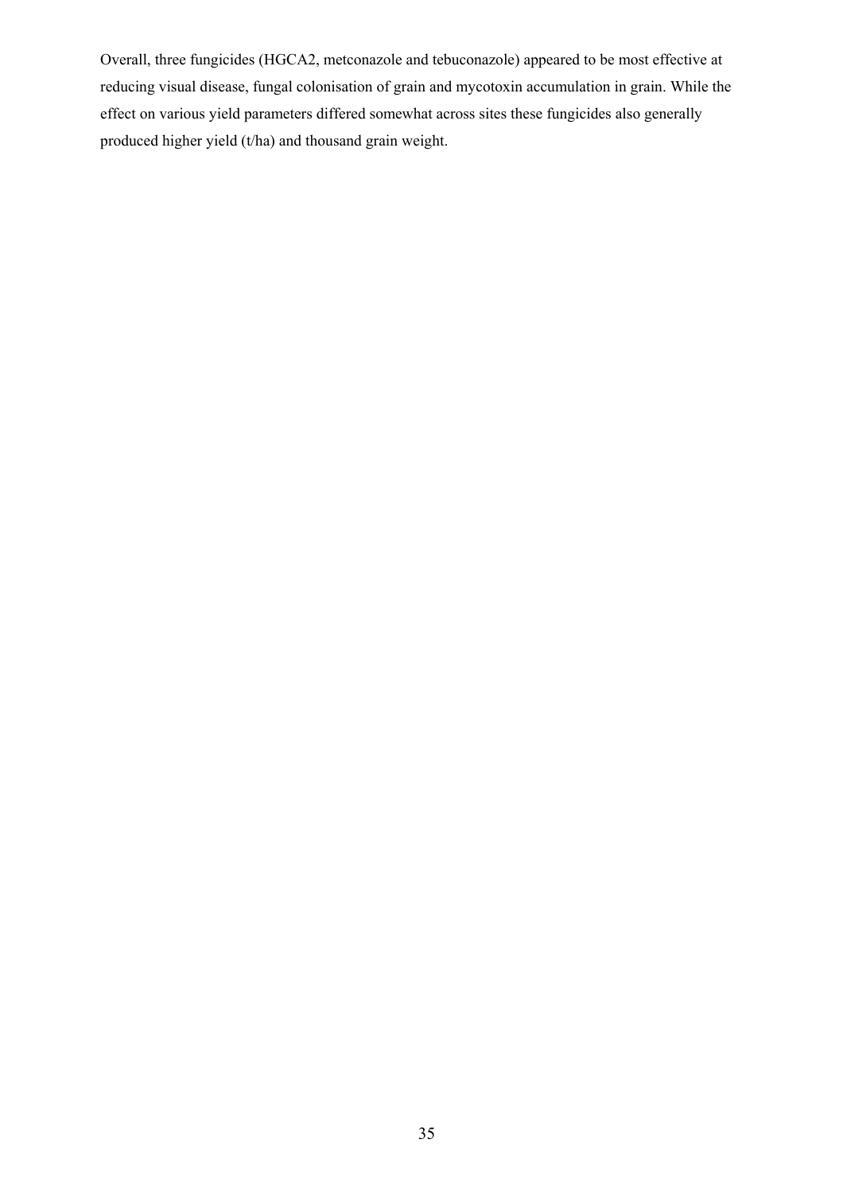Overall, three fungicides (HGCA2, metconazole and tebuconazole) appeared to be most effective at reducing visual disease, fungal colonisation of grain and mycotoxin accumulation in grain. While the effect on various yield parameters differed somewhat across sites these fungicides also generally produced higher yield (t/ha) and thousand grain weight.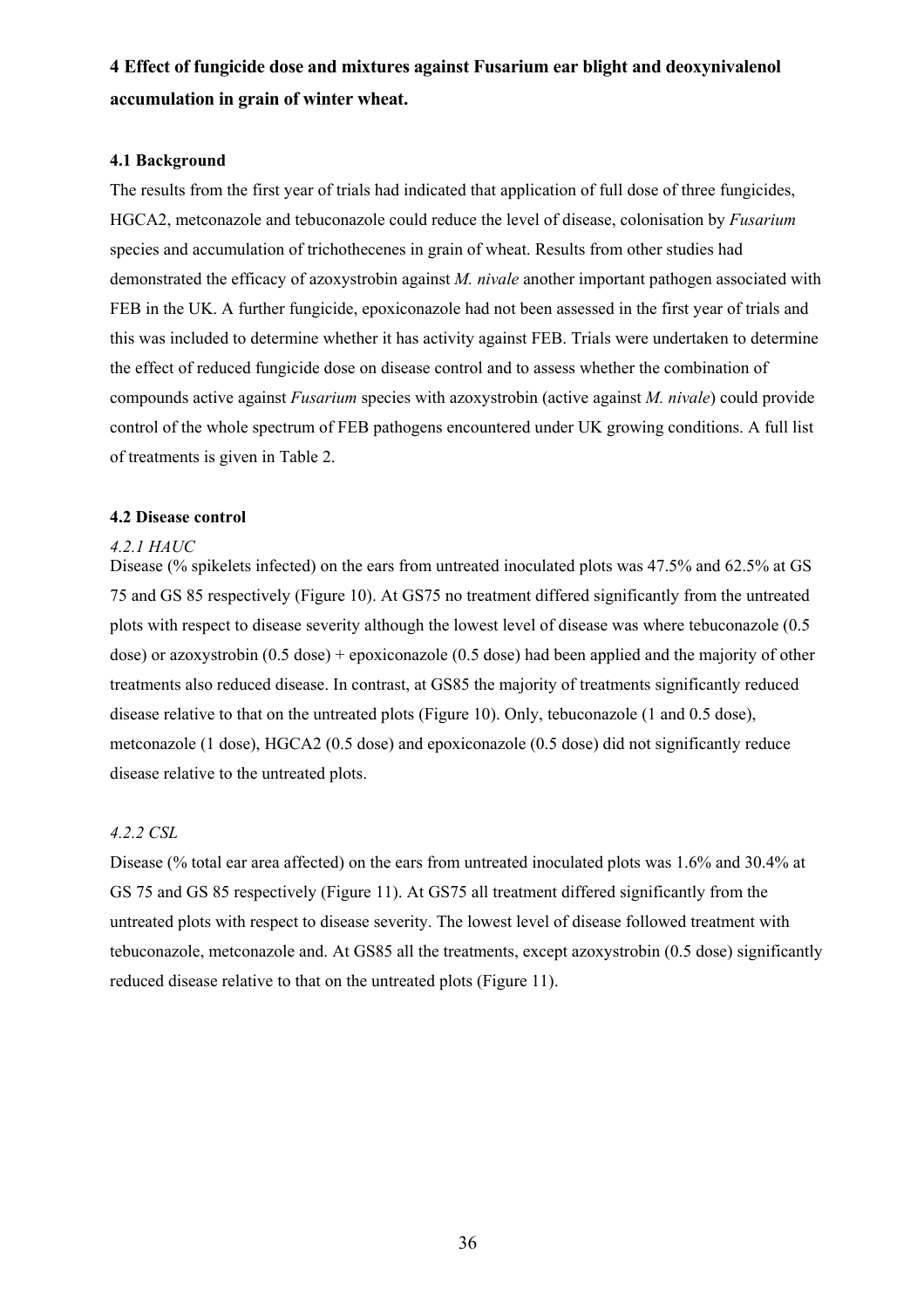## 4 Effect of fungicide dose and mixtures against Fusarium ear blight and deoxynivalenol accumulation in grain of winter wheat.

### 4.1 Background

The results from the first year of trials had indicated that application of full dose of three fungicides, HGCA2, metconazole and tebuconazole could reduce the level of disease, colonisation by *Fusarium* species and accumulation of trichothecenes in grain of wheat. Results from other studies had demonstrated the efficacy of azoxystrobin against *M. nivale* another important pathogen associated with FEB in the UK. A further fungicide, epoxiconazole had not been assessed in the first year of trials and this was included to determine whether it has activity against FEB. Trials were undertaken to determine the effect of reduced fungicide dose on disease control and to assess whether the combination of compounds active against *Fusarium* species with azoxystrobin (active against *M. nivale*) could provide control of the whole spectrum of FEB pathogens encountered under UK growing conditions. A full list of treatments is given in Table 2.

### 4.2 Disease control

#### *4.2.1 HAUC*

Disease (% spikelets infected) on the ears from untreated inoculated plots was 47.5% and 62.5% at GS 75 and GS 85 respectively (Figure 10). At GS75 no treatment differed significantly from the untreated plots with respect to disease severity although the lowest level of disease was where tebuconazole (0.5 dose) or azoxystrobin (0.5 dose) + epoxiconazole (0.5 dose) had been applied and the majority of other treatments also reduced disease. In contrast, at GS85 the majority of treatments significantly reduced disease relative to that on the untreated plots (Figure 10). Only, tebuconazole (1 and 0.5 dose), metconazole (1 dose), HGCA2 (0.5 dose) and epoxiconazole (0.5 dose) did not significantly reduce disease relative to the untreated plots.

#### *4.2.2 CSL*

Disease (% total ear area affected) on the ears from untreated inoculated plots was 1.6% and 30.4% at GS 75 and GS 85 respectively (Figure 11). At GS75 all treatment differed significantly from the untreated plots with respect to disease severity. The lowest level of disease followed treatment with tebuconazole, metconazole and. At GS85 all the treatments, except azoxystrobin (0.5 dose) significantly reduced disease relative to that on the untreated plots (Figure 11).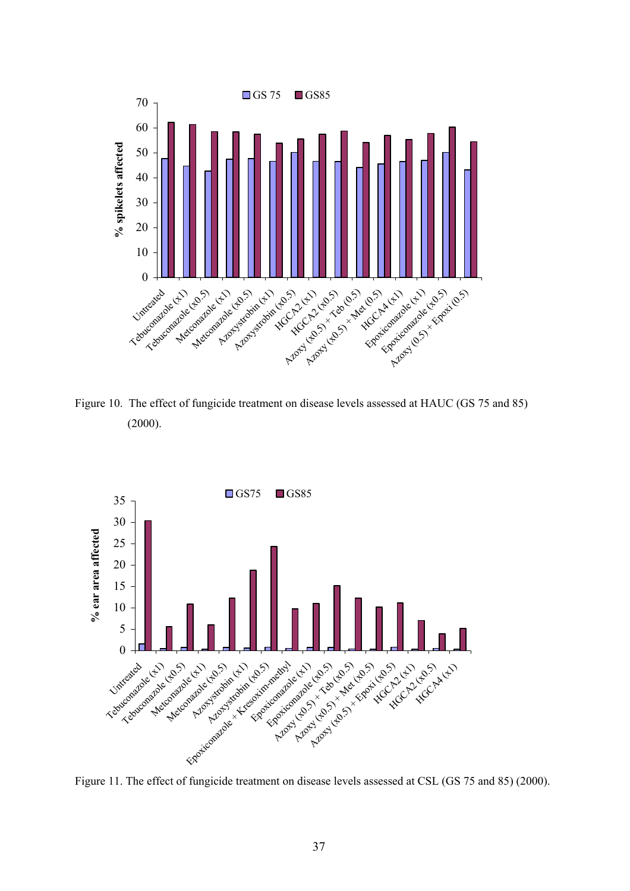GS 75 GS85

70
60
50
40
30
20
10
0

% spikelets affected

Untreated
Tebuconazole (x1)
Tebuconazole (x0.5)
Metconazole (x1)
Metconazole (x0.5)
Azoxystrobin (x1)
Azoxystrobin (x0.5)
HGCA2 (x1)
HGCA2 (x0.5)
Azoxy (x0.5) + Teb (0.5)
Azoxy (x0.5) + Met (0.5)
HGCA4 (x1)
Epoxiconazole (x1)
Epoxiconazole (x0.5)
Azoxy (0.5) + Epoxi (0.5)

Figure 10. The effect of fungicide treatment on disease levels assessed at HAUC (GS 75 and 85) (2000).

GS75 GS85

35
30
25
20
15
10
5
0

% ear area affected

Untreated
Tebuconazole (x1)
Tebuconazole (x0.5)
Metconazole (x1)
Metconazole (x0.5)
Azoxystrobin (x1)
Azoxystrobin (x0.5)
Epoxiconazole + Kresoxim-methyl
Epoxiconazole (x1)
Epoxiconazole (x0.5)
Azoxy (x0.5) + Teb (x0.5)
Azoxy (x0.5) + Met (x0.5)
Azoxy (x0.5) + Epoxi (x0.5)
HGCA2 (x1)
HGCA2 (x0.5)
HGCA4 (x1)

Figure 11. The effect of fungicide treatment on disease levels assessed at CSL (GS 75 and 85) (2000).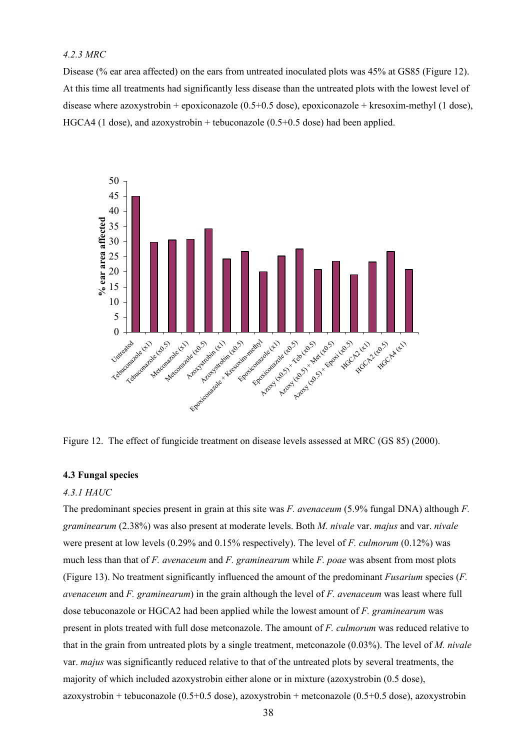*4.2.3 MRC*

Disease (% ear area affected) on the ears from untreated inoculated plots was 45% at GS85 (Figure 12). At this time all treatments had significantly less disease than the untreated plots with the lowest level of disease where azoxystrobin + epoxiconazole (0.5+0.5 dose), epoxiconazole + kresoxim-methyl (1 dose), HGCA4 (1 dose), and azoxystrobin + tebuconazole (0.5+0.5 dose) had been applied.

% ear area affected

0
5
10
15
20
25
30
35
40
45
50

Untreated
Tebuconazole (x1)
Tebuconazole (x0.5)
Metconazole (x1)
Metconazole (x0.5)
Azoxystrobin (x1)
Azoxystrobin (x0.5)
Epoxiconazole + Kresoxim-methyl
Epoxiconazole (x1)
Epoxiconazole (x0.5)
Azoxy (x0.5) + Teb (x0.5)
Azoxy (x0.5) + Met (x0.5)
Azoxy (x0.5) + Epoxi (x0.5)
HGCA2 (x1)
HGCA2 (x0.5)
HGCA4 (x1)

Figure 12. The effect of fungicide treatment on disease levels assessed at MRC (GS 85) (2000).

**4.3 Fungal species**

*4.3.1 HAUC*

The predominant species present in grain at this site was *F. avenaceum* (5.9% fungal DNA) although *F. graminearum* (2.38%) was also present at moderate levels. Both *M. nivale* var. *majus* and var. *nivale* were present at low levels (0.29% and 0.15% respectively). The level of *F. culmorum* (0.12%) was much less than that of *F. avenaceum* and *F. graminearum* while *F. poae* was absent from most plots (Figure 13). No treatment significantly influenced the amount of the predominant *Fusarium* species (*F. avenaceum* and *F. graminearum*) in the grain although the level of *F. avenaceum* was least where full dose tebuconazole or HGCA2 had been applied while the lowest amount of *F. graminearum* was present in plots treated with full dose metconazole. The amount of *F. culmorum* was reduced relative to that in the grain from untreated plots by a single treatment, metconazole (0.03%). The level of *M. nivale* var. *majus* was significantly reduced relative to that of the untreated plots by several treatments, the majority of which included azoxystrobin either alone or in mixture (azoxystrobin (0.5 dose), azoxystrobin + tebuconazole (0.5+0.5 dose), azoxystrobin + metconazole (0.5+0.5 dose), azoxystrobin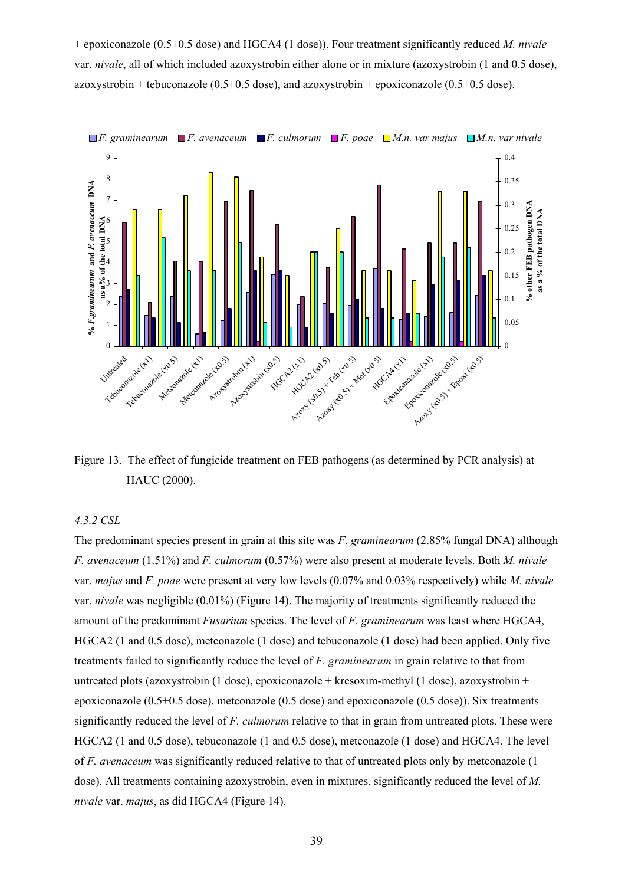+ epoxiconazole (0.5+0.5 dose) and HGCA4 (1 dose)). Four treatment significantly reduced *M. nivale* var. *nivale*, all of which included azoxystrobin either alone or in mixture (azoxystrobin (1 and 0.5 dose), azoxystrobin + tebuconazole (0.5+0.5 dose), and azoxystrobin + epoxiconazole (0.5+0.5 dose).

*F. graminearum* *F. avenaceum* *F. culmorum* *F. poae* *M.n. var majus* *M.n. var nivale*

% *F.graminearum* and *F. avenaceum* DNA as a% of the total DNA

% other FEB pathogen DNA as a % of the total DNA

0 1 2 3 4 5 6 7 8 9

0 0.05 0.1 0.15 0.2 0.25 0.3 0.35 0.4

Untreated, Tebuconazole (x1), Tebuconazole (x0.5), Metconazole (x1), Metconazole (x0.5), Azoxystrobin (x1), Azoxystrobin (x0.5), HGCA2 (x1), HGCA2 (x0.5), Azoxy (x0.5) + Teb (x0.5), Azoxy (x0.5) + Met (x0.5), HGCA4 (x1), Epoxiconazole (x1), Epoxiconazole (x0.5), Azoxy (x0.5) + Epoxi (x0.5)

Figure 13. The effect of fungicide treatment on FEB pathogens (as determined by PCR analysis) at HAUC (2000).

*4.3.2 CSL*

The predominant species present in grain at this site was *F. graminearum* (2.85% fungal DNA) although *F. avenaceum* (1.51%) and *F. culmorum* (0.57%) were also present at moderate levels. Both *M. nivale* var. *majus* and *F. poae* were present at very low levels (0.07% and 0.03% respectively) while *M. nivale* var. *nivale* was negligible (0.01%) (Figure 14). The majority of treatments significantly reduced the amount of the predominant *Fusarium* species. The level of *F. graminearum* was least where HGCA4, HGCA2 (1 and 0.5 dose), metconazole (1 dose) and tebuconazole (1 dose) had been applied. Only five treatments failed to significantly reduce the level of *F. graminearum* in grain relative to that from untreated plots (azoxystrobin (1 dose), epoxiconazole + kresoxim-methyl (1 dose), azoxystrobin + epoxiconazole (0.5+0.5 dose), metconazole (0.5 dose) and epoxiconazole (0.5 dose)). Six treatments significantly reduced the level of *F. culmorum* relative to that in grain from untreated plots. These were HGCA2 (1 and 0.5 dose), tebuconazole (1 and 0.5 dose), metconazole (1 dose) and HGCA4. The level of *F. avenaceum* was significantly reduced relative to that of untreated plots only by metconazole (1 dose). All treatments containing azoxystrobin, even in mixtures, significantly reduced the level of *M. nivale* var. *majus*, as did HGCA4 (Figure 14).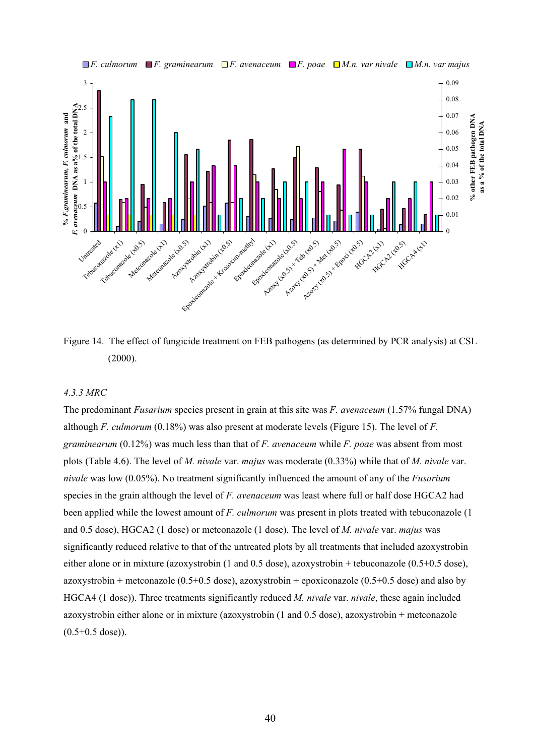□ *F. culmorum* ■ *F. graminearum* □ *F. avenaceum* ■ *F. poae* □ *M.n. var nivale* □ *M.n. var majus*

% *F.graminearum, F. culmorum* and *F. avenaceum* DNA as a% of the total DNA

% other FEB pathogen DNA as a % of the total DNA

3
2.5
2
1.5
1
0.5
0

0.09
0.08
0.07
0.06
0.05
0.04
0.03
0.02
0.01
0

Untreated
Tebuconazole (x1)
Tebuconazole (x0.5)
Metconazole (x1)
Metconazole (x0.5)
Azoxystrobin (x1)
Azoxystrobin (x0.5)
Epoxiconazole + Kresoxim-methyl
Epoxiconazole (x1)
Epoxiconazole (x0.5)
Azoxy (x0.5) + Teb (x0.5)
Azoxy (x0.5) + Met (x0.5)
Azoxy (x0.5) + Epoxi (x0.5)
HGCA2 (x1)
HGCA2 (x0.5)
HGCA4 (x1)

Figure 14. The effect of fungicide treatment on FEB pathogens (as determined by PCR analysis) at CSL (2000).

### *4.3.3 MRC*

The predominant *Fusarium* species present in grain at this site was *F. avenaceum* (1.57% fungal DNA) although *F. culmorum* (0.18%) was also present at moderate levels (Figure 15). The level of *F. graminearum* (0.12%) was much less than that of *F. avenaceum* while *F. poae* was absent from most plots (Table 4.6). The level of *M. nivale* var. *majus* was moderate (0.33%) while that of *M. nivale* var. *nivale* was low (0.05%). No treatment significantly influenced the amount of any of the *Fusarium* species in the grain although the level of *F. avenaceum* was least where full or half dose HGCA2 had been applied while the lowest amount of *F. culmorum* was present in plots treated with tebuconazole (1 and 0.5 dose), HGCA2 (1 dose) or metconazole (1 dose). The level of *M. nivale* var. *majus* was significantly reduced relative to that of the untreated plots by all treatments that included azoxystrobin either alone or in mixture (azoxystrobin (1 and 0.5 dose), azoxystrobin + tebuconazole (0.5+0.5 dose), azoxystrobin + metconazole (0.5+0.5 dose), azoxystrobin + epoxiconazole (0.5+0.5 dose) and also by HGCA4 (1 dose)). Three treatments significantly reduced *M. nivale* var. *nivale*, these again included azoxystrobin either alone or in mixture (azoxystrobin (1 and 0.5 dose), azoxystrobin + metconazole (0.5+0.5 dose)).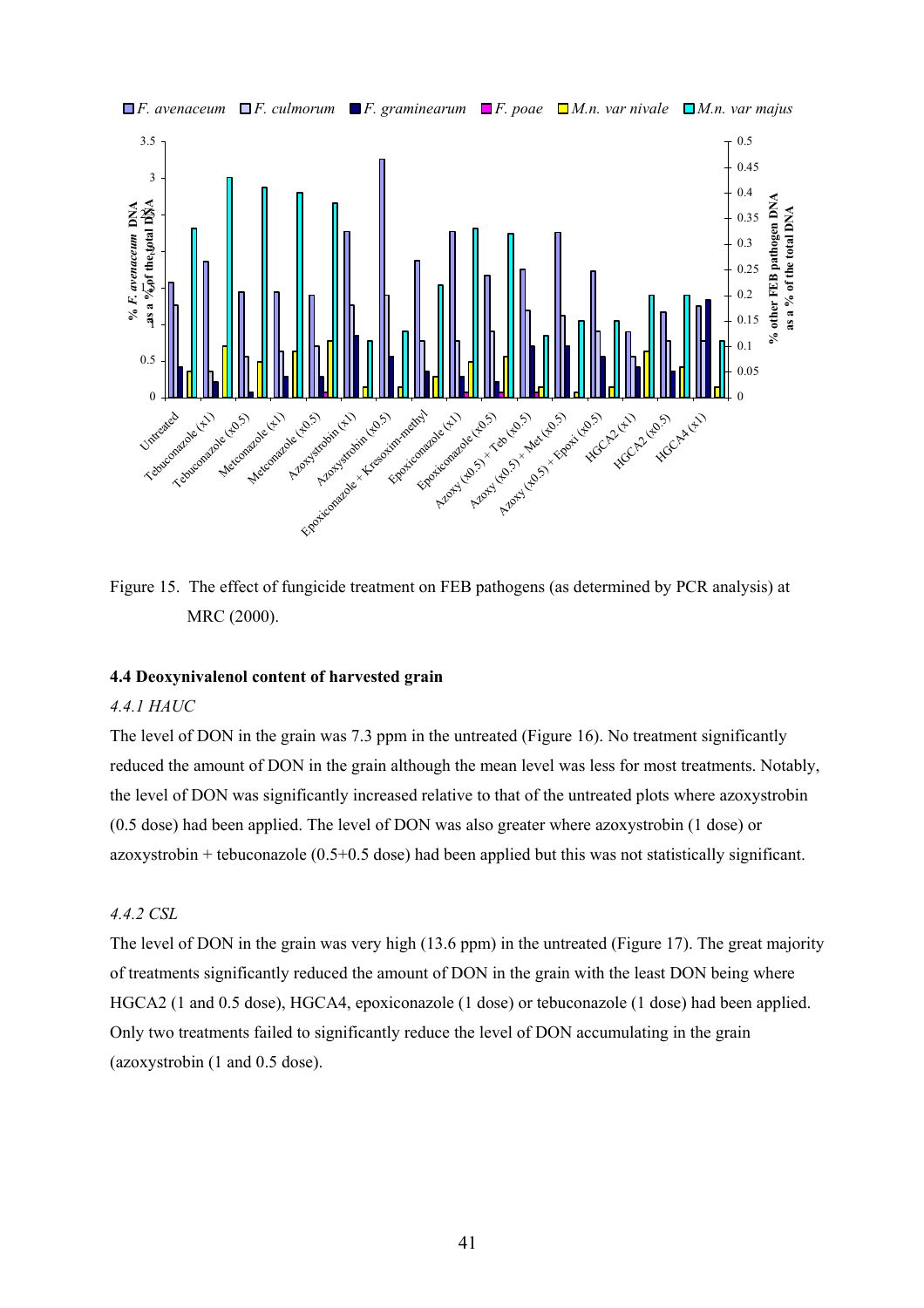F. avenaceum F. culmorum F. graminearum F. poae M.n. var nivale M.n. var majus

% F. avenaceum DNA as a % of the total DNA

% other FEB pathogen DNA as a % of the total DNA

0 0.5 1 1.5 2 2.5 3 3.5

0 0.05 0.1 0.15 0.2 0.25 0.3 0.35 0.4 0.45 0.5

Untreated, Tebuconazole (x1), Tebuconazole (x0.5), Metconazole (x1), Metconazole (x0.5), Azoxystrobin (x1), Azoxystrobin (x0.5), Epoxiconazole + Kresoxim-methyl, Epoxiconazole (x1), Epoxiconazole (x0.5), Azoxy (x0.5) + Teb (x0.5), Azoxy (x0.5) + Met (x0.5), Azoxy (x0.5) + Epoxi (x0.5), HGCA2 (x1), HGCA2 (x0.5), HGCA4 (x1)

Figure 15. The effect of fungicide treatment on FEB pathogens (as determined by PCR analysis) at MRC (2000).

### 4.4 Deoxynivalenol content of harvested grain

#### *4.4.1 HAUC*

The level of DON in the grain was 7.3 ppm in the untreated (Figure 16). No treatment significantly reduced the amount of DON in the grain although the mean level was less for most treatments. Notably, the level of DON was significantly increased relative to that of the untreated plots where azoxystrobin (0.5 dose) had been applied. The level of DON was also greater where azoxystrobin (1 dose) or azoxystrobin + tebuconazole (0.5+0.5 dose) had been applied but this was not statistically significant.

#### *4.4.2 CSL*

The level of DON in the grain was very high (13.6 ppm) in the untreated (Figure 17). The great majority of treatments significantly reduced the amount of DON in the grain with the least DON being where HGCA2 (1 and 0.5 dose), HGCA4, epoxiconazole (1 dose) or tebuconazole (1 dose) had been applied. Only two treatments failed to significantly reduce the level of DON accumulating in the grain (azoxystrobin (1 and 0.5 dose).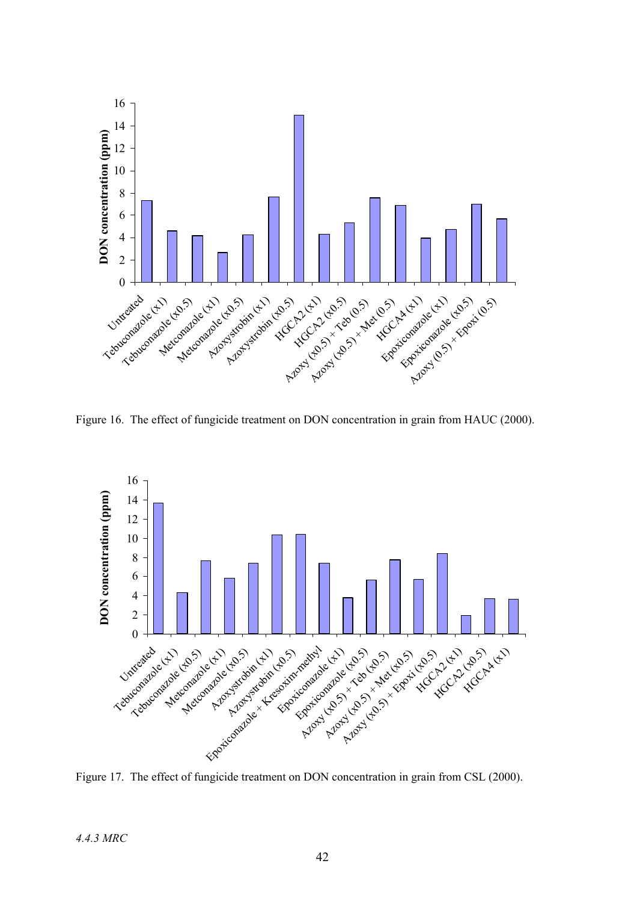DON concentration (ppm)

0
2
4
6
8
10
12
14
16

Untreated
Tebuconazole (x1)
Tebuconazole (x0.5)
Metconazole (x1)
Metconazole (x0.5)
Azoxystrobin (x1)
Azoxystrobin (x0.5)
HGCA2 (x1)
HGCA2 (x0.5)
Azoxy (x0.5) + Teb (0.5)
Azoxy (x0.5) + Met (0.5)
HGCA4 (x1)
Epoxiconazole (x1)
Epoxiconazole (x0.5)
Azoxy (0.5) + Epoxi (0.5)

Figure 16. The effect of fungicide treatment on DON concentration in grain from HAUC (2000).

DON concentration (ppm)

0
2
4
6
8
10
12
14
16

Untreated
Tebuconazole (x1)
Tebuconazole (x0.5)
Metconazole (x1)
Metconazole (x0.5)
Azoxystrobin (x1)
Azoxystrobin (x0.5)
Epoxiconazole + Kresoxim-methyl
Epoxiconazole (x1)
Epoxiconazole (x0.5)
Azoxy (x0.5) + Teb (x0.5)
Azoxy (x0.5) + Met (x0.5)
Azoxy (x0.5) + Epoxi (x0.5)
HGCA2 (x1)
HGCA2 (x0.5)
HGCA4 (x1)

Figure 17. The effect of fungicide treatment on DON concentration in grain from CSL (2000).

*4.4.3 MRC*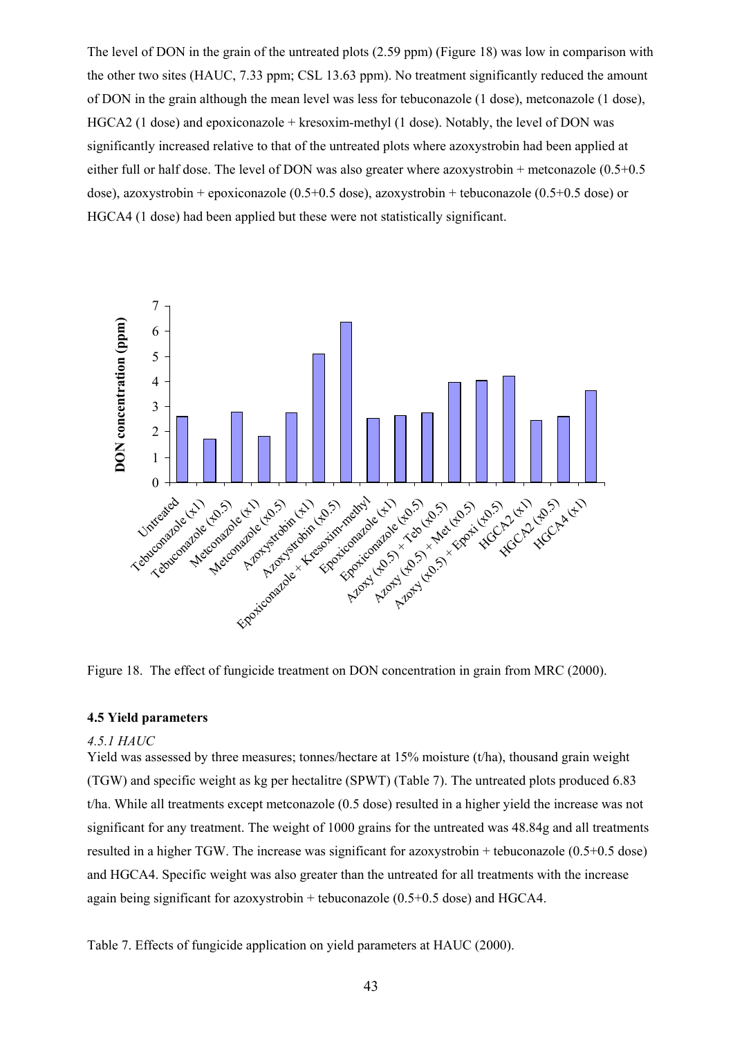The level of DON in the grain of the untreated plots (2.59 ppm) (Figure 18) was low in comparison with the other two sites (HAUC, 7.33 ppm; CSL 13.63 ppm). No treatment significantly reduced the amount of DON in the grain although the mean level was less for tebuconazole (1 dose), metconazole (1 dose), HGCA2 (1 dose) and epoxiconazole + kresoxim-methyl (1 dose). Notably, the level of DON was significantly increased relative to that of the untreated plots where azoxystrobin had been applied at either full or half dose. The level of DON was also greater where azoxystrobin + metconazole (0.5+0.5 dose), azoxystrobin + epoxiconazole (0.5+0.5 dose), azoxystrobin + tebuconazole (0.5+0.5 dose) or HGCA4 (1 dose) had been applied but these were not statistically significant.

DON concentration (ppm)

0
1
2
3
4
5
6
7

Untreated
Tebuconazole (x1)
Tebuconazole (x0.5)
Metconazole (x1)
Metconazole (x0.5)
Azoxystrobin (x1)
Azoxystrobin (x0.5)
Epoxiconazole + Kresoxim-methyl
Epoxiconazole (x1)
Epoxiconazole (x0.5)
Azoxy (x0.5) + Teb (x0.5)
Azoxy (x0.5) + Met (x0.5)
Azoxy (x0.5) + Epoxi (x0.5)
HGCA2 (x1)
HGCA2 (x0.5)
HGCA4 (x1)

Figure 18. The effect of fungicide treatment on DON concentration in grain from MRC (2000).

### 4.5 Yield parameters

*4.5.1 HAUC*

Yield was assessed by three measures; tonnes/hectare at 15% moisture (t/ha), thousand grain weight (TGW) and specific weight as kg per hectalitre (SPWT) (Table 7). The untreated plots produced 6.83 t/ha. While all treatments except metconazole (0.5 dose) resulted in a higher yield the increase was not significant for any treatment. The weight of 1000 grains for the untreated was 48.84g and all treatments resulted in a higher TGW. The increase was significant for azoxystrobin + tebuconazole (0.5+0.5 dose) and HGCA4. Specific weight was also greater than the untreated for all treatments with the increase again being significant for azoxystrobin + tebuconazole (0.5+0.5 dose) and HGCA4.

Table 7. Effects of fungicide application on yield parameters at HAUC (2000).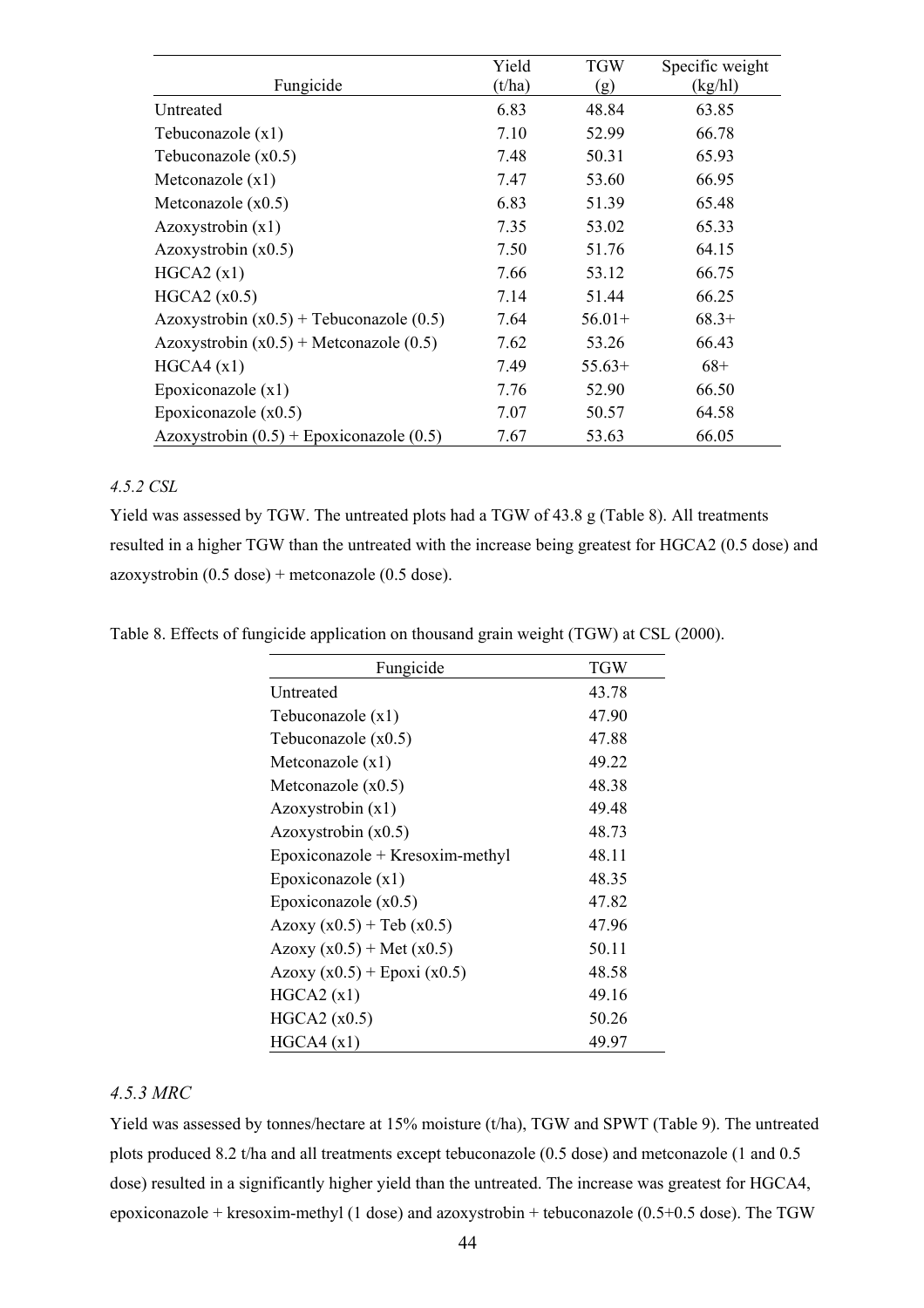| Fungicide | Yield (t/ha) | TGW (g) | Specific weight (kg/hl) |
|---|---|---|---|
| Untreated | 6.83 | 48.84 | 63.85 |
| Tebuconazole (x1) | 7.10 | 52.99 | 66.78 |
| Tebuconazole (x0.5) | 7.48 | 50.31 | 65.93 |
| Metconazole (x1) | 7.47 | 53.60 | 66.95 |
| Metconazole (x0.5) | 6.83 | 51.39 | 65.48 |
| Azoxystrobin (x1) | 7.35 | 53.02 | 65.33 |
| Azoxystrobin (x0.5) | 7.50 | 51.76 | 64.15 |
| HGCA2 (x1) | 7.66 | 53.12 | 66.75 |
| HGCA2 (x0.5) | 7.14 | 51.44 | 66.25 |
| Azoxystrobin (x0.5) + Tebuconazole (0.5) | 7.64 | 56.01+ | 68.3+ |
| Azoxystrobin (x0.5) + Metconazole (0.5) | 7.62 | 53.26 | 66.43 |
| HGCA4 (x1) | 7.49 | 55.63+ | 68+ |
| Epoxiconazole (x1) | 7.76 | 52.90 | 66.50 |
| Epoxiconazole (x0.5) | 7.07 | 50.57 | 64.58 |
| Azoxystrobin (0.5) + Epoxiconazole (0.5) | 7.67 | 53.63 | 66.05 |

*4.5.2 CSL*

Yield was assessed by TGW. The untreated plots had a TGW of 43.8 g (Table 8). All treatments resulted in a higher TGW than the untreated with the increase being greatest for HGCA2 (0.5 dose) and azoxystrobin (0.5 dose) + metconazole (0.5 dose).

Table 8. Effects of fungicide application on thousand grain weight (TGW) at CSL (2000).

| Fungicide | TGW |
|---|---|
| Untreated | 43.78 |
| Tebuconazole (x1) | 47.90 |
| Tebuconazole (x0.5) | 47.88 |
| Metconazole (x1) | 49.22 |
| Metconazole (x0.5) | 48.38 |
| Azoxystrobin (x1) | 49.48 |
| Azoxystrobin (x0.5) | 48.73 |
| Epoxiconazole + Kresoxim-methyl | 48.11 |
| Epoxiconazole (x1) | 48.35 |
| Epoxiconazole (x0.5) | 47.82 |
| Azoxy (x0.5) + Teb (x0.5) | 47.96 |
| Azoxy (x0.5) + Met (x0.5) | 50.11 |
| Azoxy (x0.5) + Epoxi (x0.5) | 48.58 |
| HGCA2 (x1) | 49.16 |
| HGCA2 (x0.5) | 50.26 |
| HGCA4 (x1) | 49.97 |

*4.5.3 MRC*

Yield was assessed by tonnes/hectare at 15% moisture (t/ha), TGW and SPWT (Table 9). The untreated plots produced 8.2 t/ha and all treatments except tebuconazole (0.5 dose) and metconazole (1 and 0.5 dose) resulted in a significantly higher yield than the untreated. The increase was greatest for HGCA4, epoxiconazole + kresoxim-methyl (1 dose) and azoxystrobin + tebuconazole (0.5+0.5 dose). The TGW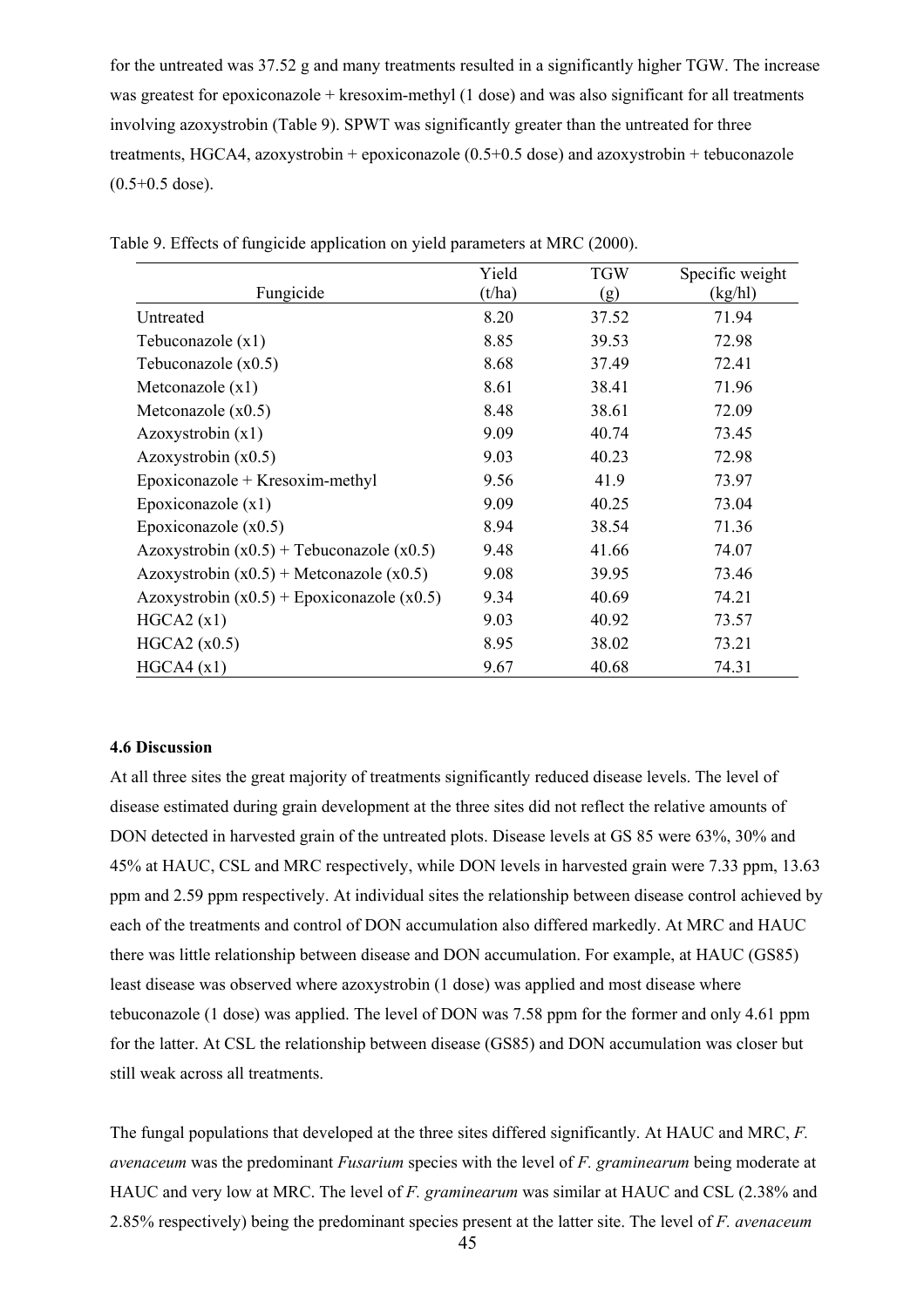for the untreated was 37.52 g and many treatments resulted in a significantly higher TGW. The increase was greatest for epoxiconazole + kresoxim-methyl (1 dose) and was also significant for all treatments involving azoxystrobin (Table 9). SPWT was significantly greater than the untreated for three treatments, HGCA4, azoxystrobin + epoxiconazole (0.5+0.5 dose) and azoxystrobin + tebuconazole (0.5+0.5 dose).

Table 9. Effects of fungicide application on yield parameters at MRC (2000).

| Fungicide | Yield (t/ha) | TGW (g) | Specific weight (kg/hl) |
|---|---|---|---|
| Untreated | 8.20 | 37.52 | 71.94 |
| Tebuconazole (x1) | 8.85 | 39.53 | 72.98 |
| Tebuconazole (x0.5) | 8.68 | 37.49 | 72.41 |
| Metconazole (x1) | 8.61 | 38.41 | 71.96 |
| Metconazole (x0.5) | 8.48 | 38.61 | 72.09 |
| Azoxystrobin (x1) | 9.09 | 40.74 | 73.45 |
| Azoxystrobin (x0.5) | 9.03 | 40.23 | 72.98 |
| Epoxiconazole + Kresoxim-methyl | 9.56 | 41.9 | 73.97 |
| Epoxiconazole (x1) | 9.09 | 40.25 | 73.04 |
| Epoxiconazole (x0.5) | 8.94 | 38.54 | 71.36 |
| Azoxystrobin (x0.5) + Tebuconazole (x0.5) | 9.48 | 41.66 | 74.07 |
| Azoxystrobin (x0.5) + Metconazole (x0.5) | 9.08 | 39.95 | 73.46 |
| Azoxystrobin (x0.5) + Epoxiconazole (x0.5) | 9.34 | 40.69 | 74.21 |
| HGCA2 (x1) | 9.03 | 40.92 | 73.57 |
| HGCA2 (x0.5) | 8.95 | 38.02 | 73.21 |
| HGCA4 (x1) | 9.67 | 40.68 | 74.31 |

#### 4.6 Discussion

At all three sites the great majority of treatments significantly reduced disease levels. The level of disease estimated during grain development at the three sites did not reflect the relative amounts of DON detected in harvested grain of the untreated plots. Disease levels at GS 85 were 63%, 30% and 45% at HAUC, CSL and MRC respectively, while DON levels in harvested grain were 7.33 ppm, 13.63 ppm and 2.59 ppm respectively. At individual sites the relationship between disease control achieved by each of the treatments and control of DON accumulation also differed markedly. At MRC and HAUC there was little relationship between disease and DON accumulation. For example, at HAUC (GS85) least disease was observed where azoxystrobin (1 dose) was applied and most disease where tebuconazole (1 dose) was applied. The level of DON was 7.58 ppm for the former and only 4.61 ppm for the latter. At CSL the relationship between disease (GS85) and DON accumulation was closer but still weak across all treatments.

The fungal populations that developed at the three sites differed significantly. At HAUC and MRC, *F. avenaceum* was the predominant *Fusarium* species with the level of *F. graminearum* being moderate at HAUC and very low at MRC. The level of *F. graminearum* was similar at HAUC and CSL (2.38% and 2.85% respectively) being the predominant species present at the latter site. The level of *F. avenaceum*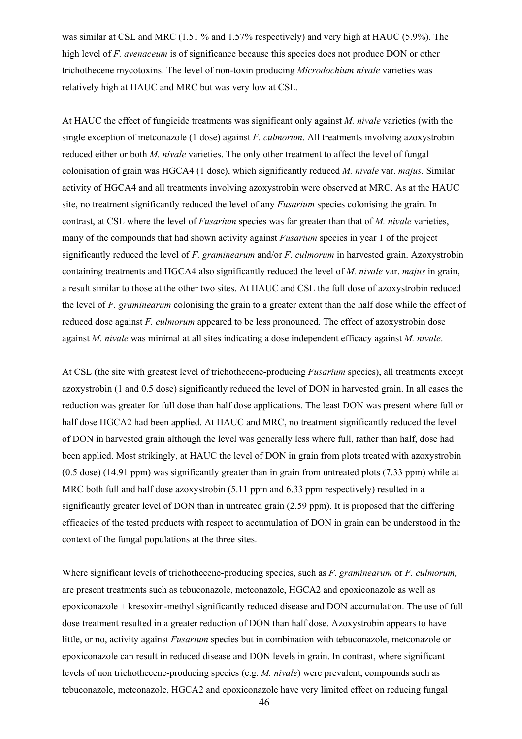was similar at CSL and MRC (1.51 % and 1.57% respectively) and very high at HAUC (5.9%). The high level of *F. avenaceum* is of significance because this species does not produce DON or other trichothecene mycotoxins. The level of non-toxin producing *Microdochium nivale* varieties was relatively high at HAUC and MRC but was very low at CSL.

At HAUC the effect of fungicide treatments was significant only against *M. nivale* varieties (with the single exception of metconazole (1 dose) against *F. culmorum*. All treatments involving azoxystrobin reduced either or both *M. nivale* varieties. The only other treatment to affect the level of fungal colonisation of grain was HGCA4 (1 dose), which significantly reduced *M. nivale* var. *majus*. Similar activity of HGCA4 and all treatments involving azoxystrobin were observed at MRC. As at the HAUC site, no treatment significantly reduced the level of any *Fusarium* species colonising the grain. In contrast, at CSL where the level of *Fusarium* species was far greater than that of *M. nivale* varieties, many of the compounds that had shown activity against *Fusarium* species in year 1 of the project significantly reduced the level of *F. graminearum* and/or *F. culmorum* in harvested grain. Azoxystrobin containing treatments and HGCA4 also significantly reduced the level of *M. nivale* var. *majus* in grain, a result similar to those at the other two sites. At HAUC and CSL the full dose of azoxystrobin reduced the level of *F. graminearum* colonising the grain to a greater extent than the half dose while the effect of reduced dose against *F. culmorum* appeared to be less pronounced. The effect of azoxystrobin dose against *M. nivale* was minimal at all sites indicating a dose independent efficacy against *M. nivale*.

At CSL (the site with greatest level of trichothecene-producing *Fusarium* species), all treatments except azoxystrobin (1 and 0.5 dose) significantly reduced the level of DON in harvested grain. In all cases the reduction was greater for full dose than half dose applications. The least DON was present where full or half dose HGCA2 had been applied. At HAUC and MRC, no treatment significantly reduced the level of DON in harvested grain although the level was generally less where full, rather than half, dose had been applied. Most strikingly, at HAUC the level of DON in grain from plots treated with azoxystrobin (0.5 dose) (14.91 ppm) was significantly greater than in grain from untreated plots (7.33 ppm) while at MRC both full and half dose azoxystrobin (5.11 ppm and 6.33 ppm respectively) resulted in a significantly greater level of DON than in untreated grain (2.59 ppm). It is proposed that the differing efficacies of the tested products with respect to accumulation of DON in grain can be understood in the context of the fungal populations at the three sites.

Where significant levels of trichothecene-producing species, such as *F. graminearum* or *F. culmorum,* are present treatments such as tebuconazole, metconazole, HGCA2 and epoxiconazole as well as epoxiconazole + kresoxim-methyl significantly reduced disease and DON accumulation. The use of full dose treatment resulted in a greater reduction of DON than half dose. Azoxystrobin appears to have little, or no, activity against *Fusarium* species but in combination with tebuconazole, metconazole or epoxiconazole can result in reduced disease and DON levels in grain. In contrast, where significant levels of non trichothecene-producing species (e.g. *M. nivale*) were prevalent, compounds such as tebuconazole, metconazole, HGCA2 and epoxiconazole have very limited effect on reducing fungal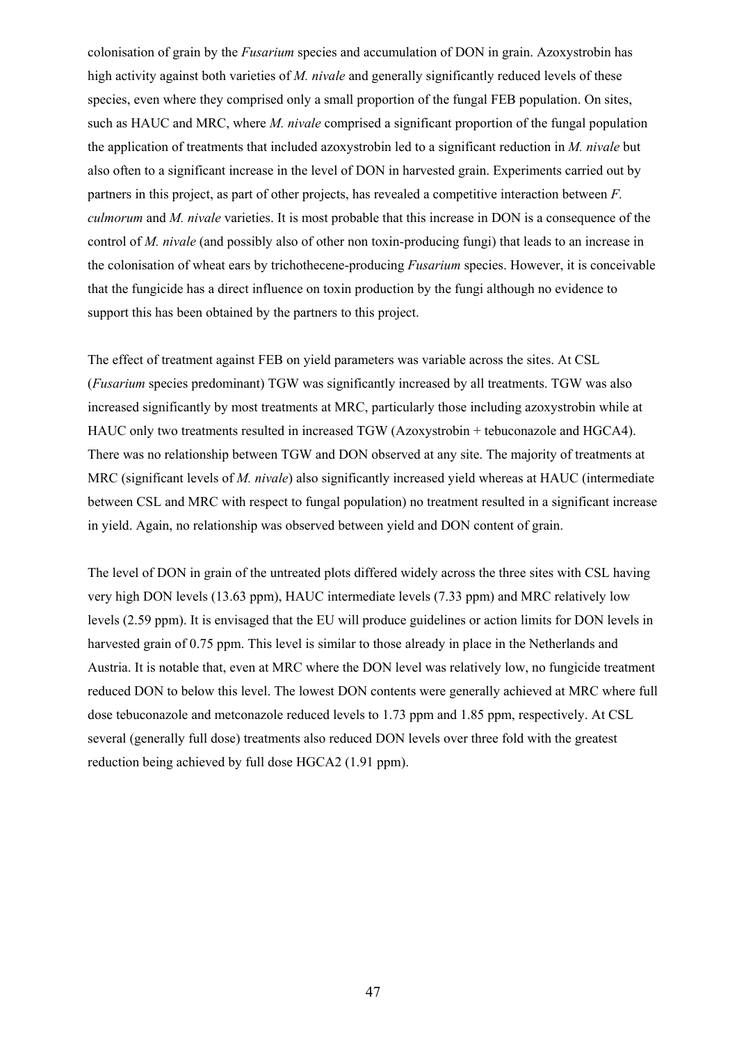colonisation of grain by the *Fusarium* species and accumulation of DON in grain. Azoxystrobin has high activity against both varieties of *M. nivale* and generally significantly reduced levels of these species, even where they comprised only a small proportion of the fungal FEB population. On sites, such as HAUC and MRC, where *M. nivale* comprised a significant proportion of the fungal population the application of treatments that included azoxystrobin led to a significant reduction in *M. nivale* but also often to a significant increase in the level of DON in harvested grain. Experiments carried out by partners in this project, as part of other projects, has revealed a competitive interaction between *F. culmorum* and *M. nivale* varieties. It is most probable that this increase in DON is a consequence of the control of *M. nivale* (and possibly also of other non toxin-producing fungi) that leads to an increase in the colonisation of wheat ears by trichothecene-producing *Fusarium* species. However, it is conceivable that the fungicide has a direct influence on toxin production by the fungi although no evidence to support this has been obtained by the partners to this project.

The effect of treatment against FEB on yield parameters was variable across the sites. At CSL (*Fusarium* species predominant) TGW was significantly increased by all treatments. TGW was also increased significantly by most treatments at MRC, particularly those including azoxystrobin while at HAUC only two treatments resulted in increased TGW (Azoxystrobin + tebuconazole and HGCA4). There was no relationship between TGW and DON observed at any site. The majority of treatments at MRC (significant levels of *M. nivale*) also significantly increased yield whereas at HAUC (intermediate between CSL and MRC with respect to fungal population) no treatment resulted in a significant increase in yield. Again, no relationship was observed between yield and DON content of grain.

The level of DON in grain of the untreated plots differed widely across the three sites with CSL having very high DON levels (13.63 ppm), HAUC intermediate levels (7.33 ppm) and MRC relatively low levels (2.59 ppm). It is envisaged that the EU will produce guidelines or action limits for DON levels in harvested grain of 0.75 ppm. This level is similar to those already in place in the Netherlands and Austria. It is notable that, even at MRC where the DON level was relatively low, no fungicide treatment reduced DON to below this level. The lowest DON contents were generally achieved at MRC where full dose tebuconazole and metconazole reduced levels to 1.73 ppm and 1.85 ppm, respectively. At CSL several (generally full dose) treatments also reduced DON levels over three fold with the greatest reduction being achieved by full dose HGCA2 (1.91 ppm).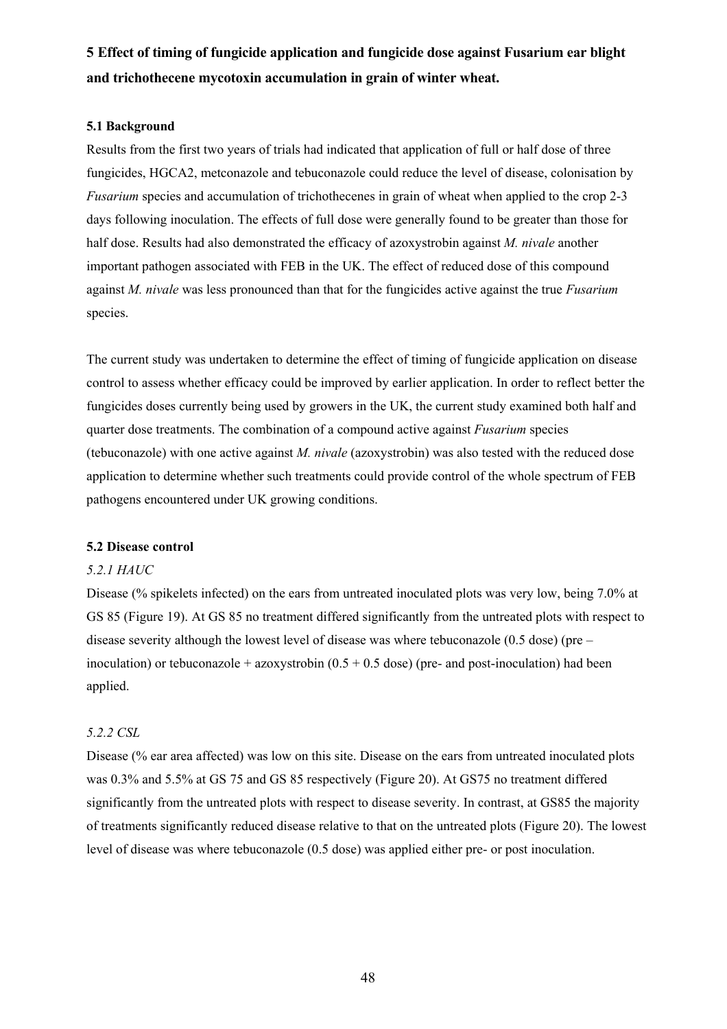## 5 Effect of timing of fungicide application and fungicide dose against Fusarium ear blight and trichothecene mycotoxin accumulation in grain of winter wheat.

### 5.1 Background

Results from the first two years of trials had indicated that application of full or half dose of three fungicides, HGCA2, metconazole and tebuconazole could reduce the level of disease, colonisation by *Fusarium* species and accumulation of trichothecenes in grain of wheat when applied to the crop 2-3 days following inoculation. The effects of full dose were generally found to be greater than those for half dose. Results had also demonstrated the efficacy of azoxystrobin against *M. nivale* another important pathogen associated with FEB in the UK. The effect of reduced dose of this compound against *M. nivale* was less pronounced than that for the fungicides active against the true *Fusarium* species.

The current study was undertaken to determine the effect of timing of fungicide application on disease control to assess whether efficacy could be improved by earlier application. In order to reflect better the fungicides doses currently being used by growers in the UK, the current study examined both half and quarter dose treatments. The combination of a compound active against *Fusarium* species (tebuconazole) with one active against *M. nivale* (azoxystrobin) was also tested with the reduced dose application to determine whether such treatments could provide control of the whole spectrum of FEB pathogens encountered under UK growing conditions.

### 5.2 Disease control

#### *5.2.1 HAUC*

Disease (% spikelets infected) on the ears from untreated inoculated plots was very low, being 7.0% at GS 85 (Figure 19). At GS 85 no treatment differed significantly from the untreated plots with respect to disease severity although the lowest level of disease was where tebuconazole (0.5 dose) (pre – inoculation) or tebuconazole + azoxystrobin (0.5 + 0.5 dose) (pre- and post-inoculation) had been applied.

#### *5.2.2 CSL*

Disease (% ear area affected) was low on this site. Disease on the ears from untreated inoculated plots was 0.3% and 5.5% at GS 75 and GS 85 respectively (Figure 20). At GS75 no treatment differed significantly from the untreated plots with respect to disease severity. In contrast, at GS85 the majority of treatments significantly reduced disease relative to that on the untreated plots (Figure 20). The lowest level of disease was where tebuconazole (0.5 dose) was applied either pre- or post inoculation.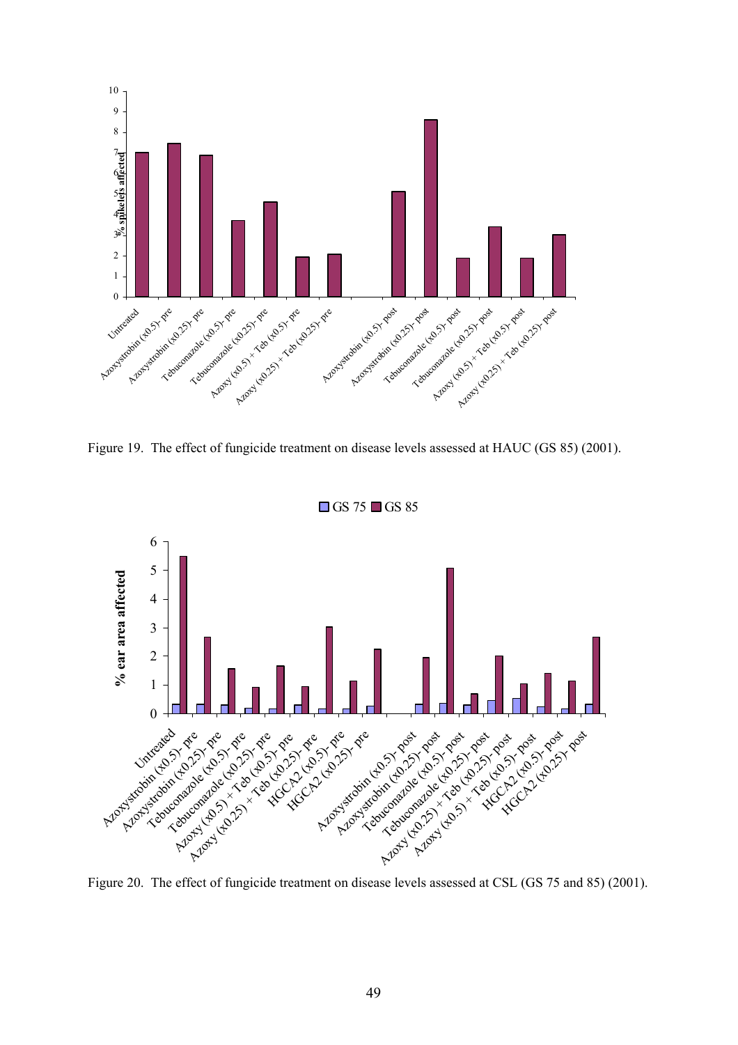% spikelets affected

10
9
8
7
6
5
4
3
2
1
0

Untreated
Azoxystrobin (x0.5)- pre
Azoxystrobin (x0.25)- pre
Tebuconazole (x0.5)- pre
Tebuconazole (x0.25)- pre
Azoxy (x0.5) + Teb (x0.5)- pre
Azoxy (x0.25) + Teb (x0.25)- pre
Azoxystrobin (x0.5)- post
Azoxystrobin (x0.25)- post
Tebuconazole (x0.5)- post
Tebuconazole (x0.25)- post
Azoxy (x0.5) + Teb (x0.5)- post
Azoxy (x0.25) + Teb (x0.25)- post

Figure 19. The effect of fungicide treatment on disease levels assessed at HAUC (GS 85) (2001).

GS 75 GS 85

% ear area affected

6
5
4
3
2
1
0

Untreated
Azoxystrobin (x0.5)- pre
Azoxystrobin (x0.25)- pre
Tebuconazole (x0.5)- pre
Tebuconazole (x0.25)- pre
Azoxy (x0.5) + Teb (x0.5)- pre
Azoxy (x0.25) + Teb (x0.25)- pre
HGCA2 (x0.5)- pre
HGCA2 (x0.25)- pre
Azoxystrobin (x0.5)- post
Azoxystrobin (x0.25)- post
Tebuconazole (x0.5)- post
Tebuconazole (x0.25)- post
Azoxy (x0.25) + Teb (x0.25)- post
Azoxy (x0.5) + Teb (x0.5)- post
HGCA2 (x0.5)- post
HGCA2 (x0.25)- post

Figure 20. The effect of fungicide treatment on disease levels assessed at CSL (GS 75 and 85) (2001).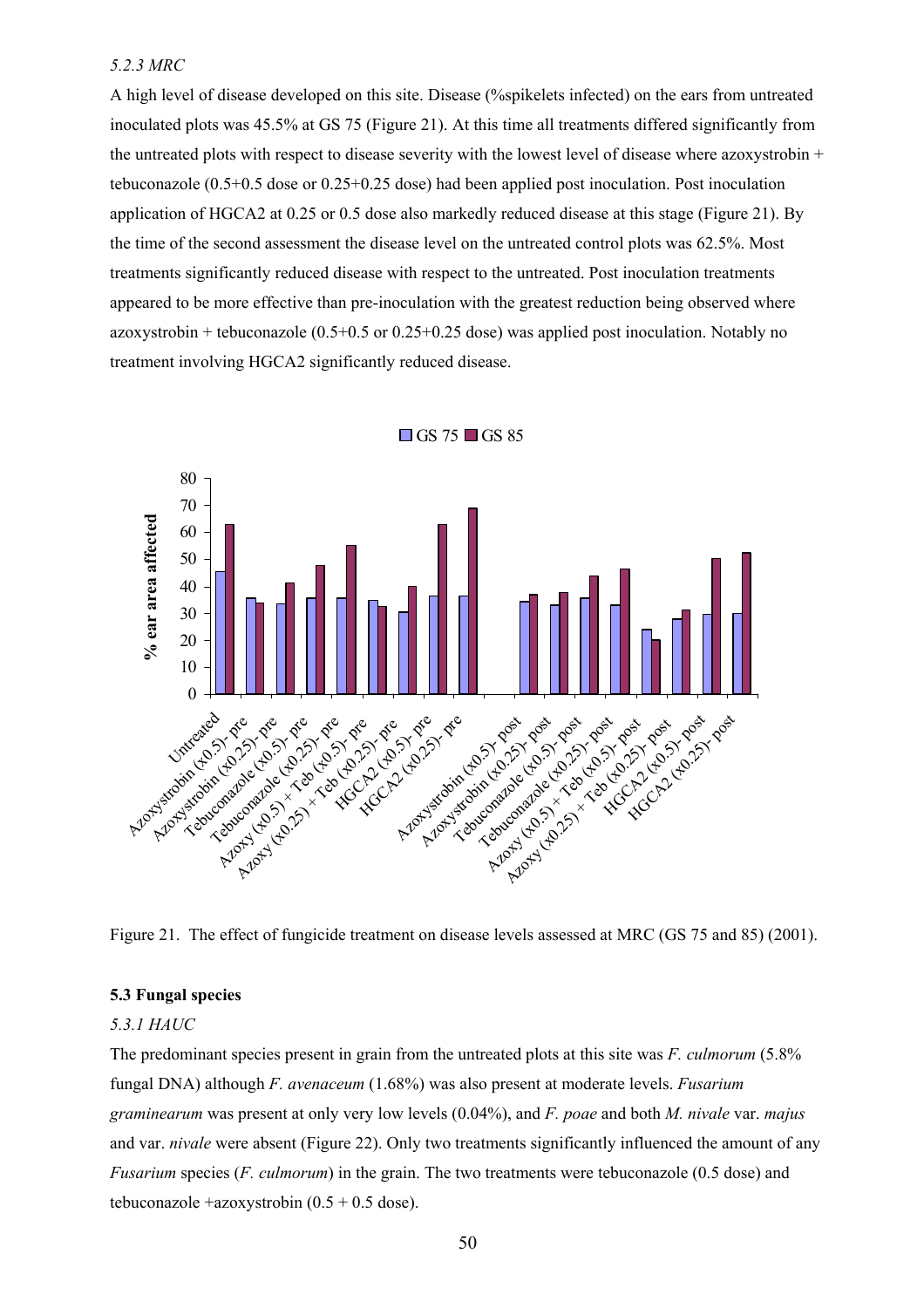*5.2.3 MRC*

A high level of disease developed on this site. Disease (%spikelets infected) on the ears from untreated inoculated plots was 45.5% at GS 75 (Figure 21). At this time all treatments differed significantly from the untreated plots with respect to disease severity with the lowest level of disease where azoxystrobin + tebuconazole (0.5+0.5 dose or 0.25+0.25 dose) had been applied post inoculation. Post inoculation application of HGCA2 at 0.25 or 0.5 dose also markedly reduced disease at this stage (Figure 21). By the time of the second assessment the disease level on the untreated control plots was 62.5%. Most treatments significantly reduced disease with respect to the untreated. Post inoculation treatments appeared to be more effective than pre-inoculation with the greatest reduction being observed where azoxystrobin + tebuconazole (0.5+0.5 or 0.25+0.25 dose) was applied post inoculation. Notably no treatment involving HGCA2 significantly reduced disease.

GS 75
GS 85

% ear area affected

80
70
60
50
40
30
20
10
0

Untreated
Azoxystrobin (x0.5)- pre
Azoxystrobin (x0.25)- pre
Tebuconazole (x0.5)- pre
Tebuconazole (x0.25)- pre
Azoxy (x0.5) + Teb (x0.5)- pre
Azoxy (x0.25) + Teb (x0.25)- pre
HGCA2 (x0.5)- pre
HGCA2 (x0.25)- pre
Azoxystrobin (x0.5)- post
Azoxystrobin (x0.25)- post
Tebuconazole (x0.5)- post
Tebuconazole (x0.25)- post
Azoxy (x0.5) + Teb (x0.5)- post
Azoxy (x0.25) + Teb (x0.25)- post
HGCA2 (x0.5)- post
HGCA2 (x0.25)- post

Figure 21. The effect of fungicide treatment on disease levels assessed at MRC (GS 75 and 85) (2001).

### 5.3 Fungal species

*5.3.1 HAUC*

The predominant species present in grain from the untreated plots at this site was *F. culmorum* (5.8% fungal DNA) although *F. avenaceum* (1.68%) was also present at moderate levels. *Fusarium graminearum* was present at only very low levels (0.04%), and *F. poae* and both *M. nivale* var. *majus* and var. *nivale* were absent (Figure 22). Only two treatments significantly influenced the amount of any *Fusarium* species (*F. culmorum*) in the grain. The two treatments were tebuconazole (0.5 dose) and tebuconazole +azoxystrobin (0.5 + 0.5 dose).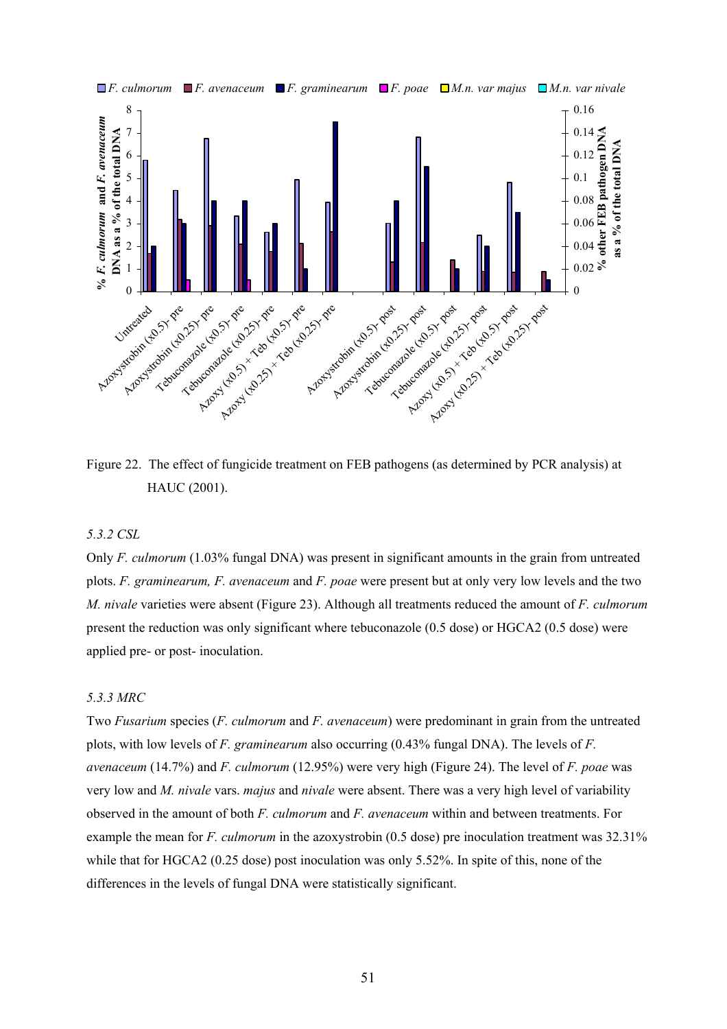□ F. culmorum ■ F. avenaceum ■ F. graminearum ■ F. poae □ M.n. var majus □ M.n. var nivale

% F. culmorum and F. avenaceum DNA as a % of the total DNA

% other FEB pathogen DNA as a % of the total DNA

0 1 2 3 4 5 6 7 8

0 0.02 0.04 0.06 0.08 0.1 0.12 0.14 0.16

Untreated

Azoxystrobin (x0.5)- pre

Azoxystrobin (x0.25)- pre

Tebuconazole (x0.5)- pre

Tebuconazole (x0.25)- pre

Azoxy (x0.5) + Teb (x0.5)- pre

Azoxy (x0.25) + Teb (x0.25)- pre

Azoxystrobin (x0.5)- post

Azoxystrobin (x0.25)- post

Tebuconazole (x0.5)- post

Tebuconazole (x0.25)- post

Azoxy (x0.5) + Teb (x0.5)- post

Azoxy (x0.25) + Teb (x0.25)- post

Figure 22. The effect of fungicide treatment on FEB pathogens (as determined by PCR analysis) at HAUC (2001).

### *5.3.2 CSL*

Only *F. culmorum* (1.03% fungal DNA) was present in significant amounts in the grain from untreated plots. *F. graminearum, F. avenaceum* and *F. poae* were present but at only very low levels and the two *M. nivale* varieties were absent (Figure 23). Although all treatments reduced the amount of *F. culmorum* present the reduction was only significant where tebuconazole (0.5 dose) or HGCA2 (0.5 dose) were applied pre- or post- inoculation.

### *5.3.3 MRC*

Two *Fusarium* species (*F. culmorum* and *F. avenaceum*) were predominant in grain from the untreated plots, with low levels of *F. graminearum* also occurring (0.43% fungal DNA). The levels of *F. avenaceum* (14.7%) and *F. culmorum* (12.95%) were very high (Figure 24). The level of *F. poae* was very low and *M. nivale* vars. *majus* and *nivale* were absent. There was a very high level of variability observed in the amount of both *F. culmorum* and *F. avenaceum* within and between treatments. For example the mean for *F. culmorum* in the azoxystrobin (0.5 dose) pre inoculation treatment was 32.31% while that for HGCA2 (0.25 dose) post inoculation was only 5.52%. In spite of this, none of the differences in the levels of fungal DNA were statistically significant.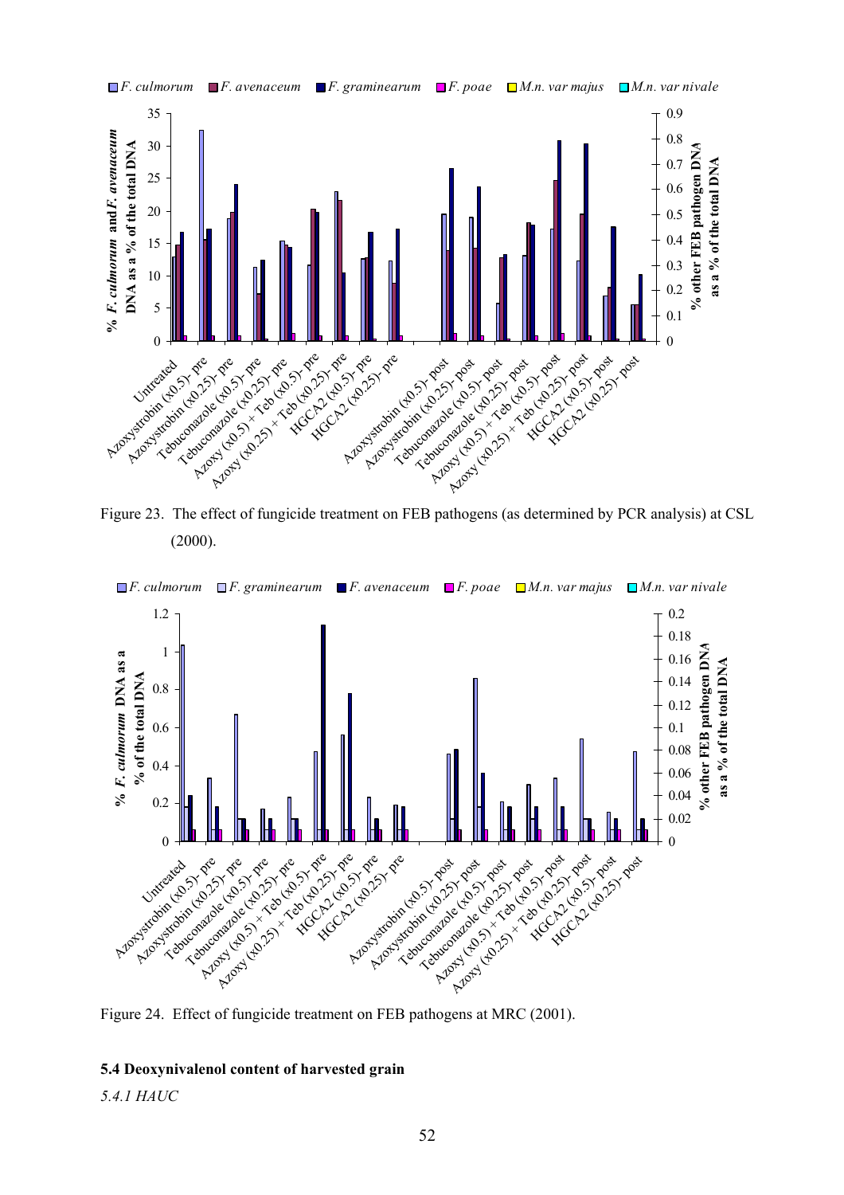F. culmorum F. avenaceum F. graminearum F. poae M.n. var majus M.n. var nivale

% F. culmorum and F. avenaceum DNA as a % of the total DNA

% other FEB pathogen DNA as a % of the total DNA

0 5 10 15 20 25 30 35

0 0.1 0.2 0.3 0.4 0.5 0.6 0.7 0.8 0.9

Untreated, Azoxystrobin (x0.5)- pre, Azoxystrobin (x0.25)- pre, Tebuconazole (x0.5)- pre, Tebuconazole (x0.25)- pre, Azoxy (x0.5) + Teb (x0.5)- pre, Azoxy (x0.25) + Teb (x0.25)- pre, HGCA2 (x0.5)- pre, HGCA2 (x0.25)- pre, Azoxystrobin (x0.5)- post, Azoxystrobin (x0.25)- post, Tebuconazole (x0.5)- post, Tebuconazole (x0.25)- post, Azoxy (x0.5) + Teb (x0.5)- post, Azoxy (x0.25) + Teb (x0.25)- post, HGCA2 (x0.5)- post, HGCA2 (x0.25)- post

Figure 23. The effect of fungicide treatment on FEB pathogens (as determined by PCR analysis) at CSL (2000).

F. culmorum F. graminearum F. avenaceum F. poae M.n. var majus M.n. var nivale

% F. culmorum DNA as a % of the total DNA

% other FEB pathogen DNA as a % of the total DNA

0 0.2 0.4 0.6 0.8 1 1.2

0 0.02 0.04 0.06 0.08 0.1 0.12 0.14 0.16 0.18 0.2

Untreated, Azoxystrobin (x0.5)- pre, Azoxystrobin (x0.25)- pre, Tebuconazole (x0.5)- pre, Tebuconazole (x0.25)- pre, Azoxy (x0.5) + Teb (x0.5)- pre, Azoxy (x0.25) + Teb (x0.25)- pre, HGCA2 (x0.5)- pre, HGCA2 (x0.25)- pre, Azoxystrobin (x0.5)- post, Azoxystrobin (x0.25)- post, Tebuconazole (x0.5)- post, Tebuconazole (x0.25)- post, Azoxy (x0.5) + Teb (x0.5)- post, Azoxy (x0.25) + Teb (x0.25)- post, HGCA2 (x0.5)- post, HGCA2 (x0.25)- post

Figure 24. Effect of fungicide treatment on FEB pathogens at MRC (2001).

### 5.4 Deoxynivalenol content of harvested grain

*5.4.1 HAUC*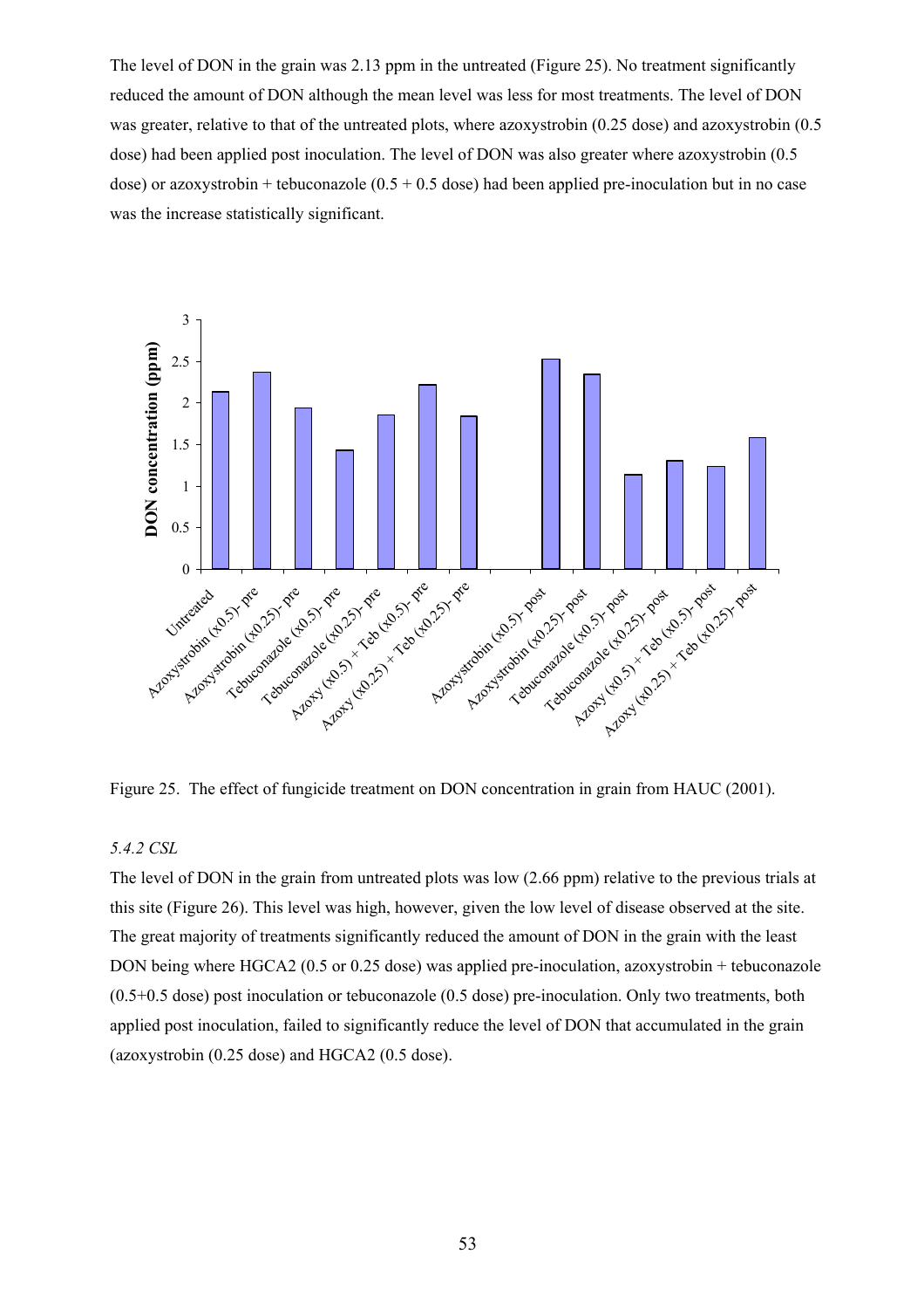The level of DON in the grain was 2.13 ppm in the untreated (Figure 25). No treatment significantly reduced the amount of DON although the mean level was less for most treatments. The level of DON was greater, relative to that of the untreated plots, where azoxystrobin (0.25 dose) and azoxystrobin (0.5 dose) had been applied post inoculation. The level of DON was also greater where azoxystrobin (0.5 dose) or azoxystrobin + tebuconazole (0.5 + 0.5 dose) had been applied pre-inoculation but in no case was the increase statistically significant.

DON concentration (ppm)

3
2.5
2
1.5
1
0.5
0

Untreated
Azoxystrobin (x0.5)- pre
Azoxystrobin (x0.25)- pre
Tebuconazole (x0.5)- pre
Tebuconazole (x0.25)- pre
Azoxy (x0.5) + Teb (x0.5)- pre
Azoxy (x0.25) + Teb (x0.25)- pre
Azoxystrobin (x0.5)- post
Azoxystrobin (x0.25)- post
Tebuconazole (x0.5)- post
Tebuconazole (x0.25)- post
Azoxy (x0.5) + Teb (x0.5)- post
Azoxy (x0.25) + Teb (x0.25)- post

Figure 25. The effect of fungicide treatment on DON concentration in grain from HAUC (2001).

### *5.4.2 CSL*

The level of DON in the grain from untreated plots was low (2.66 ppm) relative to the previous trials at this site (Figure 26). This level was high, however, given the low level of disease observed at the site. The great majority of treatments significantly reduced the amount of DON in the grain with the least DON being where HGCA2 (0.5 or 0.25 dose) was applied pre-inoculation, azoxystrobin + tebuconazole (0.5+0.5 dose) post inoculation or tebuconazole (0.5 dose) pre-inoculation. Only two treatments, both applied post inoculation, failed to significantly reduce the level of DON that accumulated in the grain (azoxystrobin (0.25 dose) and HGCA2 (0.5 dose).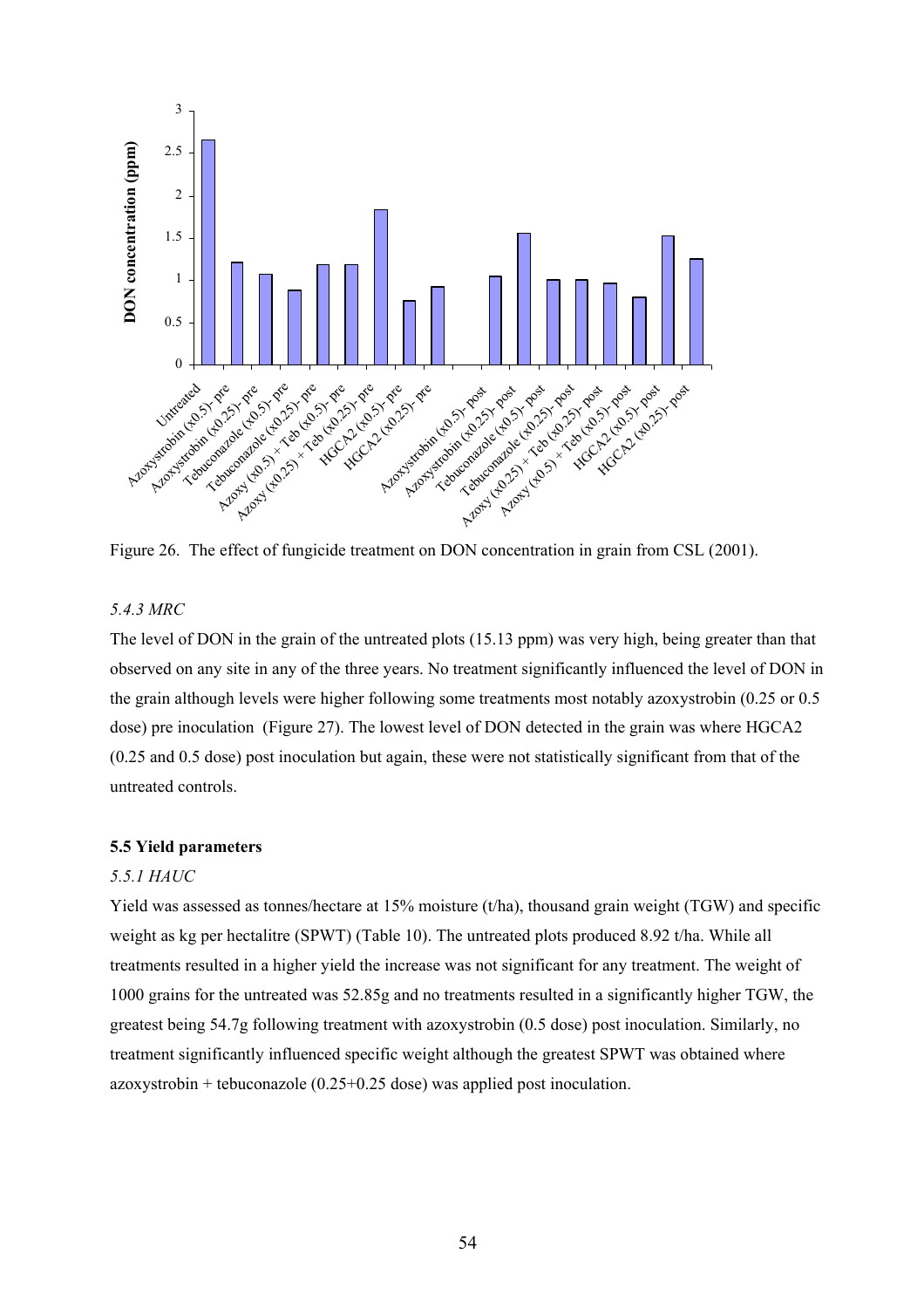DON concentration (ppm)

3
2.5
2
1.5
1
0.5
0

Untreated
Azoxystrobin (x0.5)- pre
Azoxystrobin (x0.25)- pre
Tebuconazole (x0.5)- pre
Tebuconazole (x0.25)- pre
Azoxy (x0.5) + Teb (x0.5)- pre
Azoxy (x0.25) + Teb (x0.25)- pre
HGCA2 (x0.5)- pre
HGCA2 (x0.25)- pre
Azoxystrobin (x0.5)- post
Azoxystrobin (x0.25)- post
Tebuconazole (x0.5)- post
Tebuconazole (x0.25)- post
Azoxy (x0.25) + Teb (x0.25)- post
Azoxy (x0.5) + Teb (x0.5)- post
HGCA2 (x0.5)- post
HGCA2 (x0.25)- post

Figure 26. The effect of fungicide treatment on DON concentration in grain from CSL (2001).

*5.4.3 MRC*

The level of DON in the grain of the untreated plots (15.13 ppm) was very high, being greater than that observed on any site in any of the three years. No treatment significantly influenced the level of DON in the grain although levels were higher following some treatments most notably azoxystrobin (0.25 or 0.5 dose) pre inoculation (Figure 27). The lowest level of DON detected in the grain was where HGCA2 (0.25 and 0.5 dose) post inoculation but again, these were not statistically significant from that of the untreated controls.

### 5.5 Yield parameters

*5.5.1 HAUC*

Yield was assessed as tonnes/hectare at 15% moisture (t/ha), thousand grain weight (TGW) and specific weight as kg per hectalitre (SPWT) (Table 10). The untreated plots produced 8.92 t/ha. While all treatments resulted in a higher yield the increase was not significant for any treatment. The weight of 1000 grains for the untreated was 52.85g and no treatments resulted in a significantly higher TGW, the greatest being 54.7g following treatment with azoxystrobin (0.5 dose) post inoculation. Similarly, no treatment significantly influenced specific weight although the greatest SPWT was obtained where azoxystrobin + tebuconazole (0.25+0.25 dose) was applied post inoculation.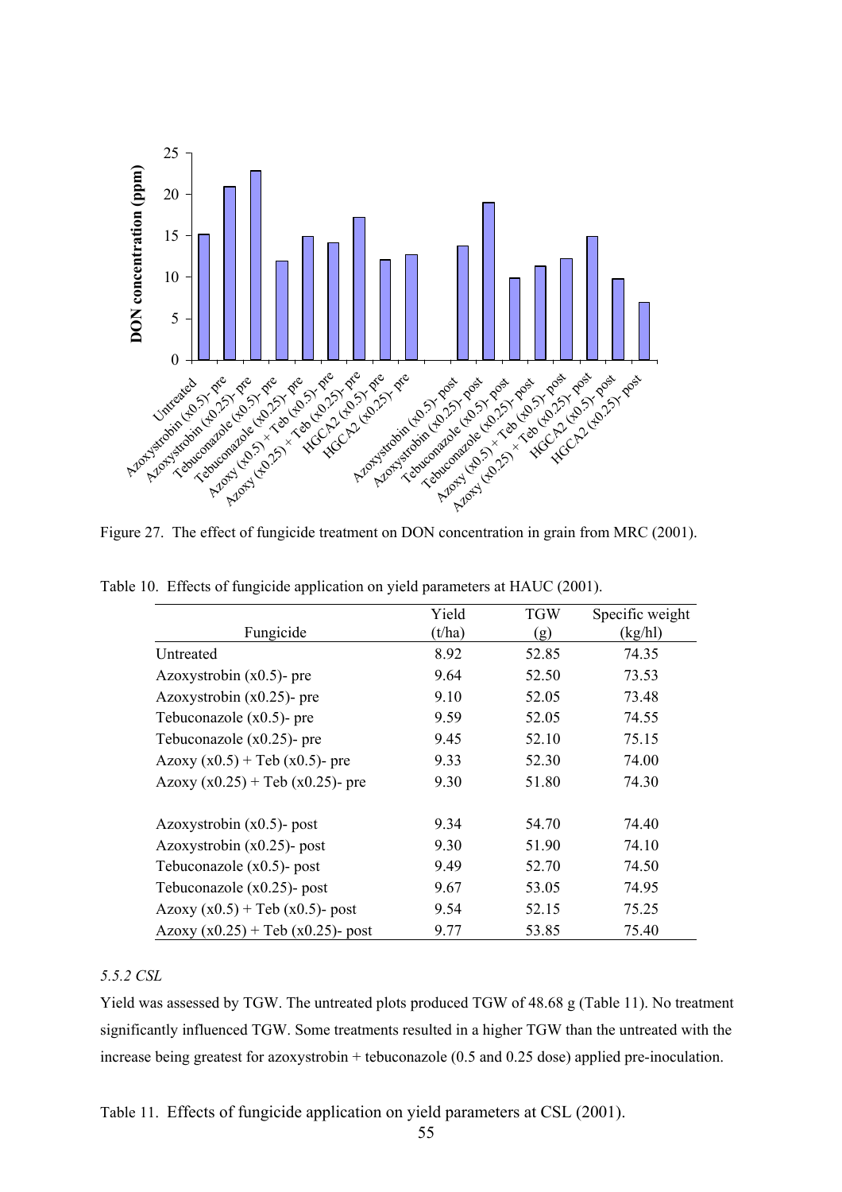DON concentration (ppm)

25
20
15
10
5
0

Untreated
Azoxystrobin (x0.5)- pre
Azoxystrobin (x0.25)- pre
Tebuconazole (x0.5)- pre
Tebuconazole (x0.25)- pre
Azoxy (x0.5) + Teb (x0.5)- pre
Azoxy (x0.25) + Teb (x0.25)- pre
HGCA2 (x0.5)- pre
HGCA2 (x0.25)- pre
Azoxystrobin (x0.5)- post
Azoxystrobin (x0.25)- post
Tebuconazole (x0.5)- post
Tebuconazole (x0.25)- post
Azoxy (x0.5) + Teb (x0.5)- post
Azoxy (x0.25) + Teb (x0.25)- post
HGCA2 (x0.5)- post
HGCA2 (x0.25)- post

Figure 27. The effect of fungicide treatment on DON concentration in grain from MRC (2001).

Table 10. Effects of fungicide application on yield parameters at HAUC (2001).

| Fungicide | Yield (t/ha) | TGW (g) | Specific weight (kg/hl) |
|---|---|---|---|
| Untreated | 8.92 | 52.85 | 74.35 |
| Azoxystrobin (x0.5)- pre | 9.64 | 52.50 | 73.53 |
| Azoxystrobin (x0.25)- pre | 9.10 | 52.05 | 73.48 |
| Tebuconazole (x0.5)- pre | 9.59 | 52.05 | 74.55 |
| Tebuconazole (x0.25)- pre | 9.45 | 52.10 | 75.15 |
| Azoxy (x0.5) + Teb (x0.5)- pre | 9.33 | 52.30 | 74.00 |
| Azoxy (x0.25) + Teb (x0.25)- pre | 9.30 | 51.80 | 74.30 |
| | | | |
| Azoxystrobin (x0.5)- post | 9.34 | 54.70 | 74.40 |
| Azoxystrobin (x0.25)- post | 9.30 | 51.90 | 74.10 |
| Tebuconazole (x0.5)- post | 9.49 | 52.70 | 74.50 |
| Tebuconazole (x0.25)- post | 9.67 | 53.05 | 74.95 |
| Azoxy (x0.5) + Teb (x0.5)- post | 9.54 | 52.15 | 75.25 |
| Azoxy (x0.25) + Teb (x0.25)- post | 9.77 | 53.85 | 75.40 |

### *5.5.2 CSL*

Yield was assessed by TGW. The untreated plots produced TGW of 48.68 g (Table 11). No treatment significantly influenced TGW. Some treatments resulted in a higher TGW than the untreated with the increase being greatest for azoxystrobin + tebuconazole (0.5 and 0.25 dose) applied pre-inoculation.

Table 11. Effects of fungicide application on yield parameters at CSL (2001).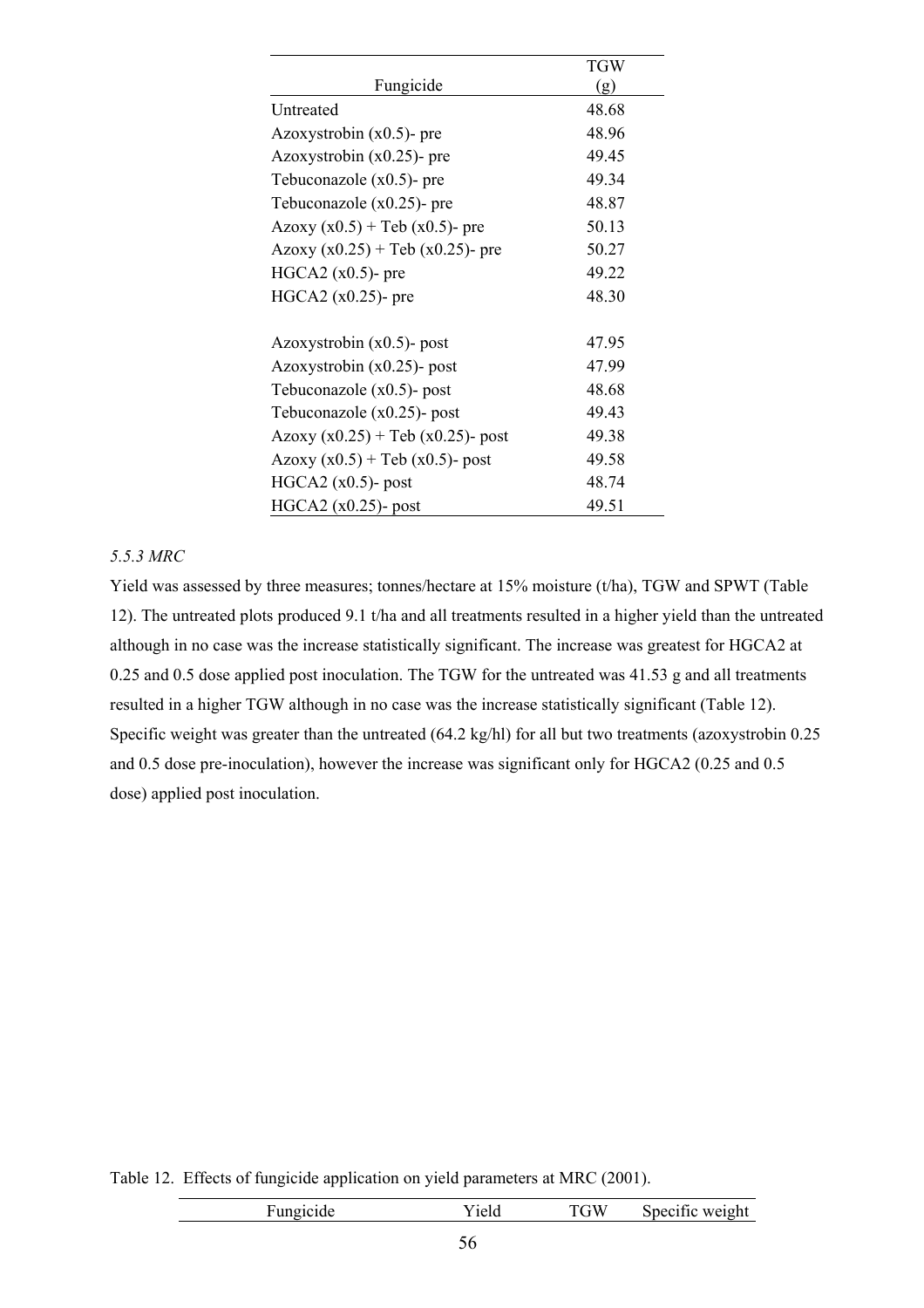| Fungicide | TGW (g) |
|---|---|
| Untreated | 48.68 |
| Azoxystrobin (x0.5)- pre | 48.96 |
| Azoxystrobin (x0.25)- pre | 49.45 |
| Tebuconazole (x0.5)- pre | 49.34 |
| Tebuconazole (x0.25)- pre | 48.87 |
| Azoxy (x0.5) + Teb (x0.5)- pre | 50.13 |
| Azoxy (x0.25) + Teb (x0.25)- pre | 50.27 |
| HGCA2 (x0.5)- pre | 49.22 |
| HGCA2 (x0.25)- pre | 48.30 |
| | |
| Azoxystrobin (x0.5)- post | 47.95 |
| Azoxystrobin (x0.25)- post | 47.99 |
| Tebuconazole (x0.5)- post | 48.68 |
| Tebuconazole (x0.25)- post | 49.43 |
| Azoxy (x0.25) + Teb (x0.25)- post | 49.38 |
| Azoxy (x0.5) + Teb (x0.5)- post | 49.58 |
| HGCA2 (x0.5)- post | 48.74 |
| HGCA2 (x0.25)- post | 49.51 |

*5.5.3 MRC*

Yield was assessed by three measures; tonnes/hectare at 15% moisture (t/ha), TGW and SPWT (Table 12). The untreated plots produced 9.1 t/ha and all treatments resulted in a higher yield than the untreated although in no case was the increase statistically significant. The increase was greatest for HGCA2 at 0.25 and 0.5 dose applied post inoculation. The TGW for the untreated was 41.53 g and all treatments resulted in a higher TGW although in no case was the increase statistically significant (Table 12). Specific weight was greater than the untreated (64.2 kg/hl) for all but two treatments (azoxystrobin 0.25 and 0.5 dose pre-inoculation), however the increase was significant only for HGCA2 (0.25 and 0.5 dose) applied post inoculation.

Table 12. Effects of fungicide application on yield parameters at MRC (2001).

| Fungicide | Yield | TGW | Specific weight |
|---|---|---|---|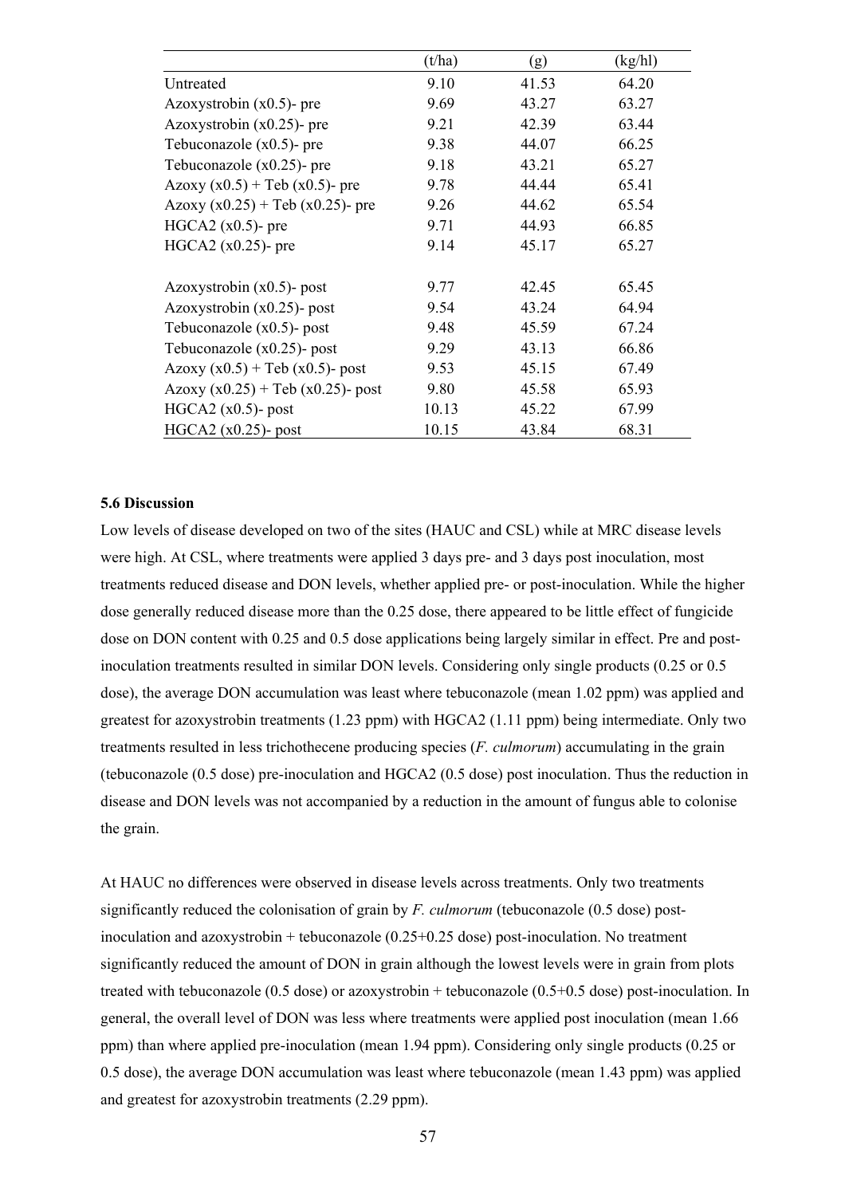| | (t/ha) | (g) | (kg/hl) |
|---|---|---|---|
| Untreated | 9.10 | 41.53 | 64.20 |
| Azoxystrobin (x0.5)- pre | 9.69 | 43.27 | 63.27 |
| Azoxystrobin (x0.25)- pre | 9.21 | 42.39 | 63.44 |
| Tebuconazole (x0.5)- pre | 9.38 | 44.07 | 66.25 |
| Tebuconazole (x0.25)- pre | 9.18 | 43.21 | 65.27 |
| Azoxy (x0.5) + Teb (x0.5)- pre | 9.78 | 44.44 | 65.41 |
| Azoxy (x0.25) + Teb (x0.25)- pre | 9.26 | 44.62 | 65.54 |
| HGCA2 (x0.5)- pre | 9.71 | 44.93 | 66.85 |
| HGCA2 (x0.25)- pre | 9.14 | 45.17 | 65.27 |
| | | | |
| Azoxystrobin (x0.5)- post | 9.77 | 42.45 | 65.45 |
| Azoxystrobin (x0.25)- post | 9.54 | 43.24 | 64.94 |
| Tebuconazole (x0.5)- post | 9.48 | 45.59 | 67.24 |
| Tebuconazole (x0.25)- post | 9.29 | 43.13 | 66.86 |
| Azoxy (x0.5) + Teb (x0.5)- post | 9.53 | 45.15 | 67.49 |
| Azoxy (x0.25) + Teb (x0.25)- post | 9.80 | 45.58 | 65.93 |
| HGCA2 (x0.5)- post | 10.13 | 45.22 | 67.99 |
| HGCA2 (x0.25)- post | 10.15 | 43.84 | 68.31 |

### 5.6 Discussion

Low levels of disease developed on two of the sites (HAUC and CSL) while at MRC disease levels were high. At CSL, where treatments were applied 3 days pre- and 3 days post inoculation, most treatments reduced disease and DON levels, whether applied pre- or post-inoculation. While the higher dose generally reduced disease more than the 0.25 dose, there appeared to be little effect of fungicide dose on DON content with 0.25 and 0.5 dose applications being largely similar in effect. Pre and post-inoculation treatments resulted in similar DON levels. Considering only single products (0.25 or 0.5 dose), the average DON accumulation was least where tebuconazole (mean 1.02 ppm) was applied and greatest for azoxystrobin treatments (1.23 ppm) with HGCA2 (1.11 ppm) being intermediate. Only two treatments resulted in less trichothecene producing species (*F. culmorum*) accumulating in the grain (tebuconazole (0.5 dose) pre-inoculation and HGCA2 (0.5 dose) post inoculation. Thus the reduction in disease and DON levels was not accompanied by a reduction in the amount of fungus able to colonise the grain.

At HAUC no differences were observed in disease levels across treatments. Only two treatments significantly reduced the colonisation of grain by *F. culmorum* (tebuconazole (0.5 dose) post-inoculation and azoxystrobin + tebuconazole (0.25+0.25 dose) post-inoculation. No treatment significantly reduced the amount of DON in grain although the lowest levels were in grain from plots treated with tebuconazole (0.5 dose) or azoxystrobin + tebuconazole (0.5+0.5 dose) post-inoculation. In general, the overall level of DON was less where treatments were applied post inoculation (mean 1.66 ppm) than where applied pre-inoculation (mean 1.94 ppm). Considering only single products (0.25 or 0.5 dose), the average DON accumulation was least where tebuconazole (mean 1.43 ppm) was applied and greatest for azoxystrobin treatments (2.29 ppm).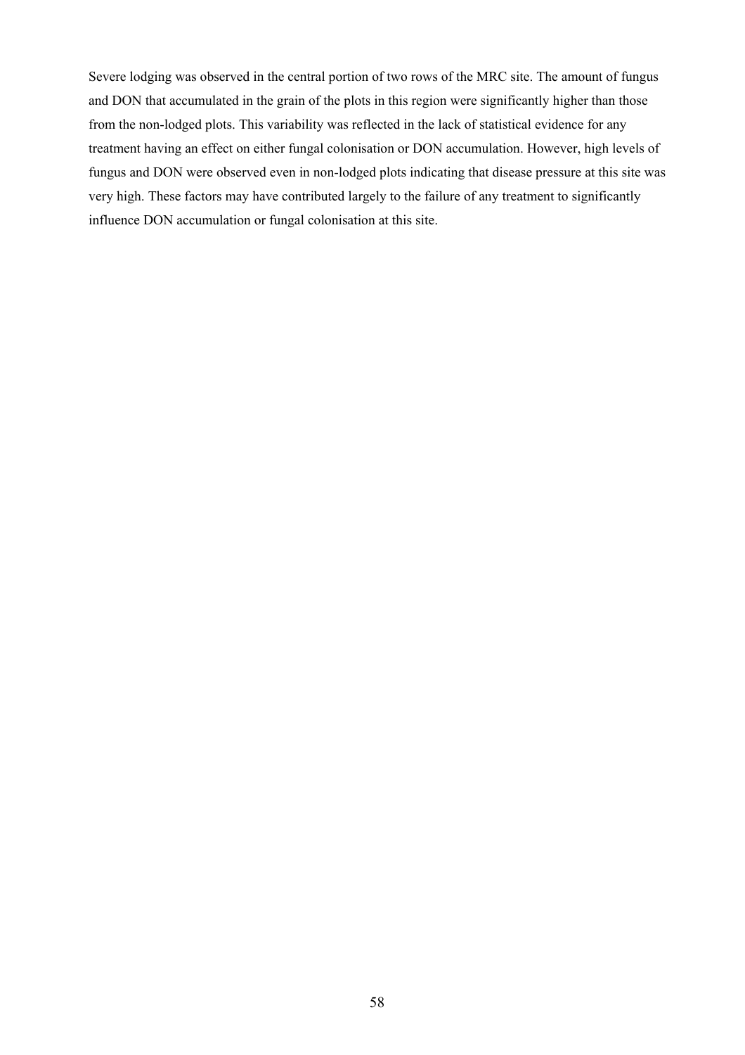Severe lodging was observed in the central portion of two rows of the MRC site. The amount of fungus and DON that accumulated in the grain of the plots in this region were significantly higher than those from the non-lodged plots. This variability was reflected in the lack of statistical evidence for any treatment having an effect on either fungal colonisation or DON accumulation. However, high levels of fungus and DON were observed even in non-lodged plots indicating that disease pressure at this site was very high. These factors may have contributed largely to the failure of any treatment to significantly influence DON accumulation or fungal colonisation at this site.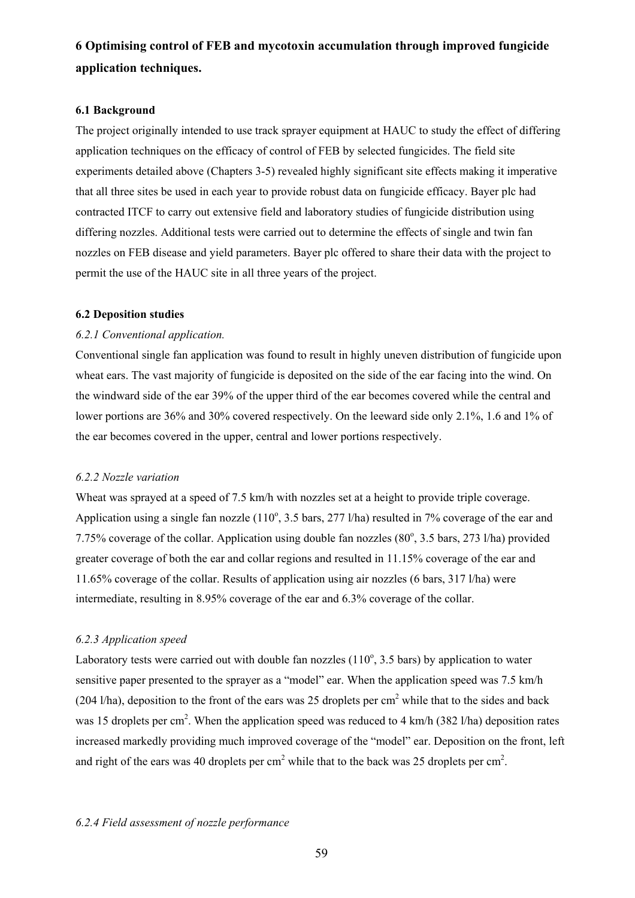## 6 Optimising control of FEB and mycotoxin accumulation through improved fungicide application techniques.

### 6.1 Background

The project originally intended to use track sprayer equipment at HAUC to study the effect of differing application techniques on the efficacy of control of FEB by selected fungicides. The field site experiments detailed above (Chapters 3-5) revealed highly significant site effects making it imperative that all three sites be used in each year to provide robust data on fungicide efficacy. Bayer plc had contracted ITCF to carry out extensive field and laboratory studies of fungicide distribution using differing nozzles. Additional tests were carried out to determine the effects of single and twin fan nozzles on FEB disease and yield parameters. Bayer plc offered to share their data with the project to permit the use of the HAUC site in all three years of the project.

### 6.2 Deposition studies

#### *6.2.1 Conventional application.*

Conventional single fan application was found to result in highly uneven distribution of fungicide upon wheat ears. The vast majority of fungicide is deposited on the side of the ear facing into the wind. On the windward side of the ear 39% of the upper third of the ear becomes covered while the central and lower portions are 36% and 30% covered respectively. On the leeward side only 2.1%, 1.6 and 1% of the ear becomes covered in the upper, central and lower portions respectively.

#### *6.2.2 Nozzle variation*

Wheat was sprayed at a speed of 7.5 km/h with nozzles set at a height to provide triple coverage. Application using a single fan nozzle (110$^o$, 3.5 bars, 277 l/ha) resulted in 7% coverage of the ear and 7.75% coverage of the collar. Application using double fan nozzles (80$^o$, 3.5 bars, 273 l/ha) provided greater coverage of both the ear and collar regions and resulted in 11.15% coverage of the ear and 11.65% coverage of the collar. Results of application using air nozzles (6 bars, 317 l/ha) were intermediate, resulting in 8.95% coverage of the ear and 6.3% coverage of the collar.

#### *6.2.3 Application speed*

Laboratory tests were carried out with double fan nozzles (110$^o$, 3.5 bars) by application to water sensitive paper presented to the sprayer as a "model" ear. When the application speed was 7.5 km/h (204 l/ha), deposition to the front of the ears was 25 droplets per cm$^2$ while that to the sides and back was 15 droplets per cm$^2$. When the application speed was reduced to 4 km/h (382 l/ha) deposition rates increased markedly providing much improved coverage of the "model" ear. Deposition on the front, left and right of the ears was 40 droplets per cm$^2$ while that to the back was 25 droplets per cm$^2$.

#### *6.2.4 Field assessment of nozzle performance*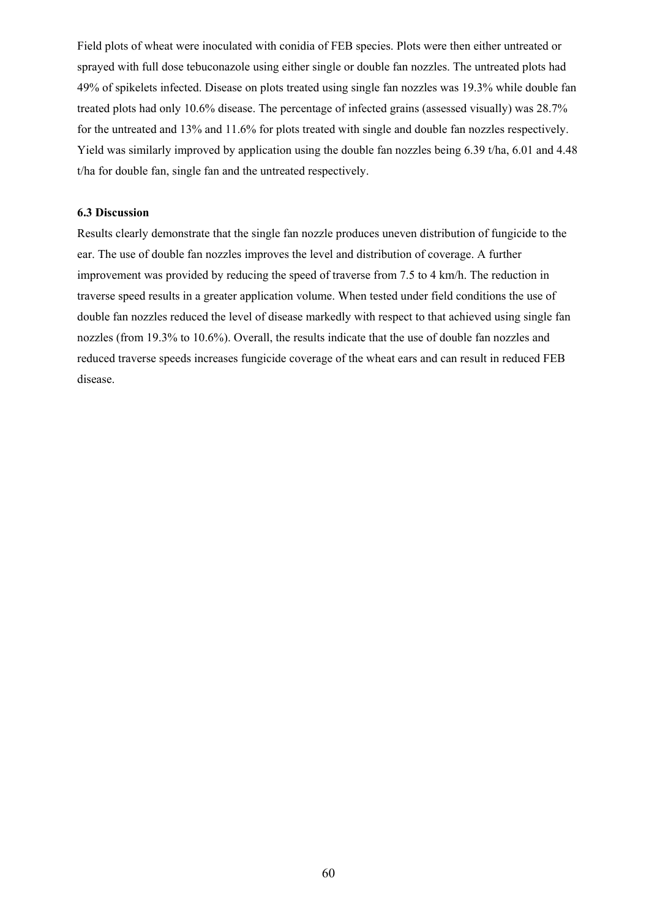Field plots of wheat were inoculated with conidia of FEB species. Plots were then either untreated or sprayed with full dose tebuconazole using either single or double fan nozzles. The untreated plots had 49% of spikelets infected. Disease on plots treated using single fan nozzles was 19.3% while double fan treated plots had only 10.6% disease. The percentage of infected grains (assessed visually) was 28.7% for the untreated and 13% and 11.6% for plots treated with single and double fan nozzles respectively. Yield was similarly improved by application using the double fan nozzles being 6.39 t/ha, 6.01 and 4.48 t/ha for double fan, single fan and the untreated respectively.

### 6.3 Discussion

Results clearly demonstrate that the single fan nozzle produces uneven distribution of fungicide to the ear. The use of double fan nozzles improves the level and distribution of coverage. A further improvement was provided by reducing the speed of traverse from 7.5 to 4 km/h. The reduction in traverse speed results in a greater application volume. When tested under field conditions the use of double fan nozzles reduced the level of disease markedly with respect to that achieved using single fan nozzles (from 19.3% to 10.6%). Overall, the results indicate that the use of double fan nozzles and reduced traverse speeds increases fungicide coverage of the wheat ears and can result in reduced FEB disease.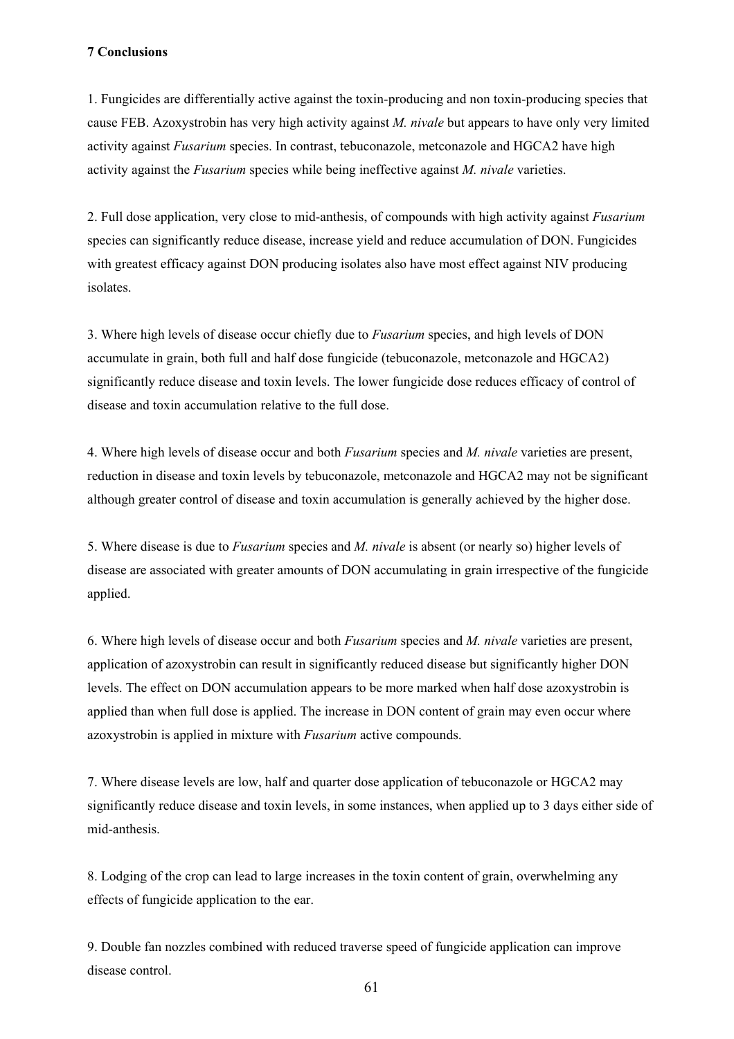## 7 Conclusions

1. Fungicides are differentially active against the toxin-producing and non toxin-producing species that cause FEB. Azoxystrobin has very high activity against *M. nivale* but appears to have only very limited activity against *Fusarium* species. In contrast, tebuconazole, metconazole and HGCA2 have high activity against the *Fusarium* species while being ineffective against *M. nivale* varieties.

2. Full dose application, very close to mid-anthesis, of compounds with high activity against *Fusarium* species can significantly reduce disease, increase yield and reduce accumulation of DON. Fungicides with greatest efficacy against DON producing isolates also have most effect against NIV producing isolates.

3. Where high levels of disease occur chiefly due to *Fusarium* species, and high levels of DON accumulate in grain, both full and half dose fungicide (tebuconazole, metconazole and HGCA2) significantly reduce disease and toxin levels. The lower fungicide dose reduces efficacy of control of disease and toxin accumulation relative to the full dose.

4. Where high levels of disease occur and both *Fusarium* species and *M. nivale* varieties are present, reduction in disease and toxin levels by tebuconazole, metconazole and HGCA2 may not be significant although greater control of disease and toxin accumulation is generally achieved by the higher dose.

5. Where disease is due to *Fusarium* species and *M. nivale* is absent (or nearly so) higher levels of disease are associated with greater amounts of DON accumulating in grain irrespective of the fungicide applied.

6. Where high levels of disease occur and both *Fusarium* species and *M. nivale* varieties are present, application of azoxystrobin can result in significantly reduced disease but significantly higher DON levels. The effect on DON accumulation appears to be more marked when half dose azoxystrobin is applied than when full dose is applied. The increase in DON content of grain may even occur where azoxystrobin is applied in mixture with *Fusarium* active compounds.

7. Where disease levels are low, half and quarter dose application of tebuconazole or HGCA2 may significantly reduce disease and toxin levels, in some instances, when applied up to 3 days either side of mid-anthesis.

8. Lodging of the crop can lead to large increases in the toxin content of grain, overwhelming any effects of fungicide application to the ear.

9. Double fan nozzles combined with reduced traverse speed of fungicide application can improve disease control.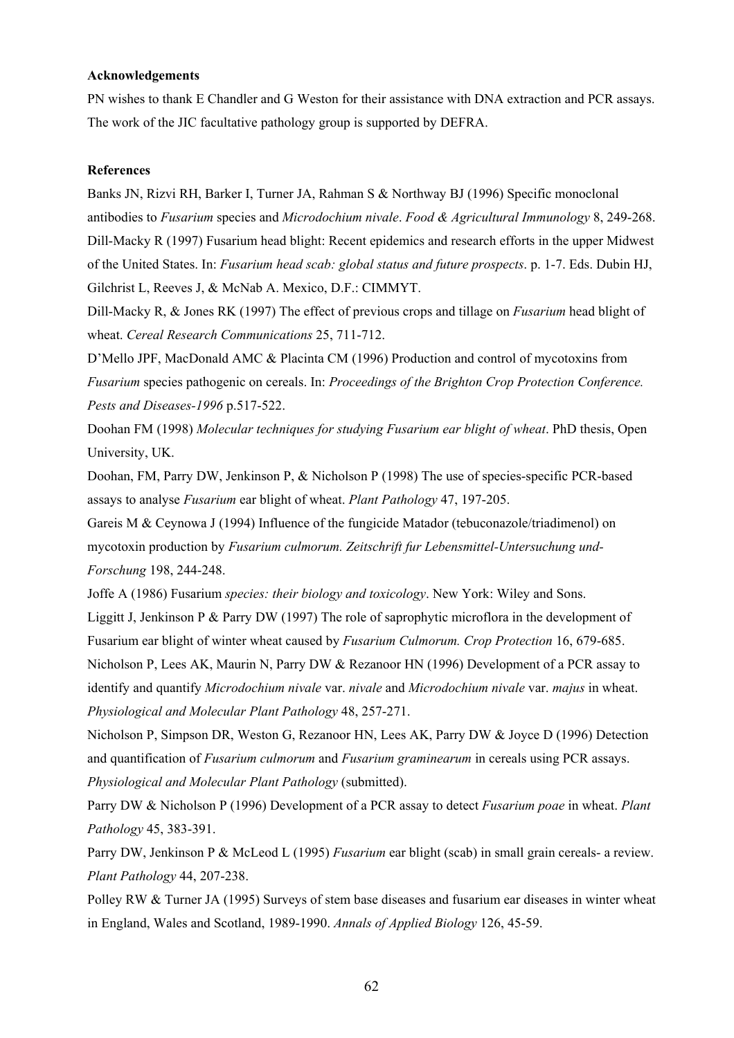**Acknowledgements**

PN wishes to thank E Chandler and G Weston for their assistance with DNA extraction and PCR assays. The work of the JIC facultative pathology group is supported by DEFRA.

**References**

Banks JN, Rizvi RH, Barker I, Turner JA, Rahman S & Northway BJ (1996) Specific monoclonal antibodies to *Fusarium* species and *Microdochium nivale*. *Food & Agricultural Immunology* 8, 249-268.

Dill-Macky R (1997) Fusarium head blight: Recent epidemics and research efforts in the upper Midwest of the United States. In: *Fusarium head scab: global status and future prospects*. p. 1-7. Eds. Dubin HJ, Gilchrist L, Reeves J, & McNab A. Mexico, D.F.: CIMMYT.

Dill-Macky R, & Jones RK (1997) The effect of previous crops and tillage on *Fusarium* head blight of wheat. *Cereal Research Communications* 25, 711-712.

D'Mello JPF, MacDonald AMC & Placinta CM (1996) Production and control of mycotoxins from *Fusarium* species pathogenic on cereals. In: *Proceedings of the Brighton Crop Protection Conference. Pests and Diseases-1996* p.517-522.

Doohan FM (1998) *Molecular techniques for studying Fusarium ear blight of wheat*. PhD thesis, Open University, UK.

Doohan, FM, Parry DW, Jenkinson P, & Nicholson P (1998) The use of species-specific PCR-based assays to analyse *Fusarium* ear blight of wheat. *Plant Pathology* 47, 197-205.

Gareis M & Ceynowa J (1994) Influence of the fungicide Matador (tebuconazole/triadimenol) on mycotoxin production by *Fusarium culmorum. Zeitschrift fur Lebensmittel-Untersuchung und-Forschung* 198, 244-248.

Joffe A (1986) Fusarium *species: their biology and toxicology*. New York: Wiley and Sons.

Liggitt J, Jenkinson P & Parry DW (1997) The role of saprophytic microflora in the development of Fusarium ear blight of winter wheat caused by *Fusarium Culmorum. Crop Protection* 16, 679-685.

Nicholson P, Lees AK, Maurin N, Parry DW & Rezanoor HN (1996) Development of a PCR assay to identify and quantify *Microdochium nivale* var. *nivale* and *Microdochium nivale* var. *majus* in wheat. *Physiological and Molecular Plant Pathology* 48, 257-271.

Nicholson P, Simpson DR, Weston G, Rezanoor HN, Lees AK, Parry DW & Joyce D (1996) Detection and quantification of *Fusarium culmorum* and *Fusarium graminearum* in cereals using PCR assays. *Physiological and Molecular Plant Pathology* (submitted).

Parry DW & Nicholson P (1996) Development of a PCR assay to detect *Fusarium poae* in wheat. *Plant Pathology* 45, 383-391.

Parry DW, Jenkinson P & McLeod L (1995) *Fusarium* ear blight (scab) in small grain cereals- a review. *Plant Pathology* 44, 207-238.

Polley RW & Turner JA (1995) Surveys of stem base diseases and fusarium ear diseases in winter wheat in England, Wales and Scotland, 1989-1990. *Annals of Applied Biology* 126, 45-59.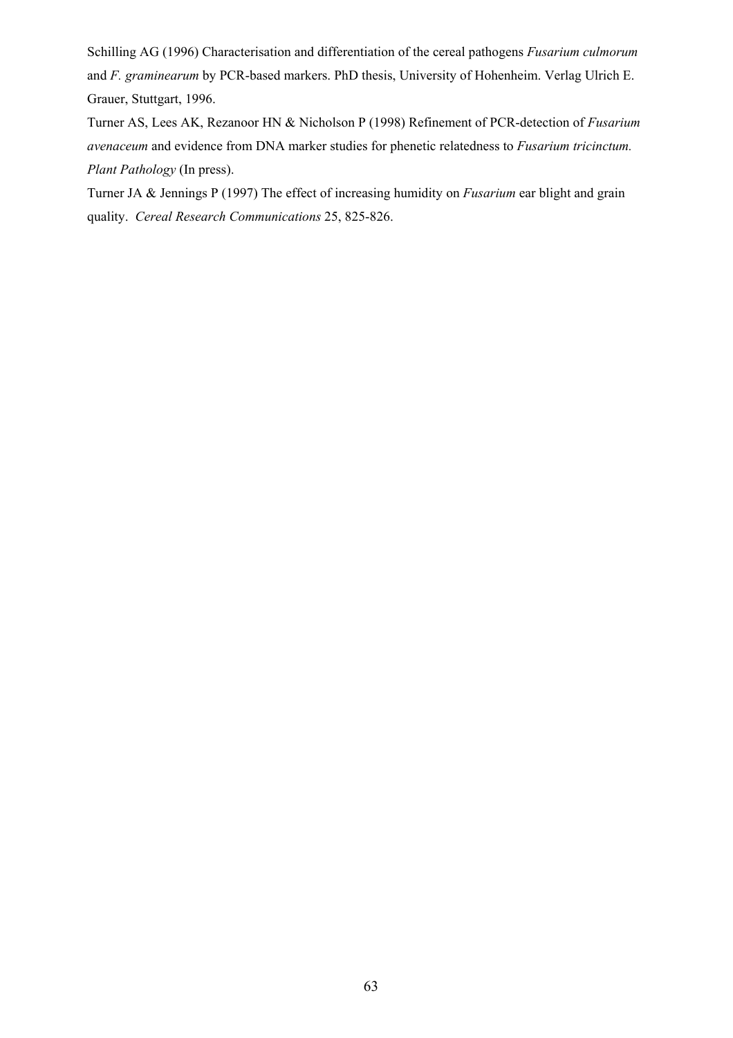Schilling AG (1996) Characterisation and differentiation of the cereal pathogens *Fusarium culmorum* and *F. graminearum* by PCR-based markers. PhD thesis, University of Hohenheim. Verlag Ulrich E. Grauer, Stuttgart, 1996.

Turner AS, Lees AK, Rezanoor HN & Nicholson P (1998) Refinement of PCR-detection of *Fusarium avenaceum* and evidence from DNA marker studies for phenetic relatedness to *Fusarium tricinctum. Plant Pathology* (In press).

Turner JA & Jennings P (1997) The effect of increasing humidity on *Fusarium* ear blight and grain quality. *Cereal Research Communications* 25, 825-826.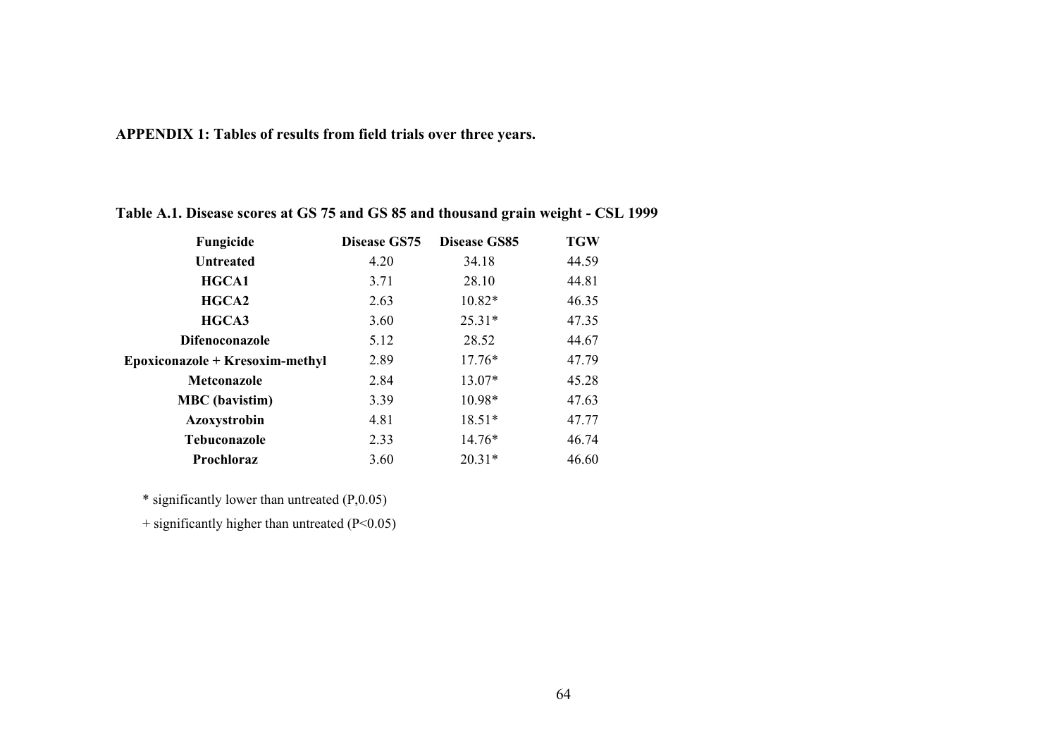**APPENDIX 1: Tables of results from field trials over three years.**

**Table A.1. Disease scores at GS 75 and GS 85 and thousand grain weight - CSL 1999**

| Fungicide | Disease GS75 | Disease GS85 | TGW |
|---|---|---|---|
| **Untreated** | 4.20 | 34.18 | 44.59 |
| **HGCA1** | 3.71 | 28.10 | 44.81 |
| **HGCA2** | 2.63 | 10.82* | 46.35 |
| **HGCA3** | 3.60 | 25.31* | 47.35 |
| **Difenoconazole** | 5.12 | 28.52 | 44.67 |
| **Epoxiconazole + Kresoxim-methyl** | 2.89 | 17.76* | 47.79 |
| **Metconazole** | 2.84 | 13.07* | 45.28 |
| **MBC (bavistim)** | 3.39 | 10.98* | 47.63 |
| **Azoxystrobin** | 4.81 | 18.51* | 47.77 |
| **Tebuconazole** | 2.33 | 14.76* | 46.74 |
| **Prochloraz** | 3.60 | 20.31* | 46.60 |

* significantly lower than untreated (P,0.05)

+ significantly higher than untreated ($P<0.05$)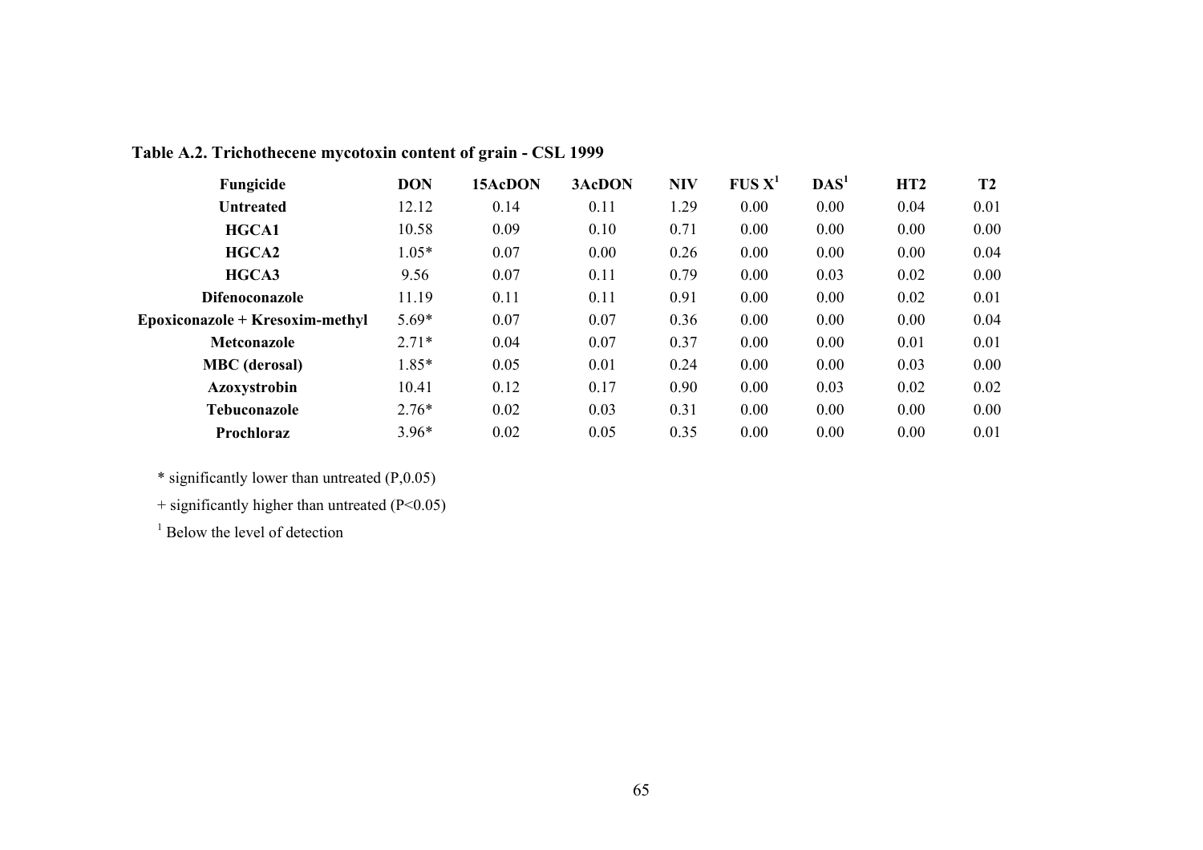**Table A.2. Trichothecene mycotoxin content of grain - CSL 1999**

| Fungicide | DON | 15AcDON | 3AcDON | NIV | FUS X[1] | DAS[1] | HT2 | T2 |
|---|---|---|---|---|---|---|---|---|
| **Untreated** | 12.12 | 0.14 | 0.11 | 1.29 | 0.00 | 0.00 | 0.04 | 0.01 |
| **HGCA1** | 10.58 | 0.09 | 0.10 | 0.71 | 0.00 | 0.00 | 0.00 | 0.00 |
| **HGCA2** | 1.05* | 0.07 | 0.00 | 0.26 | 0.00 | 0.00 | 0.00 | 0.04 |
| **HGCA3** | 9.56 | 0.07 | 0.11 | 0.79 | 0.00 | 0.03 | 0.02 | 0.00 |
| **Difenoconazole** | 11.19 | 0.11 | 0.11 | 0.91 | 0.00 | 0.00 | 0.02 | 0.01 |
| **Epoxiconazole + Kresoxim-methyl** | 5.69* | 0.07 | 0.07 | 0.36 | 0.00 | 0.00 | 0.00 | 0.04 |
| **Metconazole** | 2.71* | 0.04 | 0.07 | 0.37 | 0.00 | 0.00 | 0.01 | 0.01 |
| **MBC (derosal)** | 1.85* | 0.05 | 0.01 | 0.24 | 0.00 | 0.00 | 0.03 | 0.00 |
| **Azoxystrobin** | 10.41 | 0.12 | 0.17 | 0.90 | 0.00 | 0.03 | 0.02 | 0.02 |
| **Tebuconazole** | 2.76* | 0.02 | 0.03 | 0.31 | 0.00 | 0.00 | 0.00 | 0.00 |
| **Prochloraz** | 3.96* | 0.02 | 0.05 | 0.35 | 0.00 | 0.00 | 0.00 | 0.01 |

\* significantly lower than untreated (P,0.05)

+ significantly higher than untreated ($P<0.05$)

[1] Below the level of detection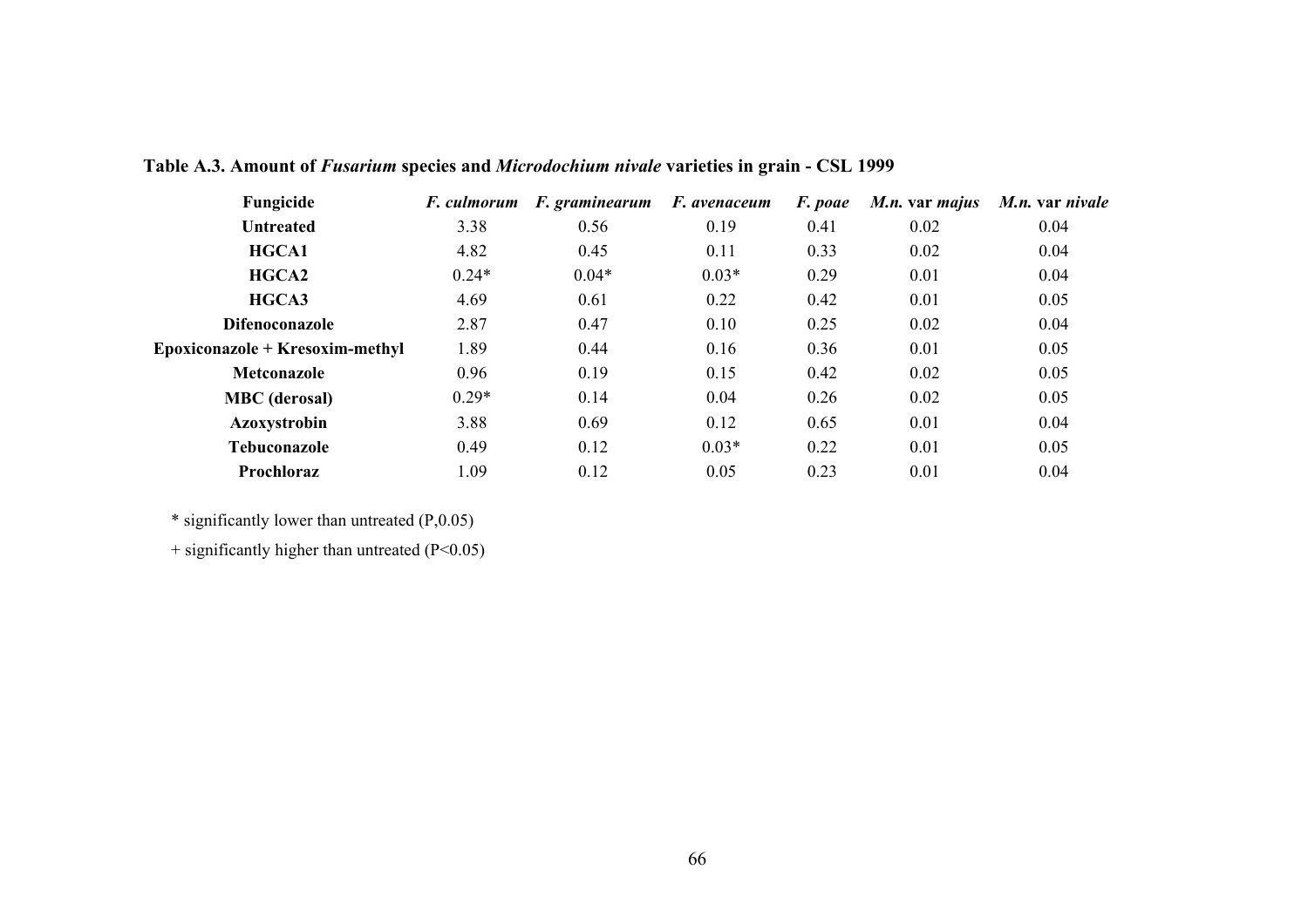**Table A.3. Amount of *Fusarium* species and *Microdochium nivale* varieties in grain - CSL 1999**

| Fungicide | *F. culmorum* | *F. graminearum* | *F. avenaceum* | *F. poae* | *M.n.* var *majus* | *M.n.* var *nivale* |
|---|---|---|---|---|---|---|
| **Untreated** | 3.38 | 0.56 | 0.19 | 0.41 | 0.02 | 0.04 |
| **HGCA1** | 4.82 | 0.45 | 0.11 | 0.33 | 0.02 | 0.04 |
| **HGCA2** | 0.24* | 0.04* | 0.03* | 0.29 | 0.01 | 0.04 |
| **HGCA3** | 4.69 | 0.61 | 0.22 | 0.42 | 0.01 | 0.05 |
| **Difenoconazole** | 2.87 | 0.47 | 0.10 | 0.25 | 0.02 | 0.04 |
| **Epoxiconazole + Kresoxim-methyl** | 1.89 | 0.44 | 0.16 | 0.36 | 0.01 | 0.05 |
| **Metconazole** | 0.96 | 0.19 | 0.15 | 0.42 | 0.02 | 0.05 |
| **MBC (derosal)** | 0.29* | 0.14 | 0.04 | 0.26 | 0.02 | 0.05 |
| **Azoxystrobin** | 3.88 | 0.69 | 0.12 | 0.65 | 0.01 | 0.04 |
| **Tebuconazole** | 0.49 | 0.12 | 0.03* | 0.22 | 0.01 | 0.05 |
| **Prochloraz** | 1.09 | 0.12 | 0.05 | 0.23 | 0.01 | 0.04 |

* significantly lower than untreated (P,0.05)

+ significantly higher than untreated ($P<0.05$)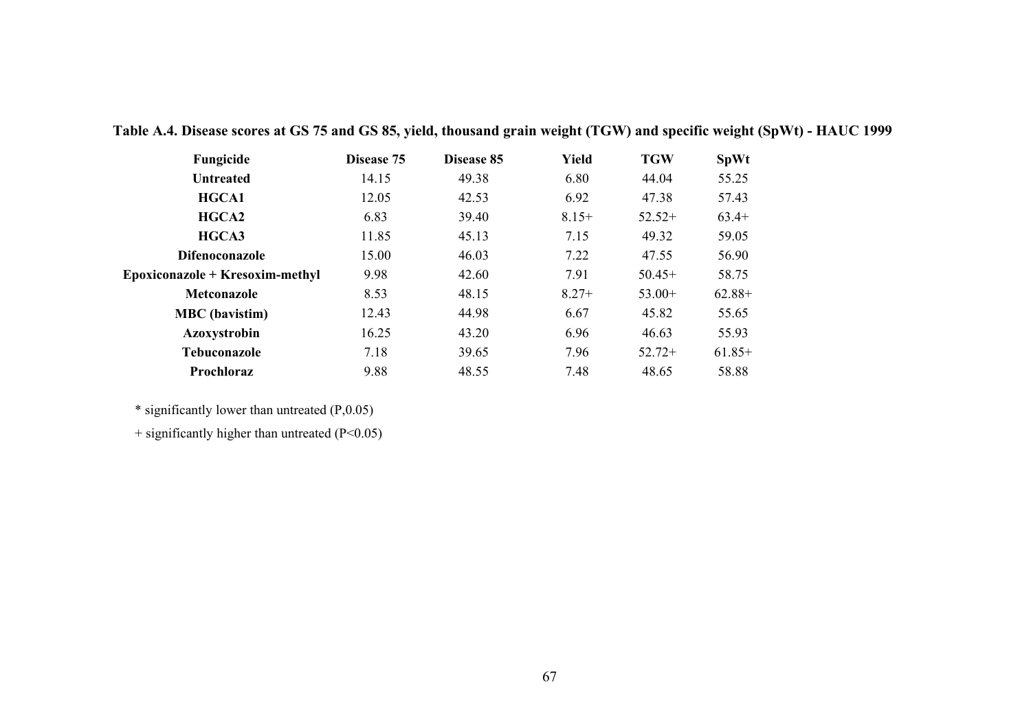**Table A.4. Disease scores at GS 75 and GS 85, yield, thousand grain weight (TGW) and specific weight (SpWt) - HAUC 1999**

| Fungicide | Disease 75 | Disease 85 | Yield | TGW | SpWt |
|---|---|---|---|---|---|
| **Untreated** | 14.15 | 49.38 | 6.80 | 44.04 | 55.25 |
| **HGCA1** | 12.05 | 42.53 | 6.92 | 47.38 | 57.43 |
| **HGCA2** | 6.83 | 39.40 | 8.15+ | 52.52+ | 63.4+ |
| **HGCA3** | 11.85 | 45.13 | 7.15 | 49.32 | 59.05 |
| **Difenoconazole** | 15.00 | 46.03 | 7.22 | 47.55 | 56.90 |
| **Epoxiconazole + Kresoxim-methyl** | 9.98 | 42.60 | 7.91 | 50.45+ | 58.75 |
| **Metconazole** | 8.53 | 48.15 | 8.27+ | 53.00+ | 62.88+ |
| **MBC (bavistim)** | 12.43 | 44.98 | 6.67 | 45.82 | 55.65 |
| **Azoxystrobin** | 16.25 | 43.20 | 6.96 | 46.63 | 55.93 |
| **Tebuconazole** | 7.18 | 39.65 | 7.96 | 52.72+ | 61.85+ |
| **Prochloraz** | 9.88 | 48.55 | 7.48 | 48.65 | 58.88 |

* significantly lower than untreated (P,0.05)

+ significantly higher than untreated ($P<0.05$)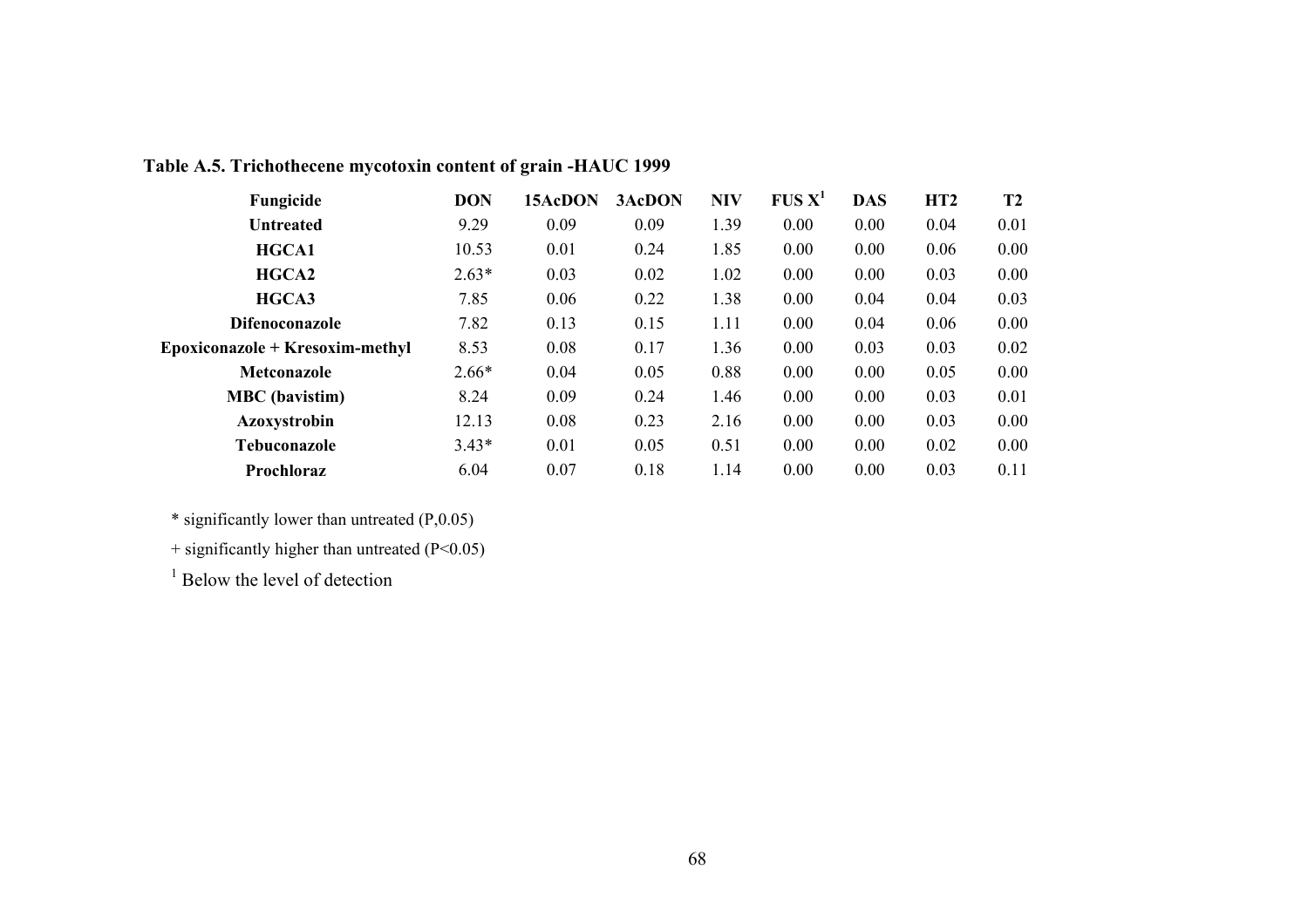**Table A.5. Trichothecene mycotoxin content of grain -HAUC 1999**

| Fungicide | DON | 15AcDON | 3AcDON | NIV | FUS X[1] | DAS | HT2 | T2 |
|---|---|---|---|---|---|---|---|---|
| **Untreated** | 9.29 | 0.09 | 0.09 | 1.39 | 0.00 | 0.00 | 0.04 | 0.01 |
| **HGCA1** | 10.53 | 0.01 | 0.24 | 1.85 | 0.00 | 0.00 | 0.06 | 0.00 |
| **HGCA2** | 2.63* | 0.03 | 0.02 | 1.02 | 0.00 | 0.00 | 0.03 | 0.00 |
| **HGCA3** | 7.85 | 0.06 | 0.22 | 1.38 | 0.00 | 0.04 | 0.04 | 0.03 |
| **Difenoconazole** | 7.82 | 0.13 | 0.15 | 1.11 | 0.00 | 0.04 | 0.06 | 0.00 |
| **Epoxiconazole + Kresoxim-methyl** | 8.53 | 0.08 | 0.17 | 1.36 | 0.00 | 0.03 | 0.03 | 0.02 |
| **Metconazole** | 2.66* | 0.04 | 0.05 | 0.88 | 0.00 | 0.00 | 0.05 | 0.00 |
| **MBC (bavistim)** | 8.24 | 0.09 | 0.24 | 1.46 | 0.00 | 0.00 | 0.03 | 0.01 |
| **Azoxystrobin** | 12.13 | 0.08 | 0.23 | 2.16 | 0.00 | 0.00 | 0.03 | 0.00 |
| **Tebuconazole** | 3.43* | 0.01 | 0.05 | 0.51 | 0.00 | 0.00 | 0.02 | 0.00 |
| **Prochloraz** | 6.04 | 0.07 | 0.18 | 1.14 | 0.00 | 0.00 | 0.03 | 0.11 |

* significantly lower than untreated (P,0.05)

+ significantly higher than untreated ($P<0.05$)

[1] Below the level of detection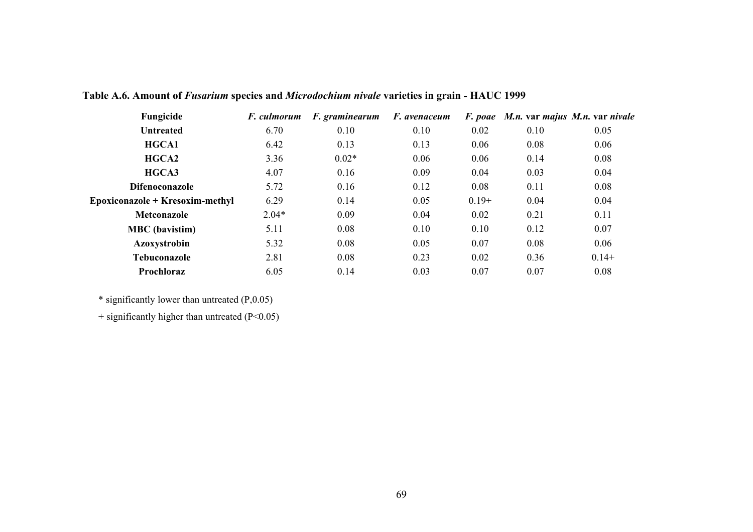**Table A.6. Amount of *Fusarium* species and *Microdochium nivale* varieties in grain - HAUC 1999**

| Fungicide | *F. culmorum* | *F. graminearum* | *F. avenaceum* | *F. poae* | *M.n.* var *majus* | *M.n.* var *nivale* |
|---|---|---|---|---|---|---|
| **Untreated** | 6.70 | 0.10 | 0.10 | 0.02 | 0.10 | 0.05 |
| **HGCA1** | 6.42 | 0.13 | 0.13 | 0.06 | 0.08 | 0.06 |
| **HGCA2** | 3.36 | 0.02* | 0.06 | 0.06 | 0.14 | 0.08 |
| **HGCA3** | 4.07 | 0.16 | 0.09 | 0.04 | 0.03 | 0.04 |
| **Difenoconazole** | 5.72 | 0.16 | 0.12 | 0.08 | 0.11 | 0.08 |
| **Epoxiconazole + Kresoxim-methyl** | 6.29 | 0.14 | 0.05 | 0.19+ | 0.04 | 0.04 |
| **Metconazole** | 2.04* | 0.09 | 0.04 | 0.02 | 0.21 | 0.11 |
| **MBC (bavistim)** | 5.11 | 0.08 | 0.10 | 0.10 | 0.12 | 0.07 |
| **Azoxystrobin** | 5.32 | 0.08 | 0.05 | 0.07 | 0.08 | 0.06 |
| **Tebuconazole** | 2.81 | 0.08 | 0.23 | 0.02 | 0.36 | 0.14+ |
| **Prochloraz** | 6.05 | 0.14 | 0.03 | 0.07 | 0.07 | 0.08 |

\* significantly lower than untreated (P,0.05)

\+ significantly higher than untreated (P<0.05)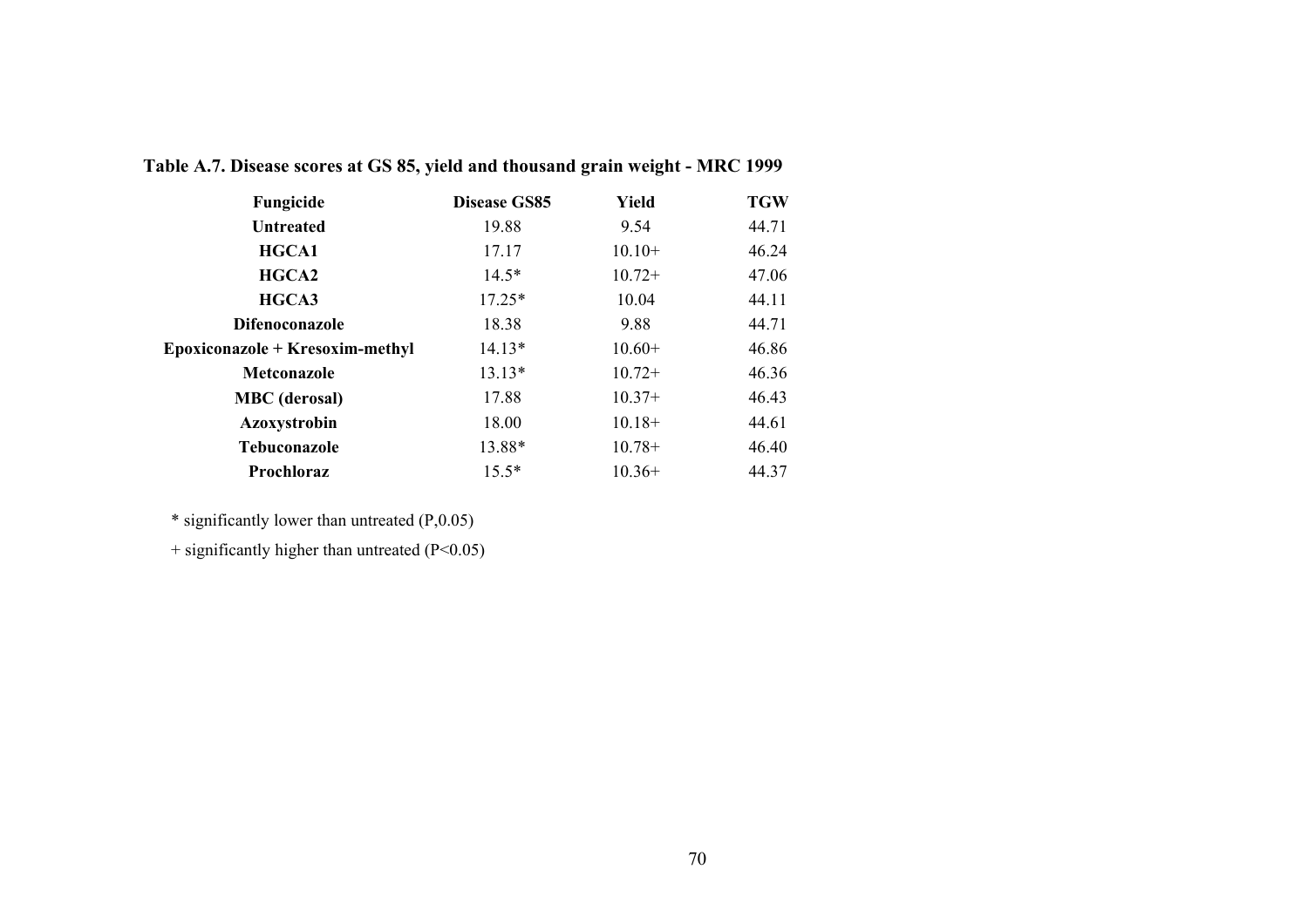**Table A.7. Disease scores at GS 85, yield and thousand grain weight - MRC 1999**

| Fungicide | Disease GS85 | Yield | TGW |
|---|---|---|---|
| **Untreated** | 19.88 | 9.54 | 44.71 |
| **HGCA1** | 17.17 | 10.10+ | 46.24 |
| **HGCA2** | 14.5* | 10.72+ | 47.06 |
| **HGCA3** | 17.25* | 10.04 | 44.11 |
| **Difenoconazole** | 18.38 | 9.88 | 44.71 |
| **Epoxiconazole + Kresoxim-methyl** | 14.13* | 10.60+ | 46.86 |
| **Metconazole** | 13.13* | 10.72+ | 46.36 |
| **MBC (derosal)** | 17.88 | 10.37+ | 46.43 |
| **Azoxystrobin** | 18.00 | 10.18+ | 44.61 |
| **Tebuconazole** | 13.88* | 10.78+ | 46.40 |
| **Prochloraz** | 15.5* | 10.36+ | 44.37 |

* significantly lower than untreated (P,0.05)

+ significantly higher than untreated ($P<0.05$)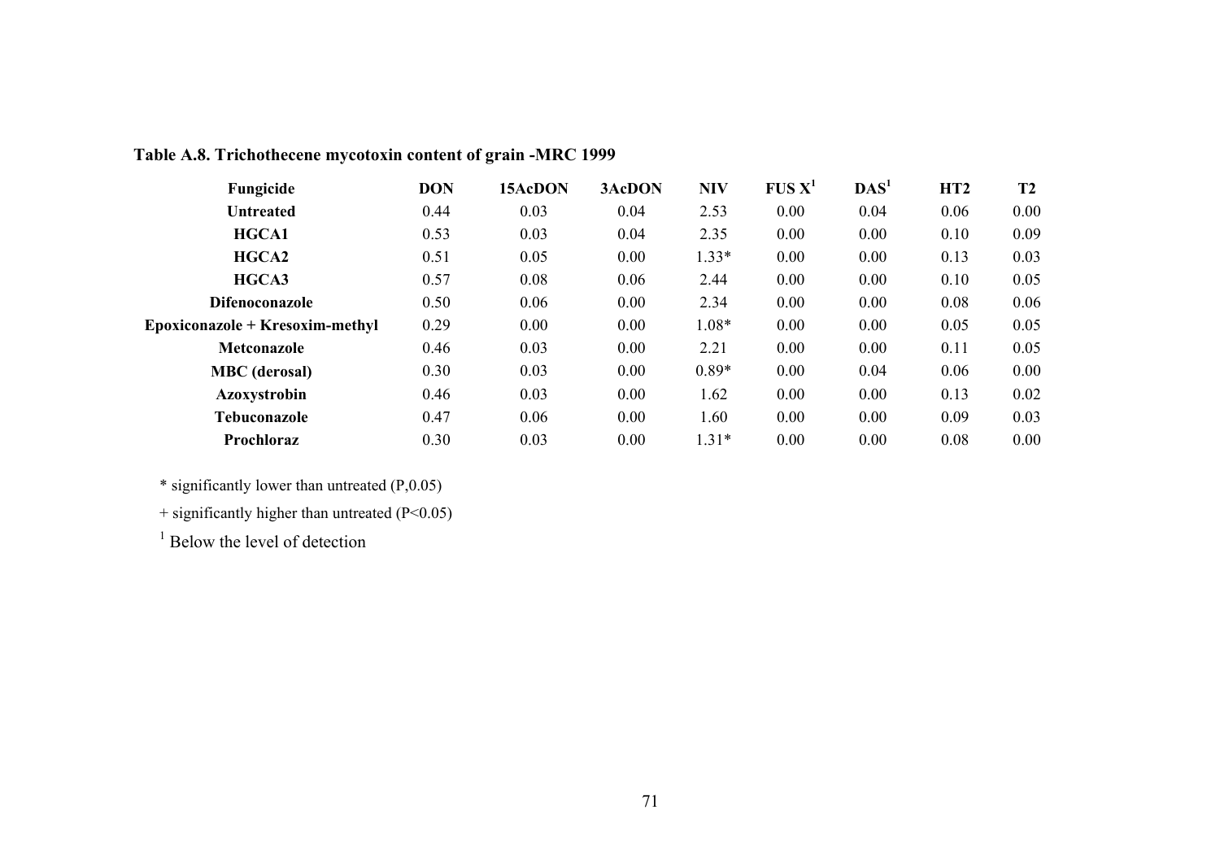**Table A.8. Trichothecene mycotoxin content of grain -MRC 1999**

| Fungicide | DON | 15AcDON | 3AcDON | NIV | FUS X[1] | DAS[1] | HT2 | T2 |
|---|---|---|---|---|---|---|---|---|
| **Untreated** | 0.44 | 0.03 | 0.04 | 2.53 | 0.00 | 0.04 | 0.06 | 0.00 |
| **HGCA1** | 0.53 | 0.03 | 0.04 | 2.35 | 0.00 | 0.00 | 0.10 | 0.09 |
| **HGCA2** | 0.51 | 0.05 | 0.00 | 1.33* | 0.00 | 0.00 | 0.13 | 0.03 |
| **HGCA3** | 0.57 | 0.08 | 0.06 | 2.44 | 0.00 | 0.00 | 0.10 | 0.05 |
| **Difenoconazole** | 0.50 | 0.06 | 0.00 | 2.34 | 0.00 | 0.00 | 0.08 | 0.06 |
| **Epoxiconazole + Kresoxim-methyl** | 0.29 | 0.00 | 0.00 | 1.08* | 0.00 | 0.00 | 0.05 | 0.05 |
| **Metconazole** | 0.46 | 0.03 | 0.00 | 2.21 | 0.00 | 0.00 | 0.11 | 0.05 |
| **MBC (derosal)** | 0.30 | 0.03 | 0.00 | 0.89* | 0.00 | 0.04 | 0.06 | 0.00 |
| **Azoxystrobin** | 0.46 | 0.03 | 0.00 | 1.62 | 0.00 | 0.00 | 0.13 | 0.02 |
| **Tebuconazole** | 0.47 | 0.06 | 0.00 | 1.60 | 0.00 | 0.00 | 0.09 | 0.03 |
| **Prochloraz** | 0.30 | 0.03 | 0.00 | 1.31* | 0.00 | 0.00 | 0.08 | 0.00 |

* significantly lower than untreated (P,0.05)

+ significantly higher than untreated ($P<0.05$)

[1] Below the level of detection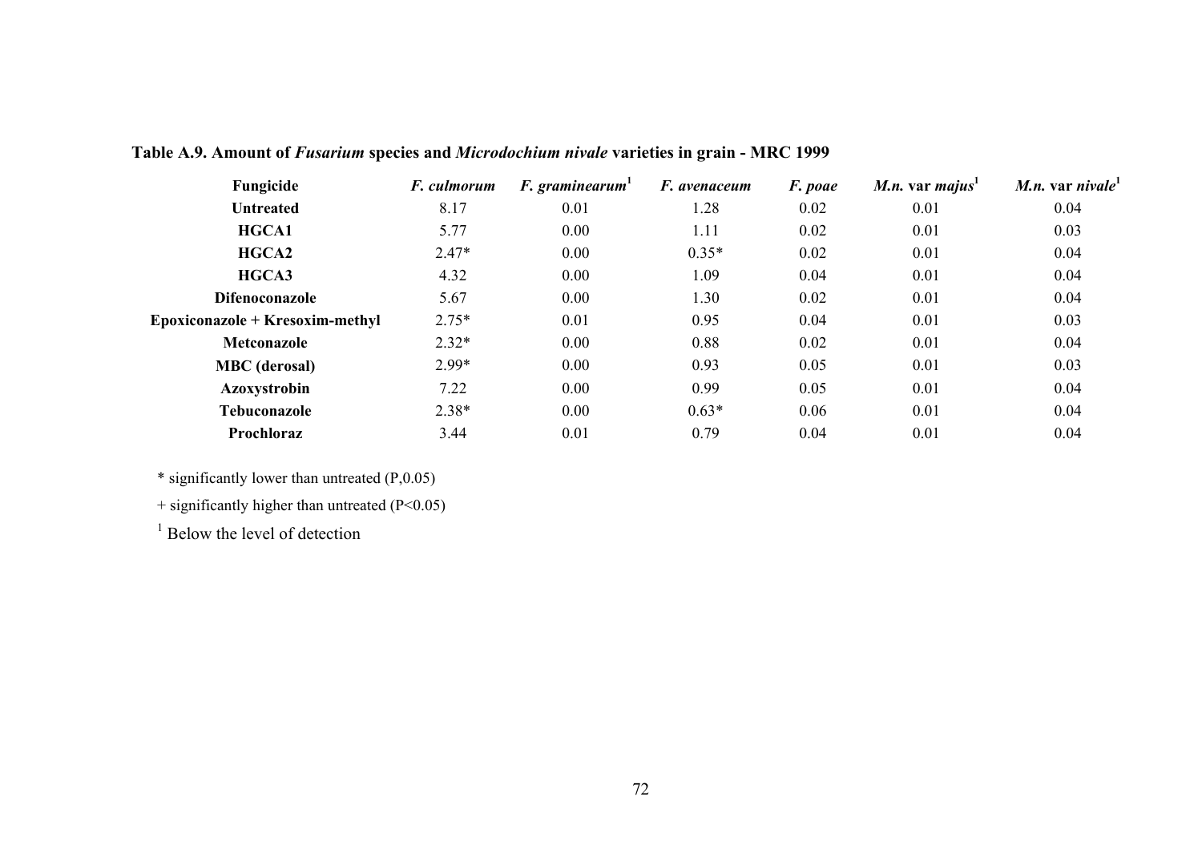**Table A.9. Amount of *Fusarium* species and *Microdochium nivale* varieties in grain - MRC 1999**

| Fungicide | *F. culmorum* | *F. graminearum*[1] | *F. avenaceum* | *F. poae* | *M.n.* var *majus*[1] | *M.n.* var *nivale*[1] |
|---|---|---|---|---|---|---|
| **Untreated** | 8.17 | 0.01 | 1.28 | 0.02 | 0.01 | 0.04 |
| **HGCA1** | 5.77 | 0.00 | 1.11 | 0.02 | 0.01 | 0.03 |
| **HGCA2** | 2.47* | 0.00 | 0.35* | 0.02 | 0.01 | 0.04 |
| **HGCA3** | 4.32 | 0.00 | 1.09 | 0.04 | 0.01 | 0.04 |
| **Difenoconazole** | 5.67 | 0.00 | 1.30 | 0.02 | 0.01 | 0.04 |
| **Epoxiconazole + Kresoxim-methyl** | 2.75* | 0.01 | 0.95 | 0.04 | 0.01 | 0.03 |
| **Metconazole** | 2.32* | 0.00 | 0.88 | 0.02 | 0.01 | 0.04 |
| **MBC (derosal)** | 2.99* | 0.00 | 0.93 | 0.05 | 0.01 | 0.03 |
| **Azoxystrobin** | 7.22 | 0.00 | 0.99 | 0.05 | 0.01 | 0.04 |
| **Tebuconazole** | 2.38* | 0.00 | 0.63* | 0.06 | 0.01 | 0.04 |
| **Prochloraz** | 3.44 | 0.01 | 0.79 | 0.04 | 0.01 | 0.04 |

* significantly lower than untreated (P,0.05)

+ significantly higher than untreated ($P<0.05$)

[1] Below the level of detection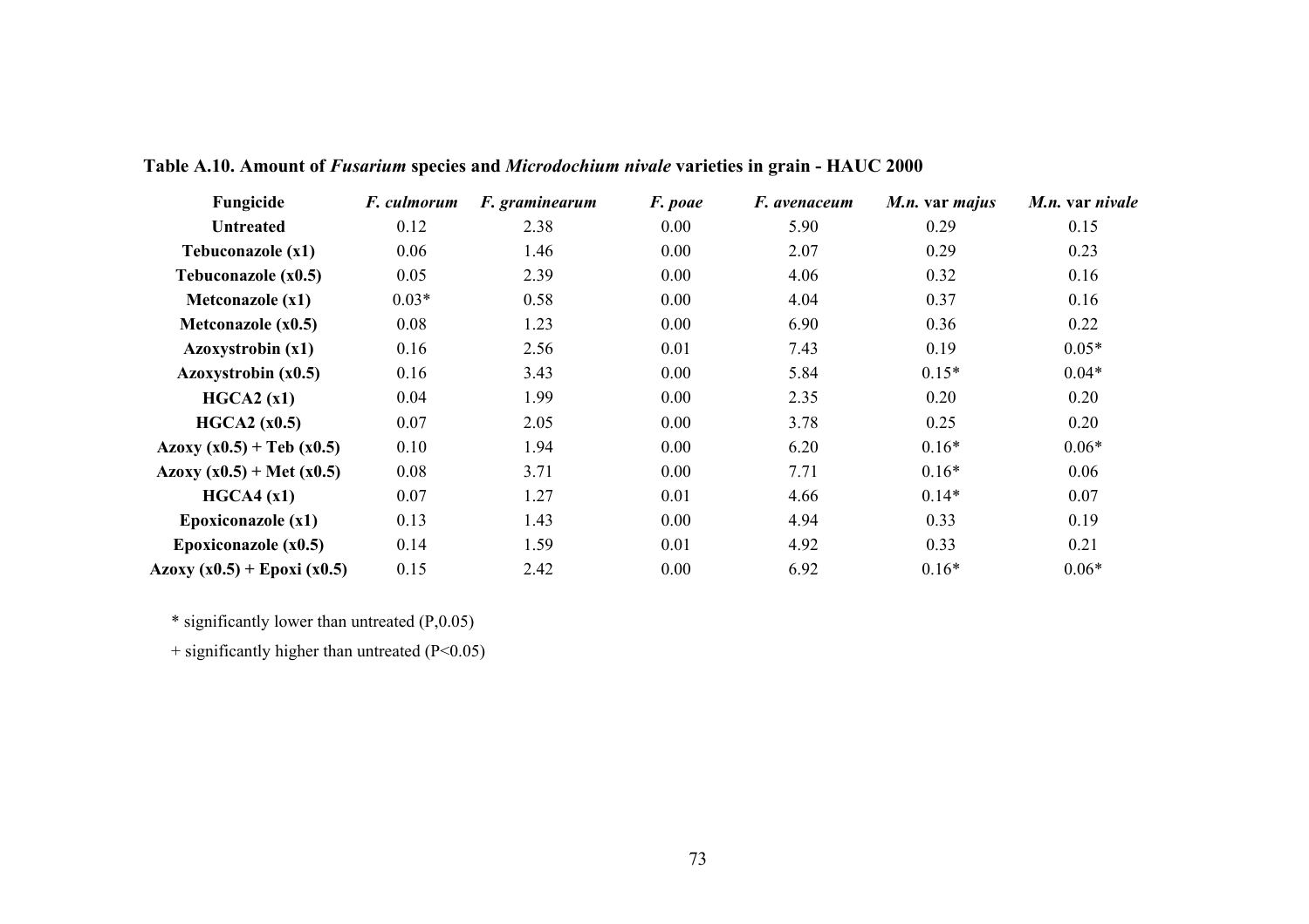**Table A.10. Amount of *Fusarium* species and *Microdochium nivale* varieties in grain - HAUC 2000**

| Fungicide | *F. culmorum* | *F. graminearum* | *F. poae* | *F. avenaceum* | *M.n.* var *majus* | *M.n.* var *nivale* |
|---|---|---|---|---|---|---|
| **Untreated** | 0.12 | 2.38 | 0.00 | 5.90 | 0.29 | 0.15 |
| **Tebuconazole (x1)** | 0.06 | 1.46 | 0.00 | 2.07 | 0.29 | 0.23 |
| **Tebuconazole (x0.5)** | 0.05 | 2.39 | 0.00 | 4.06 | 0.32 | 0.16 |
| **Metconazole (x1)** | 0.03* | 0.58 | 0.00 | 4.04 | 0.37 | 0.16 |
| **Metconazole (x0.5)** | 0.08 | 1.23 | 0.00 | 6.90 | 0.36 | 0.22 |
| **Azoxystrobin (x1)** | 0.16 | 2.56 | 0.01 | 7.43 | 0.19 | 0.05* |
| **Azoxystrobin (x0.5)** | 0.16 | 3.43 | 0.00 | 5.84 | 0.15* | 0.04* |
| **HGCA2 (x1)** | 0.04 | 1.99 | 0.00 | 2.35 | 0.20 | 0.20 |
| **HGCA2 (x0.5)** | 0.07 | 2.05 | 0.00 | 3.78 | 0.25 | 0.20 |
| **Azoxy (x0.5) + Teb (x0.5)** | 0.10 | 1.94 | 0.00 | 6.20 | 0.16* | 0.06* |
| **Azoxy (x0.5) + Met (x0.5)** | 0.08 | 3.71 | 0.00 | 7.71 | 0.16* | 0.06 |
| **HGCA4 (x1)** | 0.07 | 1.27 | 0.01 | 4.66 | 0.14* | 0.07 |
| **Epoxiconazole (x1)** | 0.13 | 1.43 | 0.00 | 4.94 | 0.33 | 0.19 |
| **Epoxiconazole (x0.5)** | 0.14 | 1.59 | 0.01 | 4.92 | 0.33 | 0.21 |
| **Azoxy (x0.5) + Epoxi (x0.5)** | 0.15 | 2.42 | 0.00 | 6.92 | 0.16* | 0.06* |

* significantly lower than untreated (P,0.05)

+ significantly higher than untreated ($P<0.05$)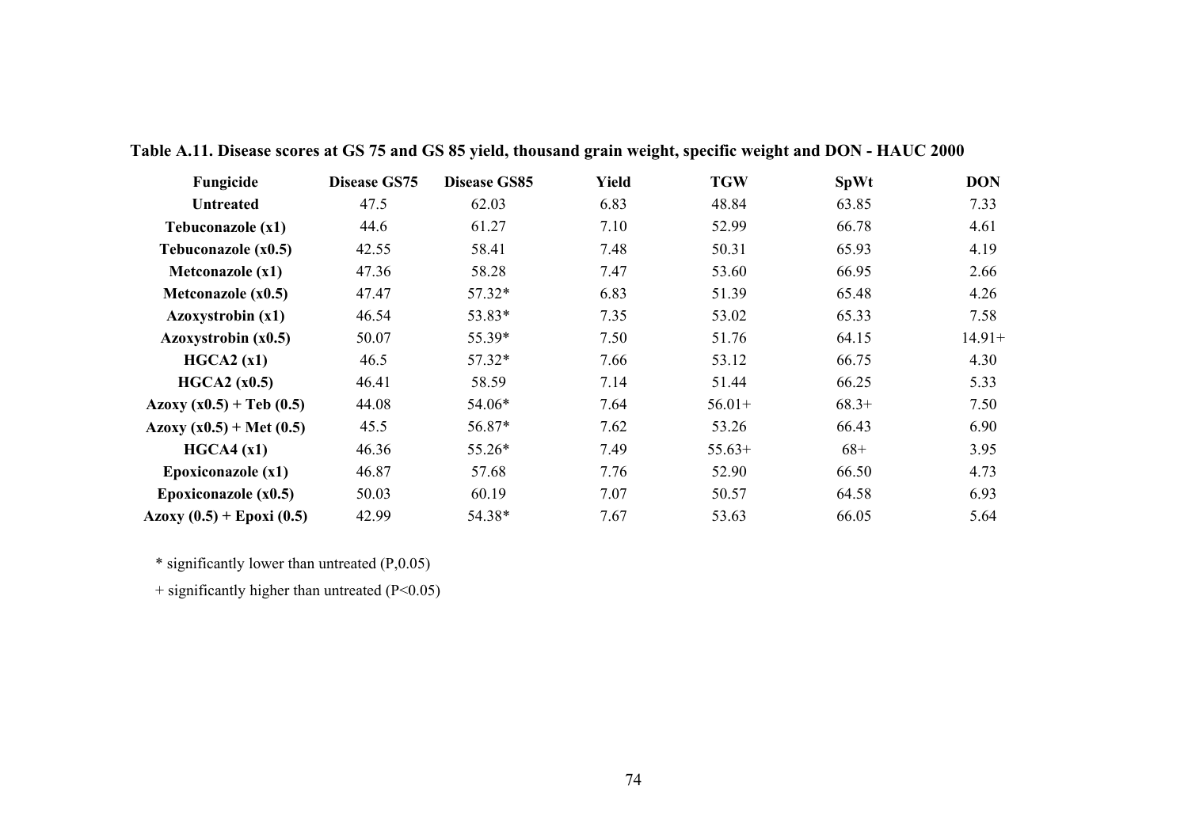**Table A.11. Disease scores at GS 75 and GS 85 yield, thousand grain weight, specific weight and DON - HAUC 2000**

| Fungicide | Disease GS75 | Disease GS85 | Yield | TGW | SpWt | DON |
|---|---|---|---|---|---|---|
| **Untreated** | 47.5 | 62.03 | 6.83 | 48.84 | 63.85 | 7.33 |
| **Tebuconazole (x1)** | 44.6 | 61.27 | 7.10 | 52.99 | 66.78 | 4.61 |
| **Tebuconazole (x0.5)** | 42.55 | 58.41 | 7.48 | 50.31 | 65.93 | 4.19 |
| **Metconazole (x1)** | 47.36 | 58.28 | 7.47 | 53.60 | 66.95 | 2.66 |
| **Metconazole (x0.5)** | 47.47 | 57.32* | 6.83 | 51.39 | 65.48 | 4.26 |
| **Azoxystrobin (x1)** | 46.54 | 53.83* | 7.35 | 53.02 | 65.33 | 7.58 |
| **Azoxystrobin (x0.5)** | 50.07 | 55.39* | 7.50 | 51.76 | 64.15 | 14.91+ |
| **HGCA2 (x1)** | 46.5 | 57.32* | 7.66 | 53.12 | 66.75 | 4.30 |
| **HGCA2 (x0.5)** | 46.41 | 58.59 | 7.14 | 51.44 | 66.25 | 5.33 |
| **Azoxy (x0.5) + Teb (0.5)** | 44.08 | 54.06* | 7.64 | 56.01+ | 68.3+ | 7.50 |
| **Azoxy (x0.5) + Met (0.5)** | 45.5 | 56.87* | 7.62 | 53.26 | 66.43 | 6.90 |
| **HGCA4 (x1)** | 46.36 | 55.26* | 7.49 | 55.63+ | 68+ | 3.95 |
| **Epoxiconazole (x1)** | 46.87 | 57.68 | 7.76 | 52.90 | 66.50 | 4.73 |
| **Epoxiconazole (x0.5)** | 50.03 | 60.19 | 7.07 | 50.57 | 64.58 | 6.93 |
| **Azoxy (0.5) + Epoxi (0.5)** | 42.99 | 54.38* | 7.67 | 53.63 | 66.05 | 5.64 |

* significantly lower than untreated (P,0.05)

+ significantly higher than untreated ($P<0.05$)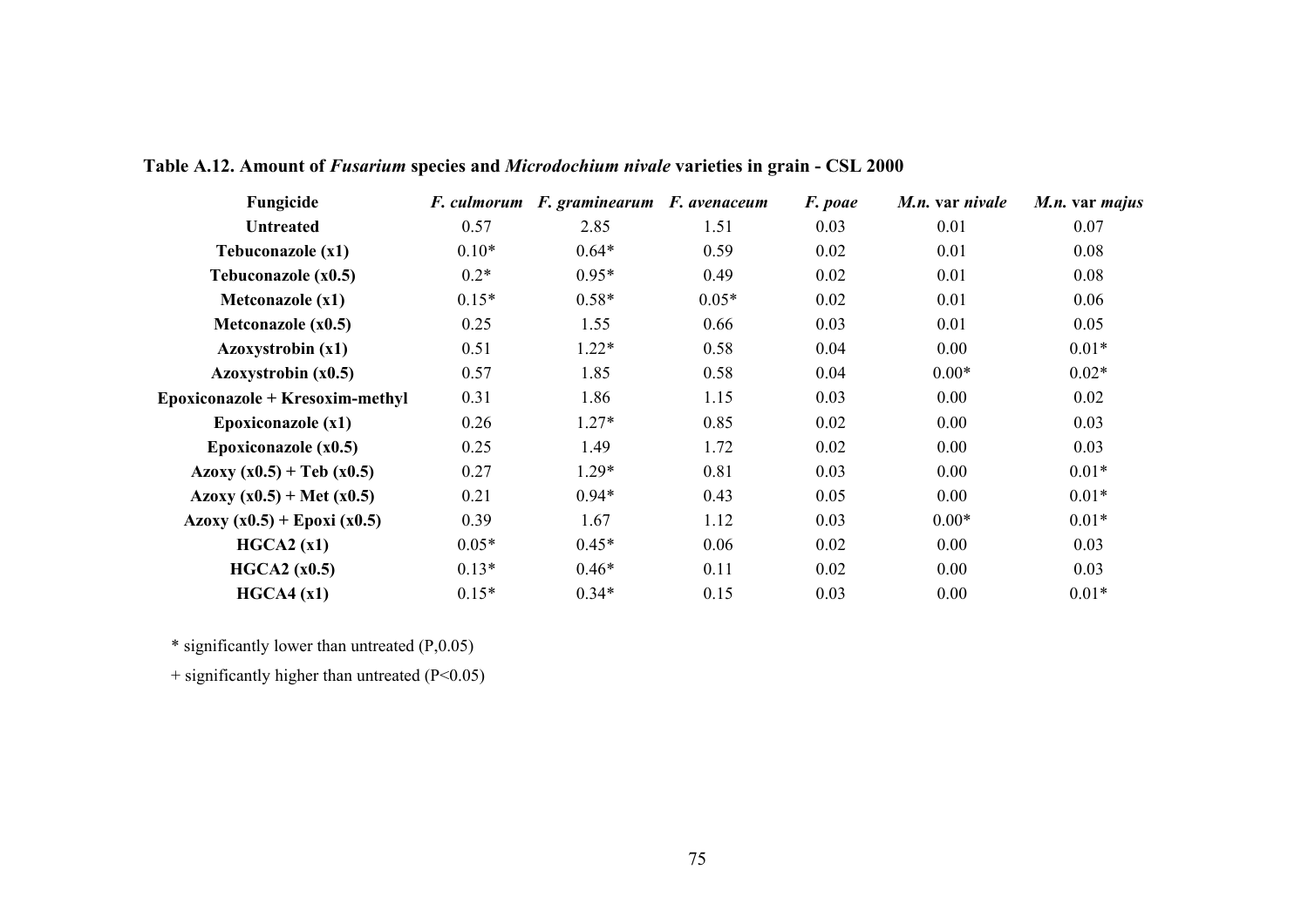**Table A.12. Amount of *Fusarium* species and *Microdochium nivale* varieties in grain - CSL 2000**

| Fungicide | *F. culmorum* | *F. graminearum* | *F. avenaceum* | *F. poae* | *M.n.* var *nivale* | *M.n.* var *majus* |
|---|---|---|---|---|---|---|
| Untreated | 0.57 | 2.85 | 1.51 | 0.03 | 0.01 | 0.07 |
| Tebuconazole (x1) | 0.10* | 0.64* | 0.59 | 0.02 | 0.01 | 0.08 |
| Tebuconazole (x0.5) | 0.2* | 0.95* | 0.49 | 0.02 | 0.01 | 0.08 |
| Metconazole (x1) | 0.15* | 0.58* | 0.05* | 0.02 | 0.01 | 0.06 |
| Metconazole (x0.5) | 0.25 | 1.55 | 0.66 | 0.03 | 0.01 | 0.05 |
| Azoxystrobin (x1) | 0.51 | 1.22* | 0.58 | 0.04 | 0.00 | 0.01* |
| Azoxystrobin (x0.5) | 0.57 | 1.85 | 0.58 | 0.04 | 0.00* | 0.02* |
| Epoxiconazole + Kresoxim-methyl | 0.31 | 1.86 | 1.15 | 0.03 | 0.00 | 0.02 |
| Epoxiconazole (x1) | 0.26 | 1.27* | 0.85 | 0.02 | 0.00 | 0.03 |
| Epoxiconazole (x0.5) | 0.25 | 1.49 | 1.72 | 0.02 | 0.00 | 0.03 |
| Azoxy (x0.5) + Teb (x0.5) | 0.27 | 1.29* | 0.81 | 0.03 | 0.00 | 0.01* |
| Azoxy (x0.5) + Met (x0.5) | 0.21 | 0.94* | 0.43 | 0.05 | 0.00 | 0.01* |
| Azoxy (x0.5) + Epoxi (x0.5) | 0.39 | 1.67 | 1.12 | 0.03 | 0.00* | 0.01* |
| HGCA2 (x1) | 0.05* | 0.45* | 0.06 | 0.02 | 0.00 | 0.03 |
| HGCA2 (x0.5) | 0.13* | 0.46* | 0.11 | 0.02 | 0.00 | 0.03 |
| HGCA4 (x1) | 0.15* | 0.34* | 0.15 | 0.03 | 0.00 | 0.01* |

* significantly lower than untreated (P,0.05)

+ significantly higher than untreated ($P<0.05$)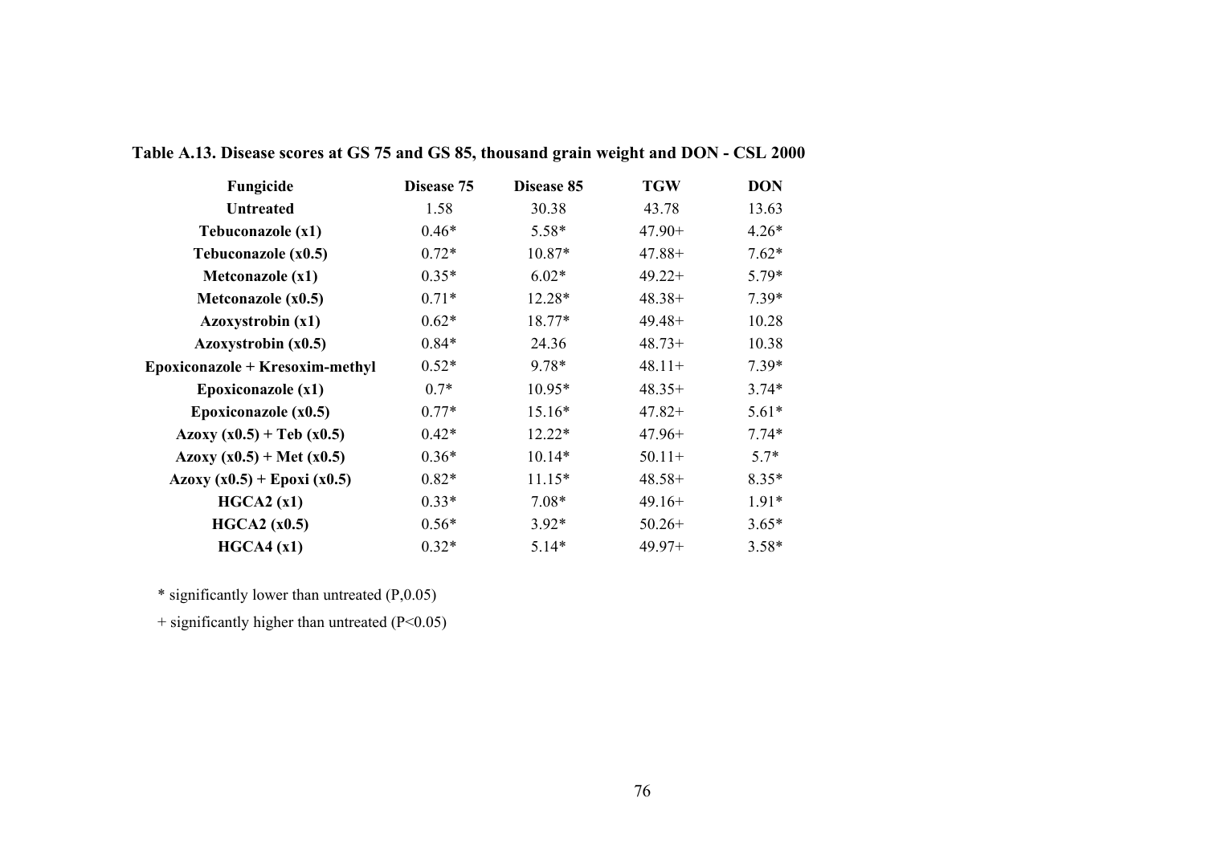**Table A.13. Disease scores at GS 75 and GS 85, thousand grain weight and DON - CSL 2000**

| Fungicide | Disease 75 | Disease 85 | TGW | DON |
|---|---|---|---|---|
| **Untreated** | 1.58 | 30.38 | 43.78 | 13.63 |
| **Tebuconazole (x1)** | 0.46* | 5.58* | 47.90+ | 4.26* |
| **Tebuconazole (x0.5)** | 0.72* | 10.87* | 47.88+ | 7.62* |
| **Metconazole (x1)** | 0.35* | 6.02* | 49.22+ | 5.79* |
| **Metconazole (x0.5)** | 0.71* | 12.28* | 48.38+ | 7.39* |
| **Azoxystrobin (x1)** | 0.62* | 18.77* | 49.48+ | 10.28 |
| **Azoxystrobin (x0.5)** | 0.84* | 24.36 | 48.73+ | 10.38 |
| **Epoxiconazole + Kresoxim-methyl** | 0.52* | 9.78* | 48.11+ | 7.39* |
| **Epoxiconazole (x1)** | 0.7* | 10.95* | 48.35+ | 3.74* |
| **Epoxiconazole (x0.5)** | 0.77* | 15.16* | 47.82+ | 5.61* |
| **Azoxy (x0.5) + Teb (x0.5)** | 0.42* | 12.22* | 47.96+ | 7.74* |
| **Azoxy (x0.5) + Met (x0.5)** | 0.36* | 10.14* | 50.11+ | 5.7* |
| **Azoxy (x0.5) + Epoxi (x0.5)** | 0.82* | 11.15* | 48.58+ | 8.35* |
| **HGCA2 (x1)** | 0.33* | 7.08* | 49.16+ | 1.91* |
| **HGCA2 (x0.5)** | 0.56* | 3.92* | 50.26+ | 3.65* |
| **HGCA4 (x1)** | 0.32* | 5.14* | 49.97+ | 3.58* |

* significantly lower than untreated (P,0.05)

+ significantly higher than untreated ($P<0.05$)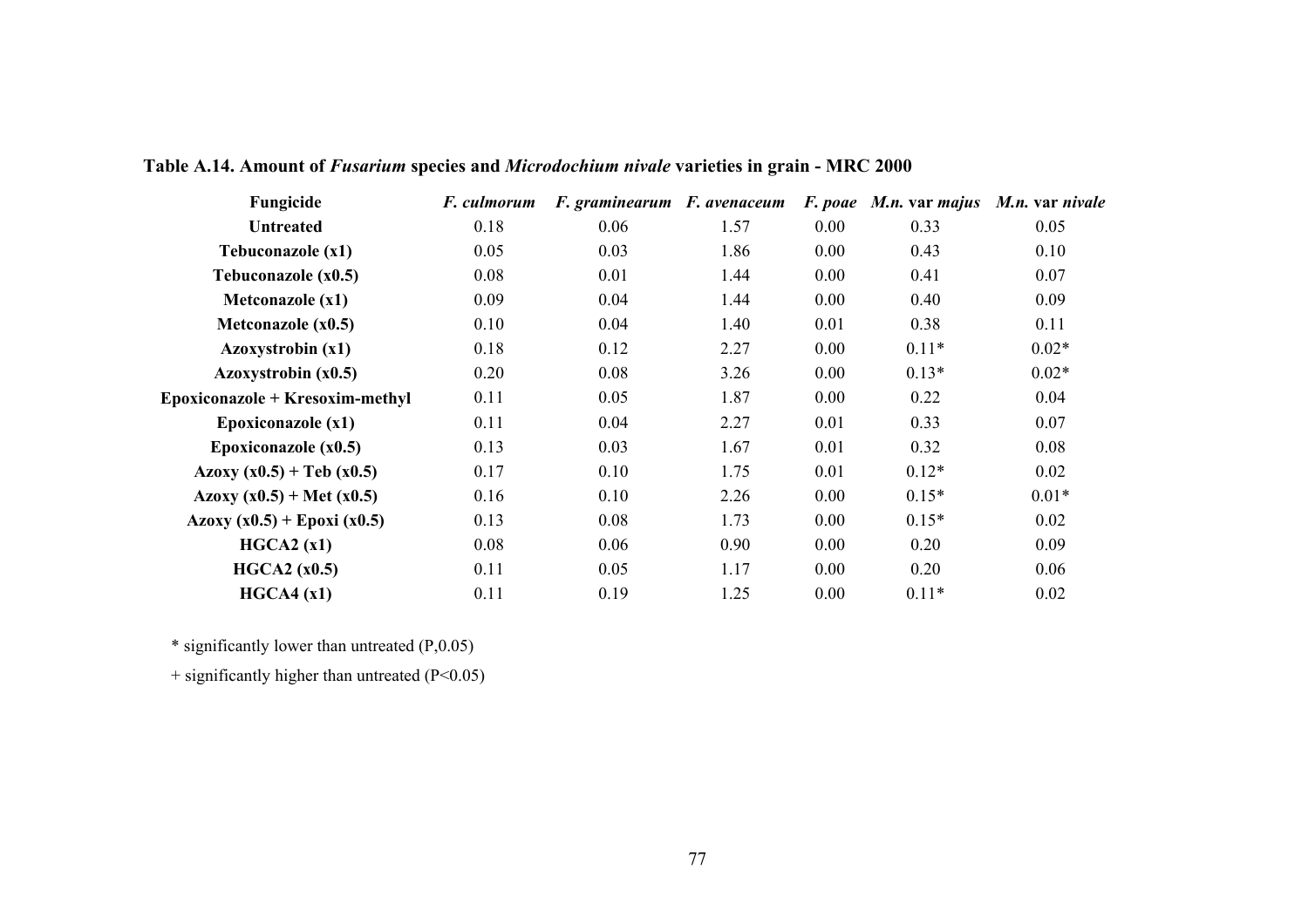**Table A.14. Amount of *Fusarium* species and *Microdochium nivale* varieties in grain - MRC 2000**

| Fungicide | *F. culmorum* | *F. graminearum* | *F. avenaceum* | *F. poae* | *M.n.* var *majus* | *M.n.* var *nivale* |
|---|---|---|---|---|---|---|
| **Untreated** | 0.18 | 0.06 | 1.57 | 0.00 | 0.33 | 0.05 |
| **Tebuconazole (x1)** | 0.05 | 0.03 | 1.86 | 0.00 | 0.43 | 0.10 |
| **Tebuconazole (x0.5)** | 0.08 | 0.01 | 1.44 | 0.00 | 0.41 | 0.07 |
| **Metconazole (x1)** | 0.09 | 0.04 | 1.44 | 0.00 | 0.40 | 0.09 |
| **Metconazole (x0.5)** | 0.10 | 0.04 | 1.40 | 0.01 | 0.38 | 0.11 |
| **Azoxystrobin (x1)** | 0.18 | 0.12 | 2.27 | 0.00 | 0.11* | 0.02* |
| **Azoxystrobin (x0.5)** | 0.20 | 0.08 | 3.26 | 0.00 | 0.13* | 0.02* |
| **Epoxiconazole + Kresoxim-methyl** | 0.11 | 0.05 | 1.87 | 0.00 | 0.22 | 0.04 |
| **Epoxiconazole (x1)** | 0.11 | 0.04 | 2.27 | 0.01 | 0.33 | 0.07 |
| **Epoxiconazole (x0.5)** | 0.13 | 0.03 | 1.67 | 0.01 | 0.32 | 0.08 |
| **Azoxy (x0.5) + Teb (x0.5)** | 0.17 | 0.10 | 1.75 | 0.01 | 0.12* | 0.02 |
| **Azoxy (x0.5) + Met (x0.5)** | 0.16 | 0.10 | 2.26 | 0.00 | 0.15* | 0.01* |
| **Azoxy (x0.5) + Epoxi (x0.5)** | 0.13 | 0.08 | 1.73 | 0.00 | 0.15* | 0.02 |
| **HGCA2 (x1)** | 0.08 | 0.06 | 0.90 | 0.00 | 0.20 | 0.09 |
| **HGCA2 (x0.5)** | 0.11 | 0.05 | 1.17 | 0.00 | 0.20 | 0.06 |
| **HGCA4 (x1)** | 0.11 | 0.19 | 1.25 | 0.00 | 0.11* | 0.02 |

\* significantly lower than untreated (P,0.05)

+ significantly higher than untreated ($P<0.05$)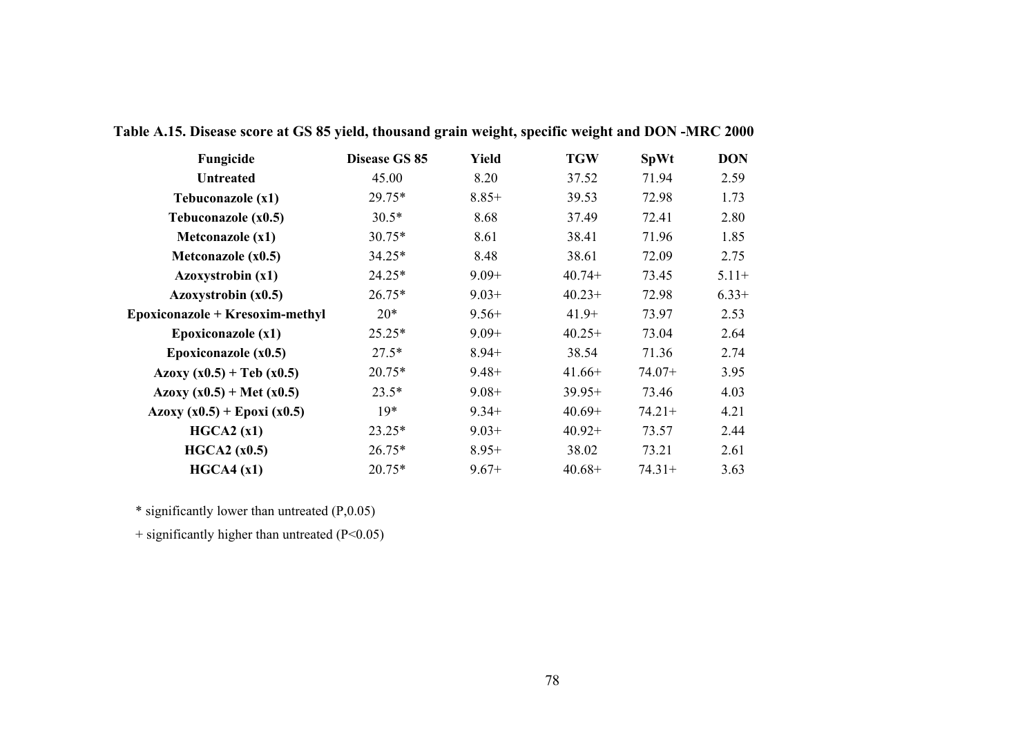**Table A.15. Disease score at GS 85 yield, thousand grain weight, specific weight and DON -MRC 2000**

| Fungicide | Disease GS 85 | Yield | TGW | SpWt | DON |
|---|---|---|---|---|---|
| **Untreated** | 45.00 | 8.20 | 37.52 | 71.94 | 2.59 |
| **Tebuconazole (x1)** | 29.75* | 8.85+ | 39.53 | 72.98 | 1.73 |
| **Tebuconazole (x0.5)** | 30.5* | 8.68 | 37.49 | 72.41 | 2.80 |
| **Metconazole (x1)** | 30.75* | 8.61 | 38.41 | 71.96 | 1.85 |
| **Metconazole (x0.5)** | 34.25* | 8.48 | 38.61 | 72.09 | 2.75 |
| **Azoxystrobin (x1)** | 24.25* | 9.09+ | 40.74+ | 73.45 | 5.11+ |
| **Azoxystrobin (x0.5)** | 26.75* | 9.03+ | 40.23+ | 72.98 | 6.33+ |
| **Epoxiconazole + Kresoxim-methyl** | 20* | 9.56+ | 41.9+ | 73.97 | 2.53 |
| **Epoxiconazole (x1)** | 25.25* | 9.09+ | 40.25+ | 73.04 | 2.64 |
| **Epoxiconazole (x0.5)** | 27.5* | 8.94+ | 38.54 | 71.36 | 2.74 |
| **Azoxy (x0.5) + Teb (x0.5)** | 20.75* | 9.48+ | 41.66+ | 74.07+ | 3.95 |
| **Azoxy (x0.5) + Met (x0.5)** | 23.5* | 9.08+ | 39.95+ | 73.46 | 4.03 |
| **Azoxy (x0.5) + Epoxi (x0.5)** | 19* | 9.34+ | 40.69+ | 74.21+ | 4.21 |
| **HGCA2 (x1)** | 23.25* | 9.03+ | 40.92+ | 73.57 | 2.44 |
| **HGCA2 (x0.5)** | 26.75* | 8.95+ | 38.02 | 73.21 | 2.61 |
| **HGCA4 (x1)** | 20.75* | 9.67+ | 40.68+ | 74.31+ | 3.63 |

* significantly lower than untreated (P,0.05)

+ significantly higher than untreated ($P<0.05$)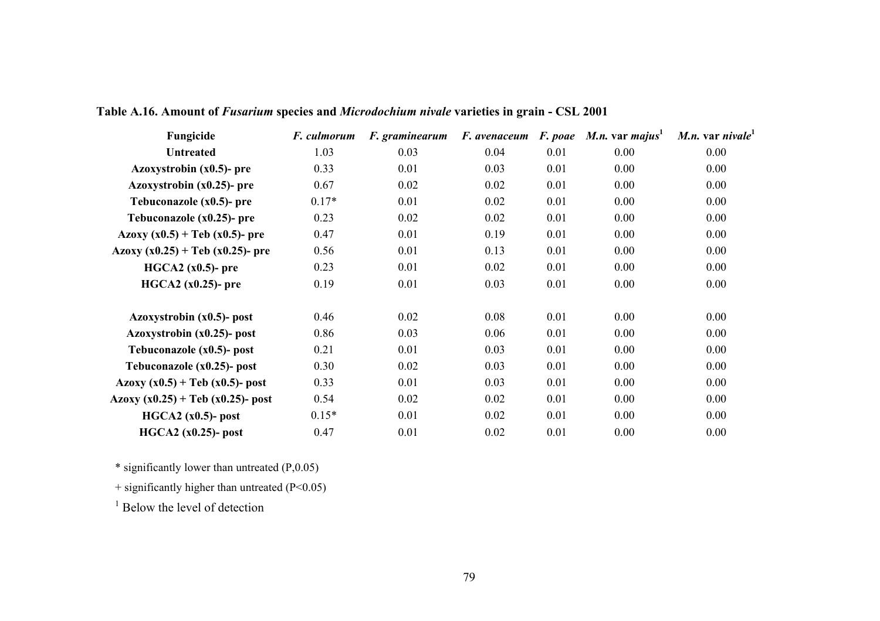**Table A.16. Amount of *Fusarium* species and *Microdochium nivale* varieties in grain - CSL 2001**

| Fungicide | *F. culmorum* | *F. graminearum* | *F. avenaceum* | *F. poae* | *M.n.* var *majus*[1] | *M.n.* var *nivale*[1] |
|---|---|---|---|---|---|---|
| **Untreated** | 1.03 | 0.03 | 0.04 | 0.01 | 0.00 | 0.00 |
| **Azoxystrobin (x0.5)- pre** | 0.33 | 0.01 | 0.03 | 0.01 | 0.00 | 0.00 |
| **Azoxystrobin (x0.25)- pre** | 0.67 | 0.02 | 0.02 | 0.01 | 0.00 | 0.00 |
| **Tebuconazole (x0.5)- pre** | 0.17* | 0.01 | 0.02 | 0.01 | 0.00 | 0.00 |
| **Tebuconazole (x0.25)- pre** | 0.23 | 0.02 | 0.02 | 0.01 | 0.00 | 0.00 |
| **Azoxy (x0.5) + Teb (x0.5)- pre** | 0.47 | 0.01 | 0.19 | 0.01 | 0.00 | 0.00 |
| **Azoxy (x0.25) + Teb (x0.25)- pre** | 0.56 | 0.01 | 0.13 | 0.01 | 0.00 | 0.00 |
| **HGCA2 (x0.5)- pre** | 0.23 | 0.01 | 0.02 | 0.01 | 0.00 | 0.00 |
| **HGCA2 (x0.25)- pre** | 0.19 | 0.01 | 0.03 | 0.01 | 0.00 | 0.00 |
| | | | | | | |
| **Azoxystrobin (x0.5)- post** | 0.46 | 0.02 | 0.08 | 0.01 | 0.00 | 0.00 |
| **Azoxystrobin (x0.25)- post** | 0.86 | 0.03 | 0.06 | 0.01 | 0.00 | 0.00 |
| **Tebuconazole (x0.5)- post** | 0.21 | 0.01 | 0.03 | 0.01 | 0.00 | 0.00 |
| **Tebuconazole (x0.25)- post** | 0.30 | 0.02 | 0.03 | 0.01 | 0.00 | 0.00 |
| **Azoxy (x0.5) + Teb (x0.5)- post** | 0.33 | 0.01 | 0.03 | 0.01 | 0.00 | 0.00 |
| **Azoxy (x0.25) + Teb (x0.25)- post** | 0.54 | 0.02 | 0.02 | 0.01 | 0.00 | 0.00 |
| **HGCA2 (x0.5)- post** | 0.15* | 0.01 | 0.02 | 0.01 | 0.00 | 0.00 |
| **HGCA2 (x0.25)- post** | 0.47 | 0.01 | 0.02 | 0.01 | 0.00 | 0.00 |

\* significantly lower than untreated (P,0.05)

\+ significantly higher than untreated ($P<0.05$)

[1] Below the level of detection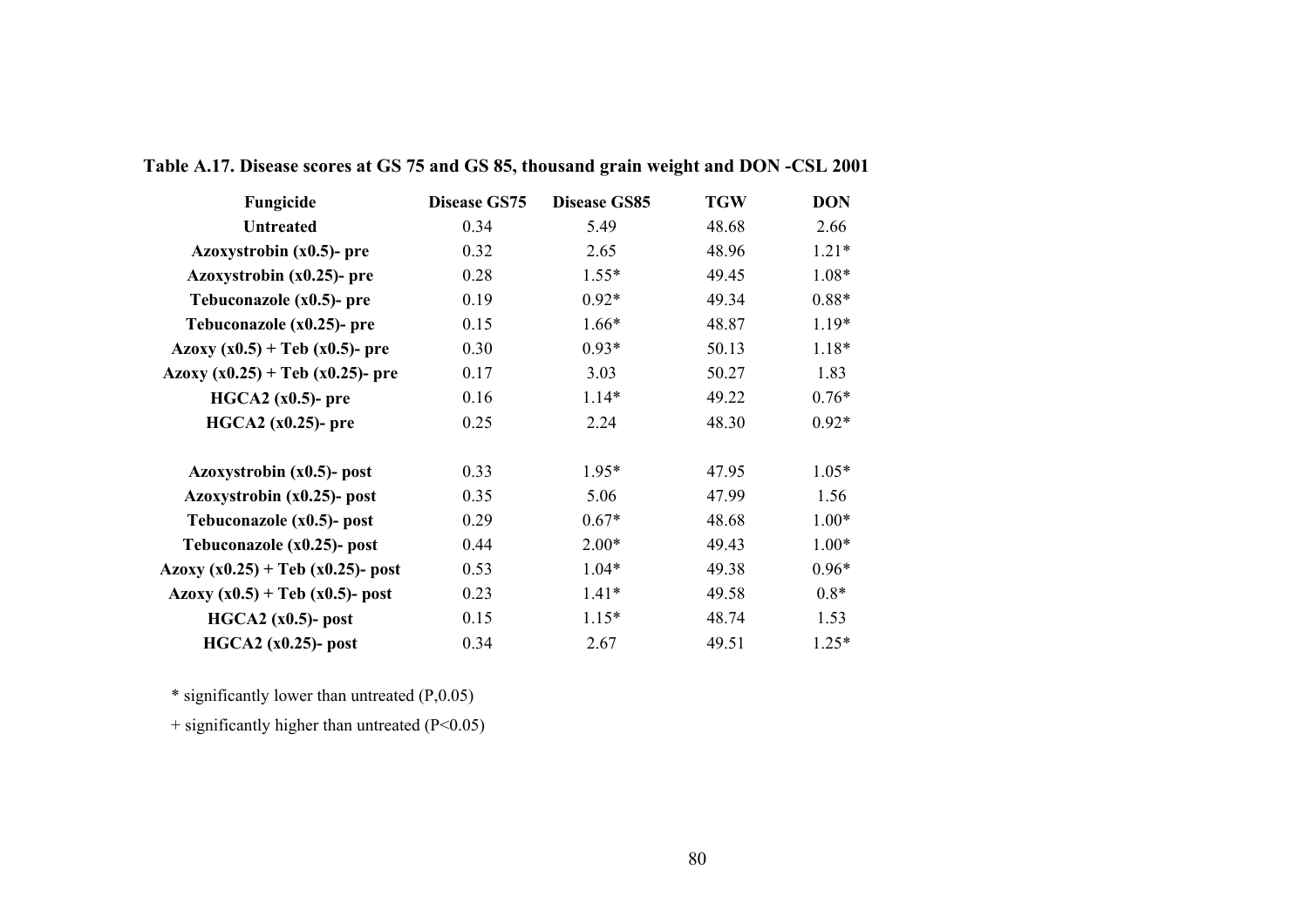**Table A.17. Disease scores at GS 75 and GS 85, thousand grain weight and DON -CSL 2001**

| Fungicide | Disease GS75 | Disease GS85 | TGW | DON |
|---|---|---|---|---|
| **Untreated** | 0.34 | 5.49 | 48.68 | 2.66 |
| **Azoxystrobin (x0.5)- pre** | 0.32 | 2.65 | 48.96 | 1.21* |
| **Azoxystrobin (x0.25)- pre** | 0.28 | 1.55* | 49.45 | 1.08* |
| **Tebuconazole (x0.5)- pre** | 0.19 | 0.92* | 49.34 | 0.88* |
| **Tebuconazole (x0.25)- pre** | 0.15 | 1.66* | 48.87 | 1.19* |
| **Azoxy (x0.5) + Teb (x0.5)- pre** | 0.30 | 0.93* | 50.13 | 1.18* |
| **Azoxy (x0.25) + Teb (x0.25)- pre** | 0.17 | 3.03 | 50.27 | 1.83 |
| **HGCA2 (x0.5)- pre** | 0.16 | 1.14* | 49.22 | 0.76* |
| **HGCA2 (x0.25)- pre** | 0.25 | 2.24 | 48.30 | 0.92* |
| | | | | |
| **Azoxystrobin (x0.5)- post** | 0.33 | 1.95* | 47.95 | 1.05* |
| **Azoxystrobin (x0.25)- post** | 0.35 | 5.06 | 47.99 | 1.56 |
| **Tebuconazole (x0.5)- post** | 0.29 | 0.67* | 48.68 | 1.00* |
| **Tebuconazole (x0.25)- post** | 0.44 | 2.00* | 49.43 | 1.00* |
| **Azoxy (x0.25) + Teb (x0.25)- post** | 0.53 | 1.04* | 49.38 | 0.96* |
| **Azoxy (x0.5) + Teb (x0.5)- post** | 0.23 | 1.41* | 49.58 | 0.8* |
| **HGCA2 (x0.5)- post** | 0.15 | 1.15* | 48.74 | 1.53 |
| **HGCA2 (x0.25)- post** | 0.34 | 2.67 | 49.51 | 1.25* |

* significantly lower than untreated (P,0.05)

+ significantly higher than untreated ($P<0.05$)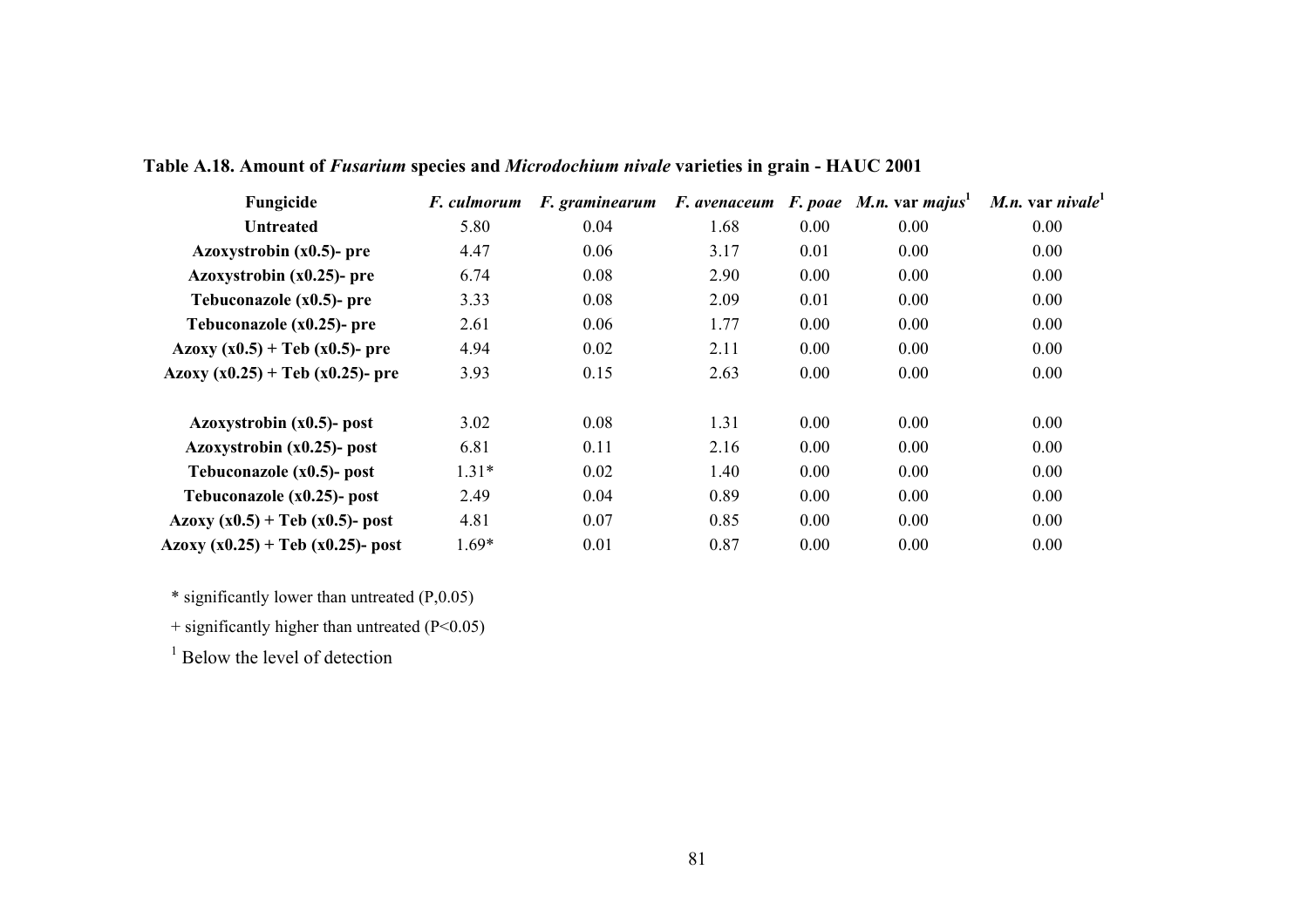**Table A.18. Amount of *Fusarium* species and *Microdochium nivale* varieties in grain - HAUC 2001**

| Fungicide | *F. culmorum* | *F. graminearum* | *F. avenaceum* | *F. poae* | *M.n.* var *majus*[1] | *M.n.* var *nivale*[1] |
|---|---|---|---|---|---|---|
| **Untreated** | 5.80 | 0.04 | 1.68 | 0.00 | 0.00 | 0.00 |
| **Azoxystrobin (x0.5)- pre** | 4.47 | 0.06 | 3.17 | 0.01 | 0.00 | 0.00 |
| **Azoxystrobin (x0.25)- pre** | 6.74 | 0.08 | 2.90 | 0.00 | 0.00 | 0.00 |
| **Tebuconazole (x0.5)- pre** | 3.33 | 0.08 | 2.09 | 0.01 | 0.00 | 0.00 |
| **Tebuconazole (x0.25)- pre** | 2.61 | 0.06 | 1.77 | 0.00 | 0.00 | 0.00 |
| **Azoxy (x0.5) + Teb (x0.5)- pre** | 4.94 | 0.02 | 2.11 | 0.00 | 0.00 | 0.00 |
| **Azoxy (x0.25) + Teb (x0.25)- pre** | 3.93 | 0.15 | 2.63 | 0.00 | 0.00 | 0.00 |
| | | | | | | |
| **Azoxystrobin (x0.5)- post** | 3.02 | 0.08 | 1.31 | 0.00 | 0.00 | 0.00 |
| **Azoxystrobin (x0.25)- post** | 6.81 | 0.11 | 2.16 | 0.00 | 0.00 | 0.00 |
| **Tebuconazole (x0.5)- post** | 1.31* | 0.02 | 1.40 | 0.00 | 0.00 | 0.00 |
| **Tebuconazole (x0.25)- post** | 2.49 | 0.04 | 0.89 | 0.00 | 0.00 | 0.00 |
| **Azoxy (x0.5) + Teb (x0.5)- post** | 4.81 | 0.07 | 0.85 | 0.00 | 0.00 | 0.00 |
| **Azoxy (x0.25) + Teb (x0.25)- post** | 1.69* | 0.01 | 0.87 | 0.00 | 0.00 | 0.00 |

\* significantly lower than untreated (P,0.05)

\+ significantly higher than untreated ($P<0.05$)

[1] Below the level of detection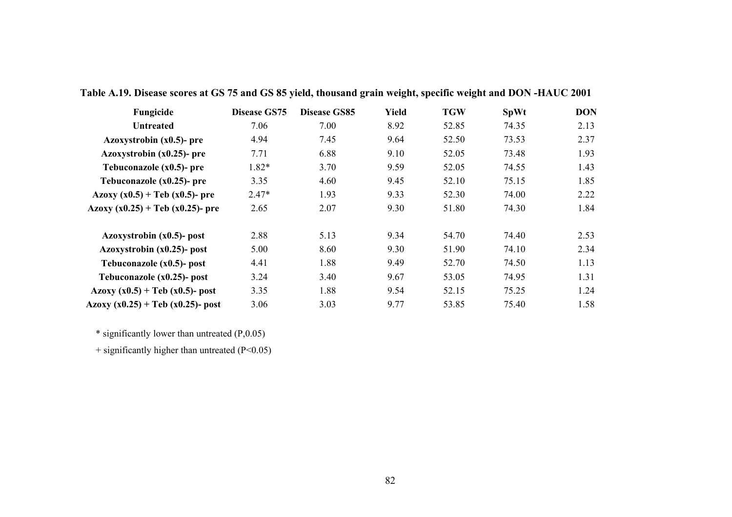**Table A.19. Disease scores at GS 75 and GS 85 yield, thousand grain weight, specific weight and DON -HAUC 2001**

| Fungicide | Disease GS75 | Disease GS85 | Yield | TGW | SpWt | DON |
|---|---|---|---|---|---|---|
| **Untreated** | 7.06 | 7.00 | 8.92 | 52.85 | 74.35 | 2.13 |
| **Azoxystrobin (x0.5)- pre** | 4.94 | 7.45 | 9.64 | 52.50 | 73.53 | 2.37 |
| **Azoxystrobin (x0.25)- pre** | 7.71 | 6.88 | 9.10 | 52.05 | 73.48 | 1.93 |
| **Tebuconazole (x0.5)- pre** | 1.82* | 3.70 | 9.59 | 52.05 | 74.55 | 1.43 |
| **Tebuconazole (x0.25)- pre** | 3.35 | 4.60 | 9.45 | 52.10 | 75.15 | 1.85 |
| **Azoxy (x0.5) + Teb (x0.5)- pre** | 2.47* | 1.93 | 9.33 | 52.30 | 74.00 | 2.22 |
| **Azoxy (x0.25) + Teb (x0.25)- pre** | 2.65 | 2.07 | 9.30 | 51.80 | 74.30 | 1.84 |
| | | | | | | |
| **Azoxystrobin (x0.5)- post** | 2.88 | 5.13 | 9.34 | 54.70 | 74.40 | 2.53 |
| **Azoxystrobin (x0.25)- post** | 5.00 | 8.60 | 9.30 | 51.90 | 74.10 | 2.34 |
| **Tebuconazole (x0.5)- post** | 4.41 | 1.88 | 9.49 | 52.70 | 74.50 | 1.13 |
| **Tebuconazole (x0.25)- post** | 3.24 | 3.40 | 9.67 | 53.05 | 74.95 | 1.31 |
| **Azoxy (x0.5) + Teb (x0.5)- post** | 3.35 | 1.88 | 9.54 | 52.15 | 75.25 | 1.24 |
| **Azoxy (x0.25) + Teb (x0.25)- post** | 3.06 | 3.03 | 9.77 | 53.85 | 75.40 | 1.58 |

\* significantly lower than untreated (P,0.05)

\+ significantly higher than untreated ($P<0.05$)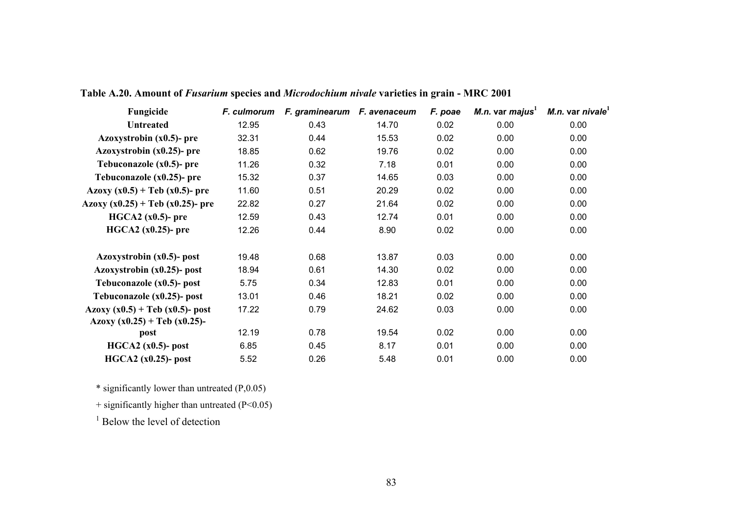**Table A.20. Amount of *Fusarium* species and *Microdochium nivale* varieties in grain - MRC 2001**

| Fungicide | *F. culmorum* | *F. graminearum* | *F. avenaceum* | *F. poae* | *M.n.* var *majus*[1] | *M.n.* var *nivale*[1] |
|---|---|---|---|---|---|---|
| **Untreated** | 12.95 | 0.43 | 14.70 | 0.02 | 0.00 | 0.00 |
| **Azoxystrobin (x0.5)- pre** | 32.31 | 0.44 | 15.53 | 0.02 | 0.00 | 0.00 |
| **Azoxystrobin (x0.25)- pre** | 18.85 | 0.62 | 19.76 | 0.02 | 0.00 | 0.00 |
| **Tebuconazole (x0.5)- pre** | 11.26 | 0.32 | 7.18 | 0.01 | 0.00 | 0.00 |
| **Tebuconazole (x0.25)- pre** | 15.32 | 0.37 | 14.65 | 0.03 | 0.00 | 0.00 |
| **Azoxy (x0.5) + Teb (x0.5)- pre** | 11.60 | 0.51 | 20.29 | 0.02 | 0.00 | 0.00 |
| **Azoxy (x0.25) + Teb (x0.25)- pre** | 22.82 | 0.27 | 21.64 | 0.02 | 0.00 | 0.00 |
| **HGCA2 (x0.5)- pre** | 12.59 | 0.43 | 12.74 | 0.01 | 0.00 | 0.00 |
| **HGCA2 (x0.25)- pre** | 12.26 | 0.44 | 8.90 | 0.02 | 0.00 | 0.00 |
| | | | | | | |
| **Azoxystrobin (x0.5)- post** | 19.48 | 0.68 | 13.87 | 0.03 | 0.00 | 0.00 |
| **Azoxystrobin (x0.25)- post** | 18.94 | 0.61 | 14.30 | 0.02 | 0.00 | 0.00 |
| **Tebuconazole (x0.5)- post** | 5.75 | 0.34 | 12.83 | 0.01 | 0.00 | 0.00 |
| **Tebuconazole (x0.25)- post** | 13.01 | 0.46 | 18.21 | 0.02 | 0.00 | 0.00 |
| **Azoxy (x0.5) + Teb (x0.5)- post** | 17.22 | 0.79 | 24.62 | 0.03 | 0.00 | 0.00 |
| **Azoxy (x0.25) + Teb (x0.25)- post** | 12.19 | 0.78 | 19.54 | 0.02 | 0.00 | 0.00 |
| **HGCA2 (x0.5)- post** | 6.85 | 0.45 | 8.17 | 0.01 | 0.00 | 0.00 |
| **HGCA2 (x0.25)- post** | 5.52 | 0.26 | 5.48 | 0.01 | 0.00 | 0.00 |

* significantly lower than untreated (P,0.05)

+ significantly higher than untreated (P<0.05)

[1] Below the level of detection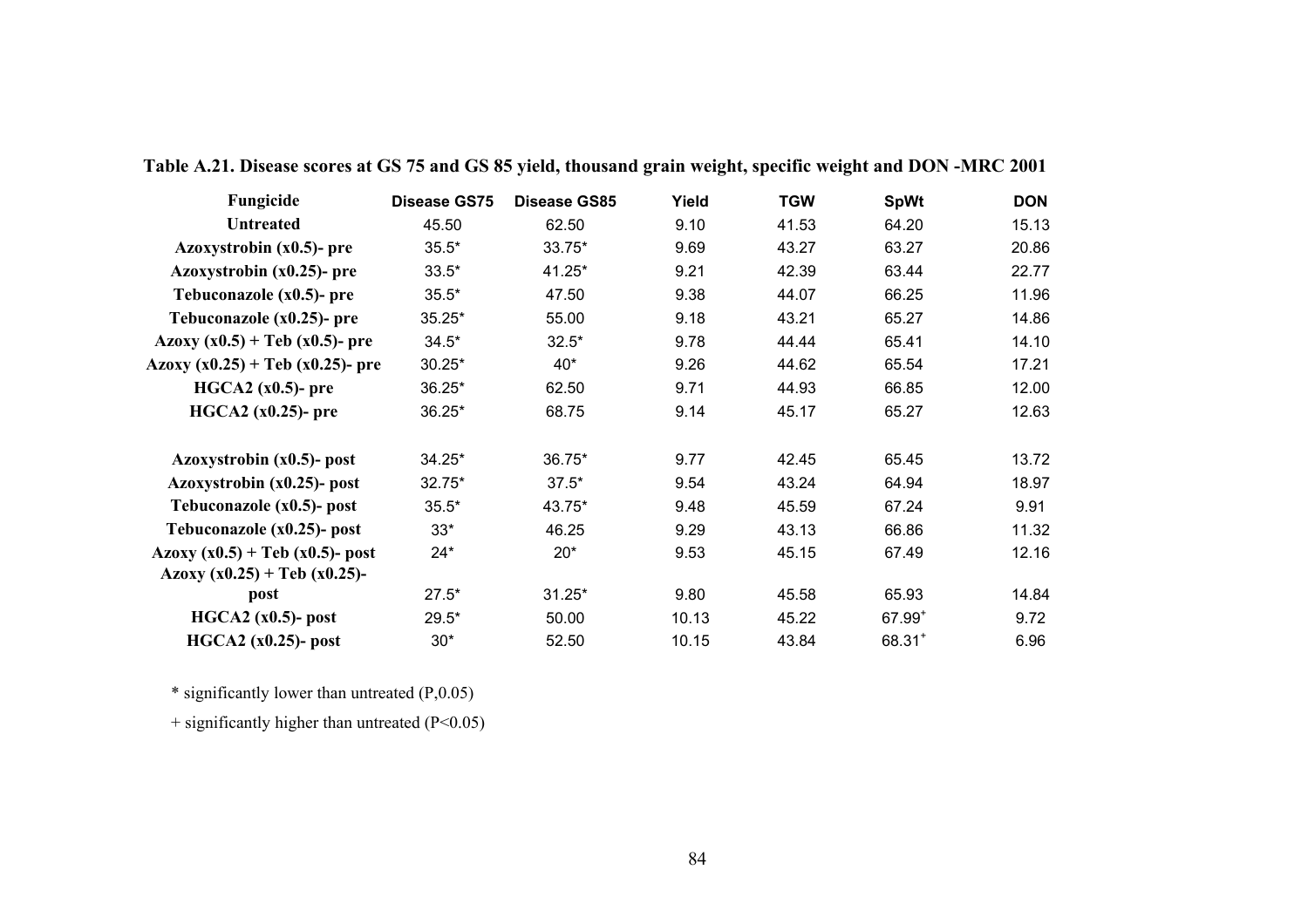**Table A.21. Disease scores at GS 75 and GS 85 yield, thousand grain weight, specific weight and DON -MRC 2001**

| Fungicide | Disease GS75 | Disease GS85 | Yield | TGW | SpWt | DON |
|---|---|---|---|---|---|---|
| Untreated | 45.50 | 62.50 | 9.10 | 41.53 | 64.20 | 15.13 |
| Azoxystrobin (x0.5)- pre | 35.5* | 33.75* | 9.69 | 43.27 | 63.27 | 20.86 |
| Azoxystrobin (x0.25)- pre | 33.5* | 41.25* | 9.21 | 42.39 | 63.44 | 22.77 |
| Tebuconazole (x0.5)- pre | 35.5* | 47.50 | 9.38 | 44.07 | 66.25 | 11.96 |
| Tebuconazole (x0.25)- pre | 35.25* | 55.00 | 9.18 | 43.21 | 65.27 | 14.86 |
| Azoxy (x0.5) + Teb (x0.5)- pre | 34.5* | 32.5* | 9.78 | 44.44 | 65.41 | 14.10 |
| Azoxy (x0.25) + Teb (x0.25)- pre | 30.25* | 40* | 9.26 | 44.62 | 65.54 | 17.21 |
| HGCA2 (x0.5)- pre | 36.25* | 62.50 | 9.71 | 44.93 | 66.85 | 12.00 |
| HGCA2 (x0.25)- pre | 36.25* | 68.75 | 9.14 | 45.17 | 65.27 | 12.63 |
| | | | | | | |
| Azoxystrobin (x0.5)- post | 34.25* | 36.75* | 9.77 | 42.45 | 65.45 | 13.72 |
| Azoxystrobin (x0.25)- post | 32.75* | 37.5* | 9.54 | 43.24 | 64.94 | 18.97 |
| Tebuconazole (x0.5)- post | 35.5* | 43.75* | 9.48 | 45.59 | 67.24 | 9.91 |
| Tebuconazole (x0.25)- post | 33* | 46.25 | 9.29 | 43.13 | 66.86 | 11.32 |
| Azoxy (x0.5) + Teb (x0.5)- post | 24* | 20* | 9.53 | 45.15 | 67.49 | 12.16 |
| Azoxy (x0.25) + Teb (x0.25)- post | 27.5* | 31.25* | 9.80 | 45.58 | 65.93 | 14.84 |
| HGCA2 (x0.5)- post | 29.5* | 50.00 | 10.13 | 45.22 | 67.99+ | 9.72 |
| HGCA2 (x0.25)- post | 30* | 52.50 | 10.15 | 43.84 | 68.31+ | 6.96 |

* significantly lower than untreated (P,0.05)

+ significantly higher than untreated (P<0.05)